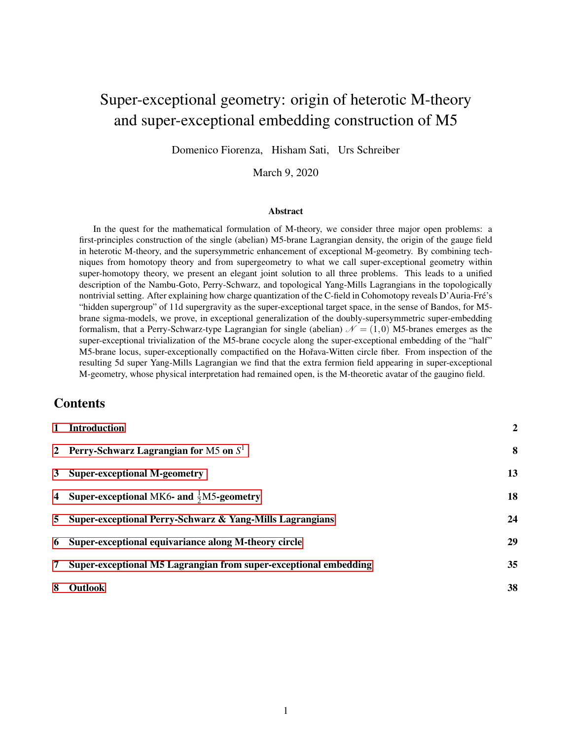# Super-exceptional geometry: origin of heterotic M-theory and super-exceptional embedding construction of M5

Domenico Fiorenza, Hisham Sati, Urs Schreiber

March 9, 2020

## Abstract

In the quest for the mathematical formulation of M-theory, we consider three major open problems: a first-principles construction of the single (abelian) M5-brane Lagrangian density, the origin of the gauge field in heterotic M-theory, and the supersymmetric enhancement of exceptional M-geometry. By combining techniques from homotopy theory and from supergeometry to what we call super-exceptional geometry within super-homotopy theory, we present an elegant joint solution to all three problems. This leads to a unified description of the Nambu-Goto, Perry-Schwarz, and topological Yang-Mills Lagrangians in the topologically nontrivial setting. After explaining how charge quantization of the C-field in Cohomotopy reveals D'Auria-Fré's "hidden supergroup" of 11d supergravity as the super-exceptional target space, in the sense of Bandos, for M5-brane sigma-models, we prove, in exceptional generalization of the doubly-supersymmetric super-embedding formalism, that a Perry-Schwarz-type Lagrangian for single (abelian) $\mathcal{N} = (1,0)$ M5-branes emerges as the super-exceptional trivialization of the M5-brane cocycle along the super-exceptional embedding of the "half" M5-brane locus, super-exceptionally compactified on the Hořava-Witten circle fiber. From inspection of the resulting 5d super Yang-Mills Lagrangian we find that the extra fermion field appearing in super-exceptional M-geometry, whose physical interpretation had remained open, is the M-theoretic avatar of the gaugino field.

## Contents

1 Introduction — 2

2 Perry-Schwarz Lagrangian for M5 on $S^1$ — 8

3 Super-exceptional M-geometry — 13

4 Super-exceptional MK6- and $\frac{1}{2}$M5-geometry — 18

5 Super-exceptional Perry-Schwarz & Yang-Mills Lagrangians — 24

6 Super-exceptional equivariance along M-theory circle — 29

7 Super-exceptional M5 Lagrangian from super-exceptional embedding — 35

8 Outlook — 38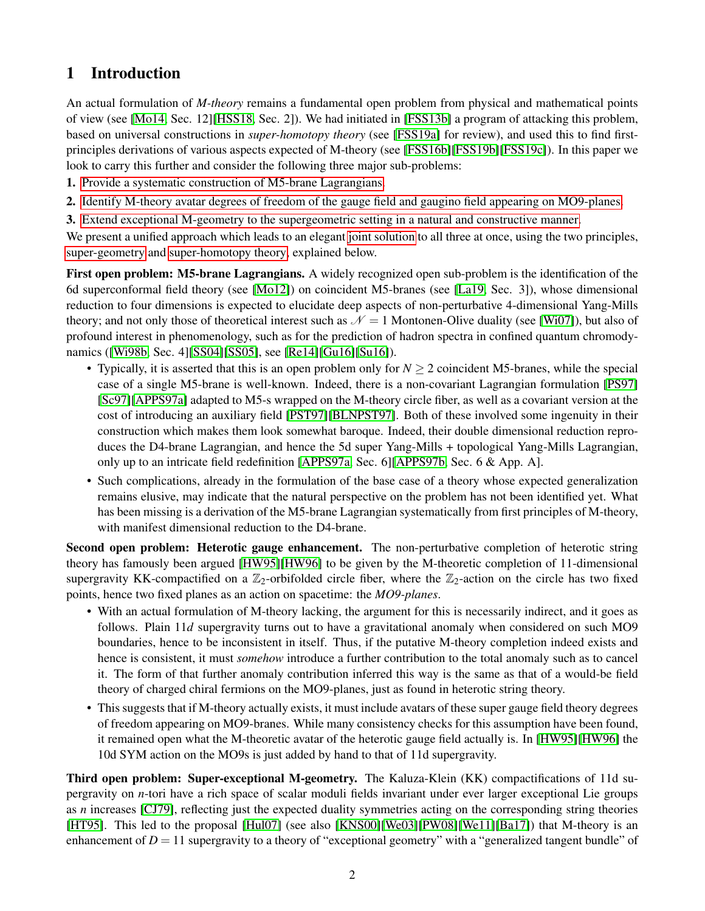# 1 Introduction

An actual formulation of *M-theory* remains a fundamental open problem from physical and mathematical points of view (see [Mo14, Sec. 12][HSS18, Sec. 2]). We had initiated in [FSS13b] a program of attacking this problem, based on universal constructions in *super-homotopy theory* (see [FSS19a] for review), and used this to find first-principles derivations of various aspects expected of M-theory (see [FSS16b][FSS19b][FSS19c]). In this paper we look to carry this further and consider the following three major sub-problems:

**1.** Provide a systematic construction of M5-brane Lagrangians.

**2.** Identify M-theory avatar degrees of freedom of the gauge field and gaugino field appearing on MO9-planes.

**3.** Extend exceptional M-geometry to the supergeometric setting in a natural and constructive manner.

We present a unified approach which leads to an elegant joint solution to all three at once, using the two principles, super-geometry and super-homotopy theory, explained below.

**First open problem: M5-brane Lagrangians.** A widely recognized open sub-problem is the identification of the 6d superconformal field theory (see [Mo12]) on coincident M5-branes (see [La19, Sec. 3]), whose dimensional reduction to four dimensions is expected to elucidate deep aspects of non-perturbative 4-dimensional Yang-Mills theory; and not only those of theoretical interest such as $\mathcal{N} = 1$ Montonen-Olive duality (see [Wi07]), but also of profound interest in phenomenology, such as for the prediction of hadron spectra in confined quantum chromodynamics ([Wi98b, Sec. 4][SS04][SS05], see [Re14][Gu16][Su16]).

- Typically, it is asserted that this is an open problem only for $N \geq 2$ coincident M5-branes, while the special case of a single M5-brane is well-known. Indeed, there is a non-covariant Lagrangian formulation [PS97] [Sc97][APPS97a] adapted to M5-s wrapped on the M-theory circle fiber, as well as a covariant version at the cost of introducing an auxiliary field [PST97][BLNPST97]. Both of these involved some ingenuity in their construction which makes them look somewhat baroque. Indeed, their double dimensional reduction reproduces the D4-brane Lagrangian, and hence the 5d super Yang-Mills + topological Yang-Mills Lagrangian, only up to an intricate field redefinition [APPS97a, Sec. 6][APPS97b, Sec. 6 & App. A].
- Such complications, already in the formulation of the base case of a theory whose expected generalization remains elusive, may indicate that the natural perspective on the problem has not been identified yet. What has been missing is a derivation of the M5-brane Lagrangian systematically from first principles of M-theory, with manifest dimensional reduction to the D4-brane.

**Second open problem: Heterotic gauge enhancement.** The non-perturbative completion of heterotic string theory has famously been argued [HW95][HW96] to be given by the M-theoretic completion of 11-dimensional supergravity KK-compactified on a $\mathbb{Z}_2$-orbifolded circle fiber, where the $\mathbb{Z}_2$-action on the circle has two fixed points, hence two fixed planes as an action on spacetime: the *MO9-planes*.

- With an actual formulation of M-theory lacking, the argument for this is necessarily indirect, and it goes as follows. Plain $11d$ supergravity turns out to have a gravitational anomaly when considered on such MO9 boundaries, hence to be inconsistent in itself. Thus, if the putative M-theory completion indeed exists and hence is consistent, it must *somehow* introduce a further contribution to the total anomaly such as to cancel it. The form of that further anomaly contribution inferred this way is the same as that of a would-be field theory of charged chiral fermions on the MO9-planes, just as found in heterotic string theory.
- This suggests that if M-theory actually exists, it must include avatars of these super gauge field theory degrees of freedom appearing on MO9-branes. While many consistency checks for this assumption have been found, it remained open what the M-theoretic avatar of the heterotic gauge field actually is. In [HW95][HW96] the 10d SYM action on the MO9s is just added by hand to that of 11d supergravity.

**Third open problem: Super-exceptional M-geometry.** The Kaluza-Klein (KK) compactifications of 11d supergravity on $n$-tori have a rich space of scalar moduli fields invariant under ever larger exceptional Lie groups as $n$ increases [CJ79], reflecting just the expected duality symmetries acting on the corresponding string theories [HT95]. This led to the proposal [Hul07] (see also [KNS00][We03][PW08][We11][Ba17]) that M-theory is an enhancement of $D = 11$ supergravity to a theory of "exceptional geometry" with a "generalized tangent bundle" of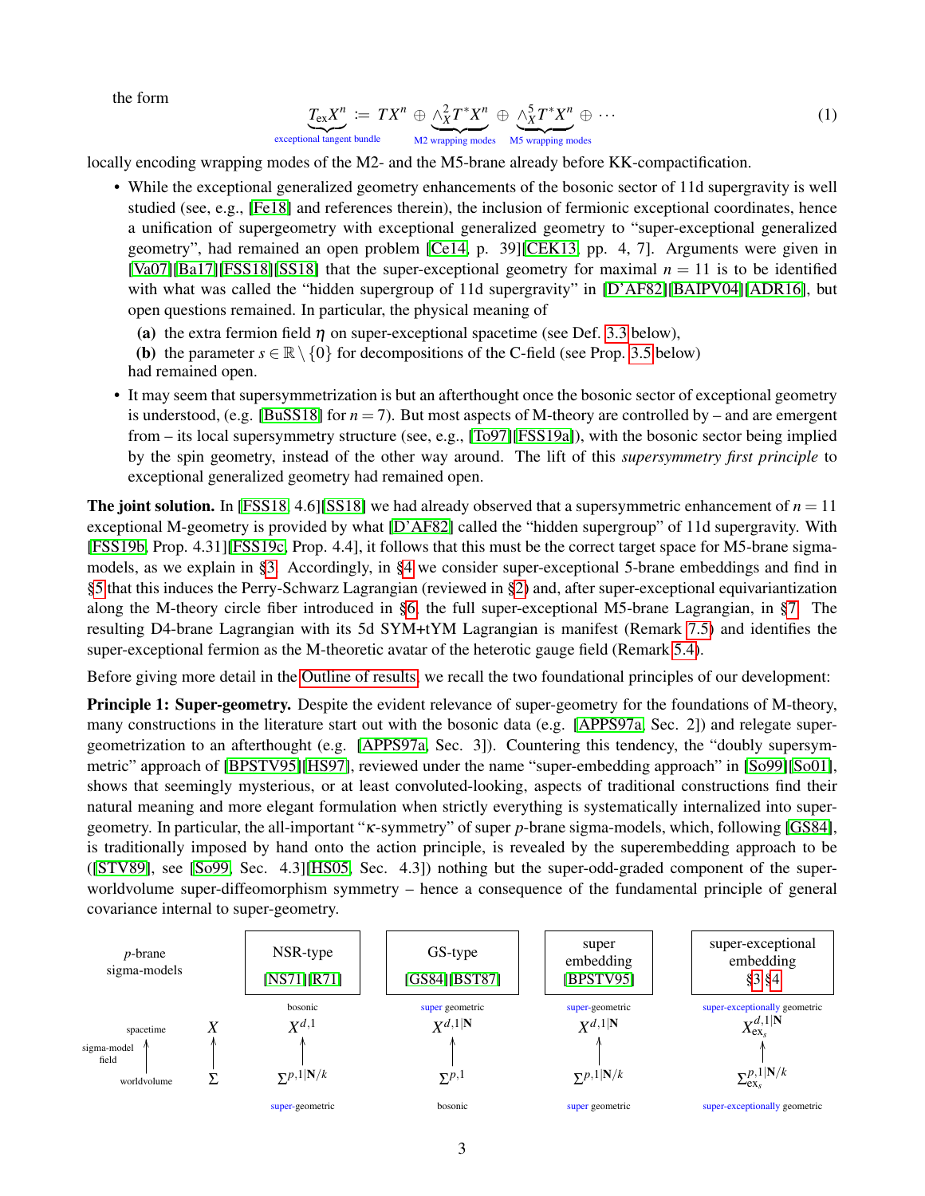the form

$$\underbrace{T_{\mathrm{ex}} X^n}_{\text{exceptional tangent bundle}} := TX^n \oplus \underbrace{\wedge^2_X T^* X^n}_{\text{M2 wrapping modes}} \oplus \underbrace{\wedge^5_X T^* X^n}_{\text{M5 wrapping modes}} \oplus \cdots \tag{1}$$

locally encoding wrapping modes of the M2- and the M5-brane already before KK-compactification.

- While the exceptional generalized geometry enhancements of the bosonic sector of 11d supergravity is well studied (see, e.g., [Fe18] and references therein), the inclusion of fermionic exceptional coordinates, hence a unification of supergeometry with exceptional generalized geometry to "super-exceptional generalized geometry", had remained an open problem [Ce14, p. 39][CEK13, pp. 4, 7]. Arguments were given in [Va07][Ba17][FSS18][SS18] that the super-exceptional geometry for maximal $n = 11$ is to be identified with what was called the "hidden supergroup of 11d supergravity" in [D'AF82][BAIPV04][ADR16], but open questions remained. In particular, the physical meaning of
  **(a)** the extra fermion field $\eta$ on super-exceptional spacetime (see Def. 3.3 below),
  **(b)** the parameter $s \in \mathbb{R} \setminus \{0\}$ for decompositions of the C-field (see Prop. 3.5 below)
  had remained open.
- It may seem that supersymmetrization is but an afterthought once the bosonic sector of exceptional geometry is understood, (e.g. [BuSS18] for $n = 7$). But most aspects of M-theory are controlled by – and are emergent from – its local supersymmetry structure (see, e.g., [To97][FSS19a]), with the bosonic sector being implied by the spin geometry, instead of the other way around. The lift of this *supersymmetry first principle* to exceptional generalized geometry had remained open.

**The joint solution.** In [FSS18, 4.6][SS18] we had already observed that a supersymmetric enhancement of $n = 11$ exceptional M-geometry is provided by what [D'AF82] called the "hidden supergroup" of 11d supergravity. With [FSS19b, Prop. 4.31][FSS19c, Prop. 4.4], it follows that this must be the correct target space for M5-brane sigma-models, as we explain in §3. Accordingly, in §4 we consider super-exceptional 5-brane embeddings and find in §5 that this induces the Perry-Schwarz Lagrangian (reviewed in §2) and, after super-exceptional equivariantization along the M-theory circle fiber introduced in §6, the full super-exceptional M5-brane Lagrangian, in §7. The resulting D4-brane Lagrangian with its 5d SYM+tYM Lagrangian is manifest (Remark 7.5) and identifies the super-exceptional fermion as the M-theoretic avatar of the heterotic gauge field (Remark 5.4).

Before giving more detail in the Outline of results, we recall the two foundational principles of our development:

**Principle 1: Super-geometry.** Despite the evident relevance of super-geometry for the foundations of M-theory, many constructions in the literature start out with the bosonic data (e.g. [APPS97a, Sec. 2]) and relegate super-geometrization to an afterthought (e.g. [APPS97a, Sec. 3]). Countering this tendency, the "doubly supersymmetric" approach of [BPSTV95][HS97], reviewed under the name "super-embedding approach" in [So99][So01], shows that seemingly mysterious, or at least convoluted-looking, aspects of traditional constructions find their natural meaning and more elegant formulation when strictly everything is systematically internalized into super-geometry. In particular, the all-important "$\kappa$-symmetry" of super $p$-brane sigma-models, which, following [GS84], is traditionally imposed by hand onto the action principle, is revealed by the superembedding approach to be ([STV89], see [So99, Sec. 4.3][HS05, Sec. 4.3]) nothing but the super-odd-graded component of the super-worldvolume super-diffeomorphism symmetry – hence a consequence of the fundamental principle of general covariance internal to super-geometry.

| $p$-brane sigma-models | | NSR-type [NS71][R71] | GS-type [GS84][BST87] | super embedding [BPSTV95] | super-exceptional embedding §3 §4 |
|---|---|---|---|---|---|
| | | bosonic | super geometric | super-geometric | super-exceptionally geometric |
| spacetime | $X$ | $X^{d,1}$ | $X^{d,1\vert\mathbf{N}}$ | $X^{d,1\vert\mathbf{N}}$ | $X^{d,1\vert\mathbf{N}}_{\mathrm{ex}_s}$ |
| sigma-model field | $\uparrow$ | $\uparrow$ | $\uparrow$ | $\uparrow$ | $\uparrow$ |
| worldvolume | $\Sigma$ | $\Sigma^{p,1\vert\mathbf{N}/k}$ | $\Sigma^{p,1}$ | $\Sigma^{p,1\vert\mathbf{N}/k}$ | $\Sigma^{p,1\vert\mathbf{N}/k}_{\mathrm{ex}_s}$ |
| | | super-geometric | bosonic | super geometric | super-exceptionally geometric |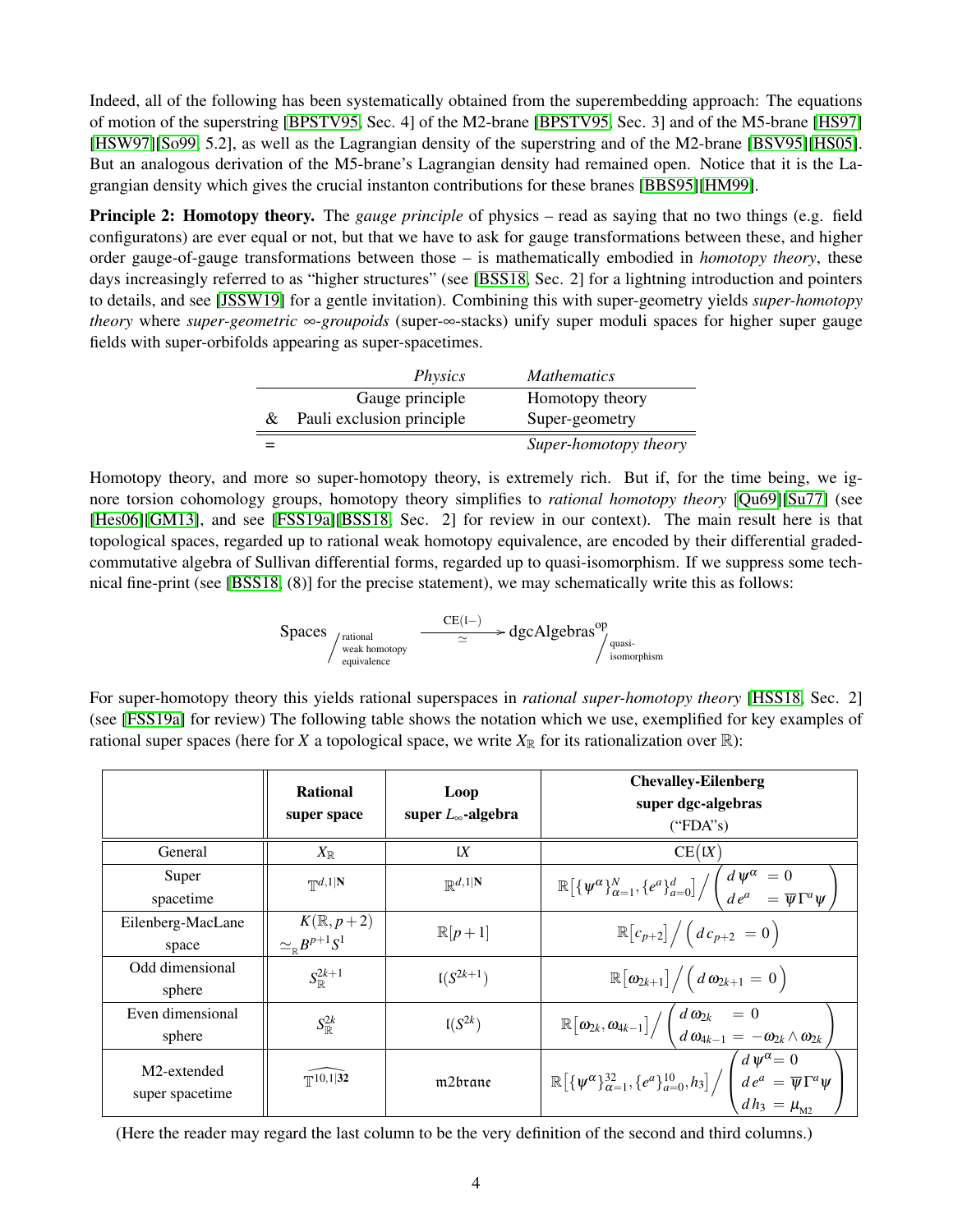Indeed, all of the following has been systematically obtained from the superembedding approach: The equations of motion of the superstring [BPSTV95, Sec. 4] of the M2-brane [BPSTV95, Sec. 3] and of the M5-brane [HS97][HSW97][So99, 5.2], as well as the Lagrangian density of the superstring and of the M2-brane [BSV95][HS05]. But an analogous derivation of the M5-brane's Lagrangian density had remained open. Notice that it is the Lagrangian density which gives the crucial instanton contributions for these branes [BBS95][HM99].

**Principle 2: Homotopy theory.** The *gauge principle* of physics – read as saying that no two things (e.g. field configuratons) are ever equal or not, but that we have to ask for gauge transformations between these, and higher order gauge-of-gauge transformations between those – is mathematically embodied in *homotopy theory*, these days increasingly referred to as "higher structures" (see [BSS18, Sec. 2] for a lightning introduction and pointers to details, and see [JSSW19] for a gentle invitation). Combining this with super-geometry yields *super-homotopy theory* where *super-geometric ∞-groupoids* (super-∞-stacks) unify super moduli spaces for higher super gauge fields with super-orbifolds appearing as super-spacetimes.

| | *Physics* | *Mathematics* |
|---|---|---|
| | Gauge principle | Homotopy theory |
| & | Pauli exclusion principle | Super-geometry |
| = | | *Super-homotopy theory* |

Homotopy theory, and more so super-homotopy theory, is extremely rich. But if, for the time being, we ignore torsion cohomology groups, homotopy theory simplifies to *rational homotopy theory* [Qu69][Su77] (see [Hes06][GM13], and see [FSS19a][BSS18, Sec. 2] for review in our context). The main result here is that topological spaces, regarded up to rational weak homotopy equivalence, are encoded by their differential graded-commutative algebra of Sullivan differential forms, regarded up to quasi-isomorphism. If we suppress some technical fine-print (see [BSS18, (8)] for the precise statement), we may schematically write this as follows:

$$\text{Spaces}\Big/_{\substack{\text{rational}\\ \text{weak homotopy}\\ \text{equivalence}}} \xrightarrow[\simeq]{\mathrm{CE}(\mathfrak{l}-)} \text{dgcAlgebras}^{\mathrm{op}}\Big/_{\substack{\text{quasi-}\\ \text{isomorphism}}}$$

For super-homotopy theory this yields rational superspaces in *rational super-homotopy theory* [HSS18, Sec. 2] (see [FSS19a] for review) The following table shows the notation which we use, exemplified for key examples of rational super spaces (here for $X$ a topological space, we write $X_{\mathbb{R}}$ for its rationalization over $\mathbb{R}$):

| | **Rational super space** | **Loop super $L_\infty$-algebra** | **Chevalley-Eilenberg super dgc-algebras ("FDA"s)** |
|---|---|---|---|
| General | $X_{\mathbb{R}}$ | $\mathfrak{l}X$ | $\mathrm{CE}(\mathfrak{l}X)$ |
| Super spacetime | $\mathbb{T}^{d,1\vert\mathbf{N}}$ | $\mathbb{R}^{d,1\vert\mathbf{N}}$ | $\mathbb{R}\big[\{\psi^\alpha\}_{\alpha=1}^{N},\{e^a\}_{a=0}^{d}\big]\Big/\begin{pmatrix} d\psi^\alpha &= 0 \\ d e^a &= \overline{\psi}\Gamma^a\psi\end{pmatrix}$ |
| Eilenberg-MacLane space | $K(\mathbb{R},p+2) \simeq_{\mathbb{R}} B^{p+1}S^1$ | $\mathbb{R}[p+1]$ | $\mathbb{R}\big[c_{p+2}\big]\Big/\Big(d\,c_{p+2} = 0\Big)$ |
| Odd dimensional sphere | $S^{2k+1}_{\mathbb{R}}$ | $\mathfrak{l}(S^{2k+1})$ | $\mathbb{R}\big[\omega_{2k+1}\big]\Big/\Big(d\,\omega_{2k+1} = 0\Big)$ |
| Even dimensional sphere | $S^{2k}_{\mathbb{R}}$ | $\mathfrak{l}(S^{2k})$ | $\mathbb{R}\big[\omega_{2k},\omega_{4k-1}\big]\Big/\begin{pmatrix} d\,\omega_{2k} &= 0 \\ d\,\omega_{4k-1} &= -\omega_{2k}\wedge\omega_{2k}\end{pmatrix}$ |
| M2-extended super spacetime | $\widehat{\mathbb{T}^{10,1\vert\mathbf{32}}}$ | $\mathfrak{m2brane}$ | $\mathbb{R}\big[\{\psi^\alpha\}_{\alpha=1}^{32},\{e^a\}_{a=0}^{10},h_3\big]\Big/\begin{pmatrix} d\psi^\alpha &= 0 \\ d e^a &= \overline{\psi}\Gamma^a\psi \\ d h_3 &= \mu_{{}_{\mathrm{M2}}}\end{pmatrix}$ |

(Here the reader may regard the last column to be the very definition of the second and third columns.)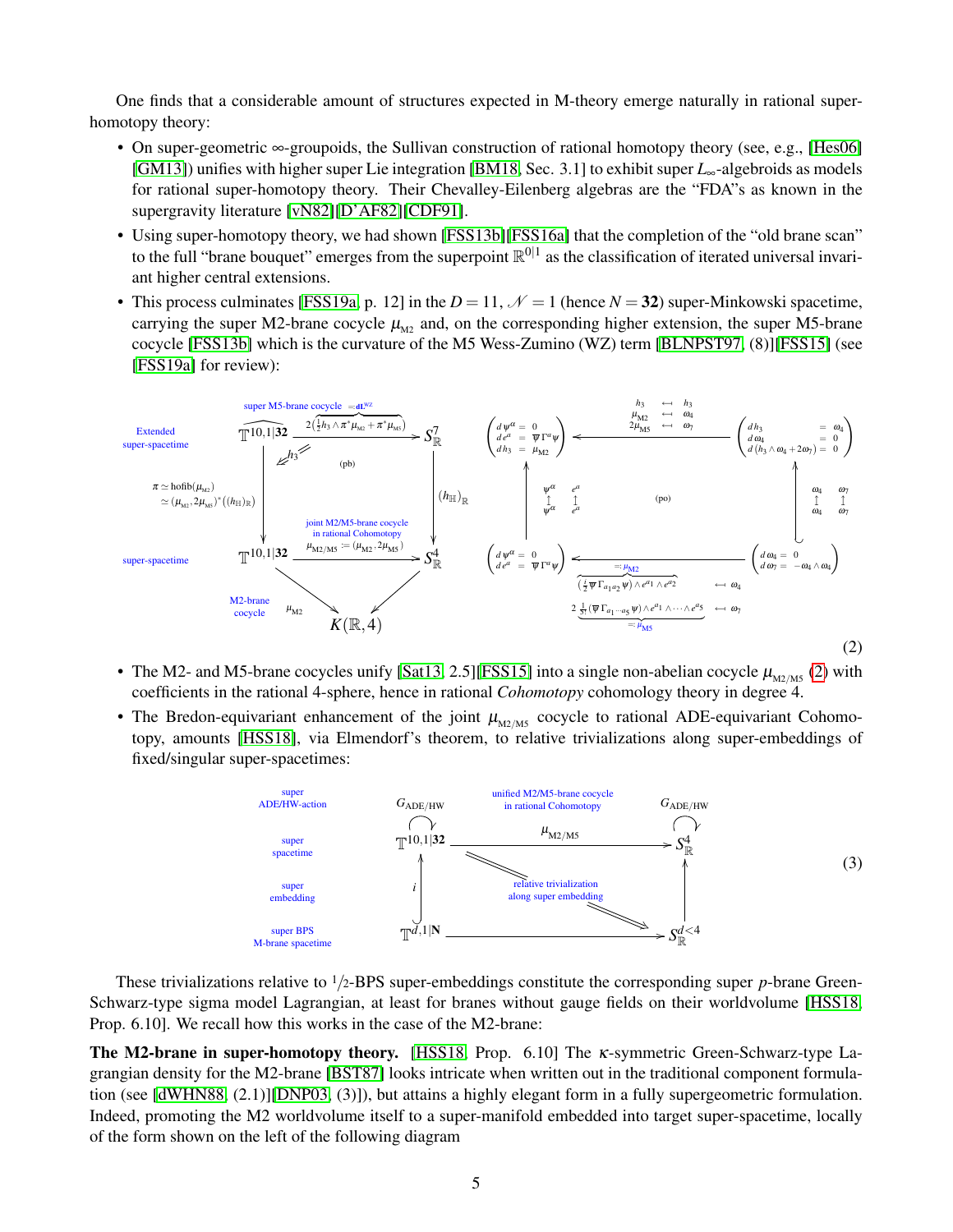One finds that a considerable amount of structures expected in M-theory emerge naturally in rational super-homotopy theory:

- On super-geometric ∞-groupoids, the Sullivan construction of rational homotopy theory (see, e.g., [Hes06] [GM13]) unifies with higher super Lie integration [BM18, Sec. 3.1] to exhibit super $L_\infty$-algebroids as models for rational super-homotopy theory. Their Chevalley-Eilenberg algebras are the "FDA"s as known in the supergravity literature [vN82][D'AF82][CDF91].
- Using super-homotopy theory, we had shown [FSS13b][FSS16a] that the completion of the "old brane scan" to the full "brane bouquet" emerges from the superpoint $\mathbb{R}^{0|1}$ as the classification of iterated universal invariant higher central extensions.
- This process culminates [FSS19a, p. 12] in the $D = 11$, $\mathcal{N} = 1$ (hence $N = \mathbf{32}$) super-Minkowski spacetime, carrying the super M2-brane cocycle $\mu_{\mathrm{M2}}$ and, on the corresponding higher extension, the super M5-brane cocycle [FSS13b] which is the curvature of the M5 Wess-Zumino (WZ) term [BLNPST97, (8)][FSS15] (see [FSS19a] for review):

$$
\begin{array}{ccc}
\text{Extended super-spacetime} \quad \widehat{\mathbb{T}^{10,1|\mathbf{32}}} & \xrightarrow[\text{super M5-brane cocycle } = d\mathbf{L}^{WZ}]{2\left(\frac{1}{2}h_3 \wedge \pi^*\mu_{\mathrm{M2}} + \pi^*\mu_{\mathrm{M5}}\right)} & S^7_{\mathbb{R}} \\
\Big\downarrow {\scriptstyle \pi \simeq \mathrm{hofib}(\mu_{\mathrm{M2}}) \simeq (\mu_{\mathrm{M2}}, 2\mu_{\mathrm{M5}})^*((h_{\mathbb{H}})_{\mathbb{R}})} \quad (\mathrm{pb}) & & \Big\downarrow {\scriptstyle (h_{\mathbb{H}})_{\mathbb{R}}} \\
\text{super-spacetime} \quad \mathbb{T}^{10,1|\mathbf{32}} & \xrightarrow[\text{joint M2/M5-brane cocycle in rational Cohomotopy}]{\mu_{\mathrm{M2/M5}} := (\mu_{\mathrm{M2}}, 2\mu_{\mathrm{M5}})} & S^4_{\mathbb{R}} \\
& {\scriptstyle \text{M2-brane cocycle } \mu_{\mathrm{M2}}} \searrow \quad \swarrow & \\
& K(\mathbb{R},4) &
\end{array}
$$

$$
\begin{array}{ccc}
\left(\begin{array}{rcl} d\psi^\alpha &=& 0 \\ de^a &=& \overline{\psi}\Gamma^a\psi \\ dh_3 &=& \mu_{\mathrm{M2}} \end{array}\right) & \xleftarrow{\;h_3 \leftarrow h_3,\ \mu_{\mathrm{M2}} \leftarrow \omega_4,\ 2\mu_{\mathrm{M5}} \leftarrow \omega_7\;} & \left(\begin{array}{rcl} dh_3 &=& \omega_4 \\ d\omega_4 &=& 0 \\ d(h_3\wedge\omega_4 + 2\omega_7) &=& 0 \end{array}\right) \\
\Big\uparrow {\scriptstyle \psi^\alpha \mapsto \psi^\alpha,\ e^a \mapsto e^a} & (\mathrm{po}) & \Big\uparrow {\scriptstyle \omega_4 \mapsto \omega_4,\ \omega_7 \mapsto \omega_7} \\
\left(\begin{array}{rcl} d\psi^\alpha &=& 0 \\ de^a &=& \overline{\psi}\Gamma^a\psi \end{array}\right) & \longleftarrow & \left(\begin{array}{rcl} d\omega_4 &=& 0 \\ d\omega_7 &=& -\omega_4\wedge\omega_4 \end{array}\right)
\end{array}
$$

$$
\underbrace{\left(\tfrac{i}{2}\overline{\psi}\Gamma_{a_1a_2}\psi\right)\wedge e^{a_1}\wedge e^{a_2}}_{=:\mu_{\mathrm{M2}}} \longleftarrow \omega_4
\qquad
\underbrace{2\,\tfrac{1}{5!}\left(\overline{\psi}\Gamma_{a_1\cdots a_5}\psi\right)\wedge e^{a_1}\wedge\cdots\wedge e^{a_5}}_{=:\mu_{\mathrm{M5}}} \longleftarrow \omega_7
\tag{2}
$$

- The M2- and M5-brane cocycles unify [Sat13, 2.5][FSS15] into a single non-abelian cocycle $\mu_{\mathrm{M2/M5}}$ (2) with coefficients in the rational 4-sphere, hence in rational *Cohomotopy* cohomology theory in degree 4.
- The Bredon-equivariant enhancement of the joint $\mu_{\mathrm{M2/M5}}$ cocycle to rational ADE-equivariant Cohomotopy, amounts [HSS18], via Elmendorf's theorem, to relative trivializations along super-embeddings of fixed/singular super-spacetimes:

$$
\begin{array}{lccc}
\text{super ADE/HW-action} & G_{\mathrm{ADE/HW}} \circlearrowright & & G_{\mathrm{ADE/HW}} \circlearrowright \\
\text{super spacetime} & \mathbb{T}^{10,1|\mathbf{32}} & \xrightarrow[\text{unified M2/M5-brane cocycle in rational Cohomotopy}]{\mu_{\mathrm{M2/M5}}} & S^4_{\mathbb{R}} \\
\text{super embedding} & \Big\uparrow {\scriptstyle i} & \text{relative trivialization along super embedding} & \Big\uparrow \\
\text{super BPS M-brane spacetime} & \mathbb{T}^{d,1|\mathbf{N}} & \longrightarrow & S^{d<4}_{\mathbb{R}}
\end{array}
\tag{3}
$$

These trivializations relative to 1/2-BPS super-embeddings constitute the corresponding super $p$-brane Green-Schwarz-type sigma model Lagrangian, at least for branes without gauge fields on their worldvolume [HSS18, Prop. 6.10]. We recall how this works in the case of the M2-brane:

**The M2-brane in super-homotopy theory.** [HSS18, Prop. 6.10] The $\kappa$-symmetric Green-Schwarz-type Lagrangian density for the M2-brane [BST87] looks intricate when written out in the traditional component formulation (see [dWHN88, (2.1)][DNP03, (3)]), but attains a highly elegant form in a fully supergeometric formulation. Indeed, promoting the M2 worldvolume itself to a super-manifold embedded into target super-spacetime, locally of the form shown on the left of the following diagram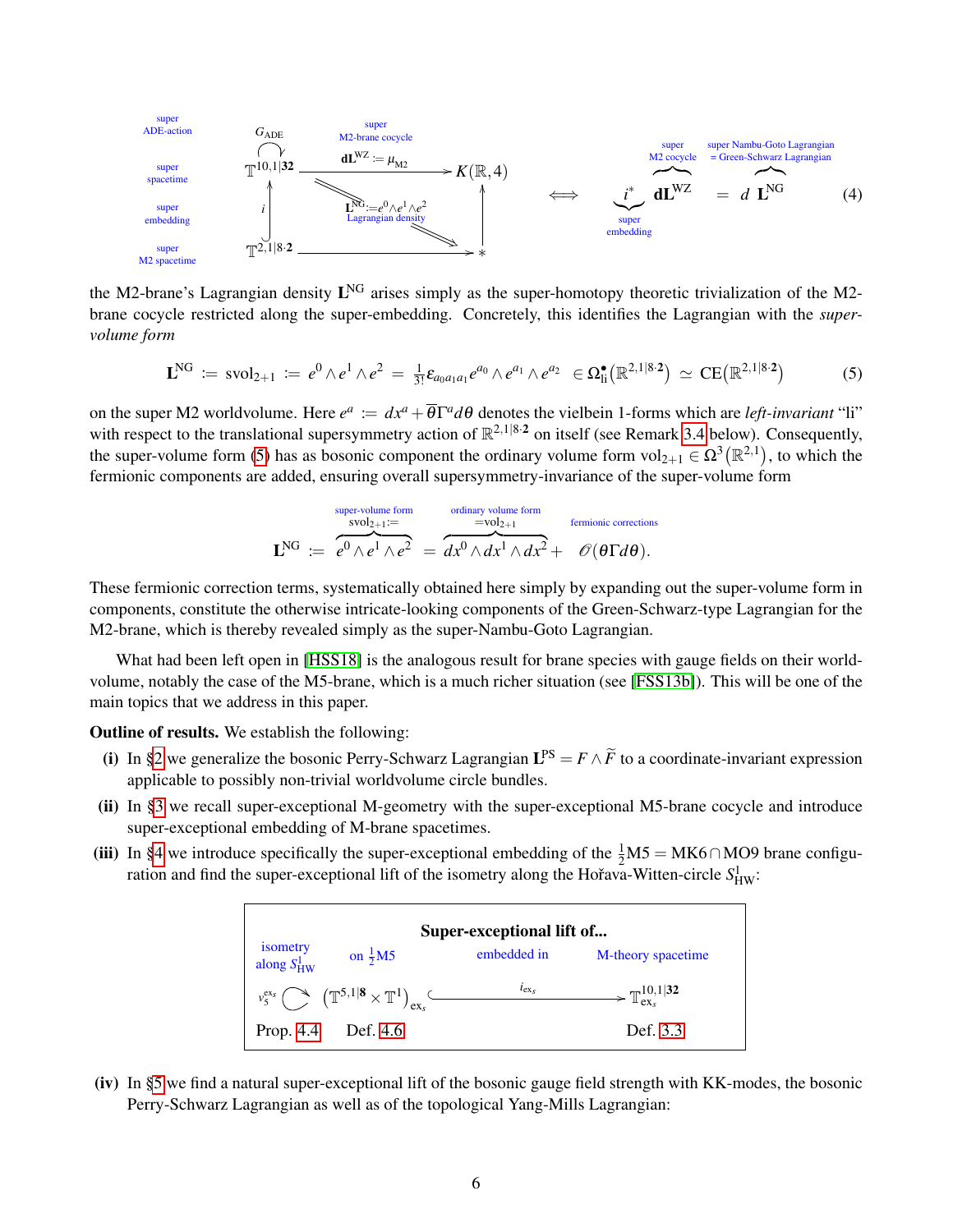$$
\begin{array}{ccc}
\underset{\text{super ADE-action}}{} G_{\mathrm{ADE}} \circlearrowright \underset{\text{super spacetime}}{\mathbb{T}^{10,1|\mathbf{32}}} & \xrightarrow[\text{super M2-brane cocycle}]{\mathbf{dL}^{\mathrm{WZ}} := \mu_{\mathrm{M2}}} & K(\mathbb{R},4) \\
\uparrow {\scriptstyle i \text{ (super embedding)}} & \overset{\mathbf{L}^{\mathrm{NG}} := e^0 \wedge e^1 \wedge e^2}{\underset{\text{Lagrangian density}}{\Longrightarrow}} & \uparrow \\
\underset{\text{super M2 spacetime}}{\mathbb{T}^{2,1|8\cdot\mathbf{2}}} & \longrightarrow & *
\end{array}
\quad \Longleftrightarrow \quad
\underbrace{i^*}_{\text{super embedding}} \overbrace{\mathbf{dL}^{\mathrm{WZ}}}^{\text{super M2 cocycle}} = d\, \overbrace{\mathbf{L}^{\mathrm{NG}}}^{\substack{\text{super Nambu-Goto Lagrangian} \\ = \text{Green-Schwarz Lagrangian}}}
\tag{4}
$$

the M2-brane's Lagrangian density $\mathbf{L}^{\mathrm{NG}}$ arises simply as the super-homotopy theoretic trivialization of the M2-brane cocycle restricted along the super-embedding. Concretely, this identifies the Lagrangian with the *super-volume form*

$$
\mathbf{L}^{\mathrm{NG}} := \mathrm{svol}_{2+1} := e^0 \wedge e^1 \wedge e^2 = \tfrac{1}{3!}\epsilon_{a_0 a_1 a_1} e^{a_0} \wedge e^{a_1} \wedge e^{a_2} \in \Omega^\bullet_{\mathrm{li}}\big(\mathbb{R}^{2,1|8\cdot\mathbf{2}}\big) \simeq \mathrm{CE}\big(\mathbb{R}^{2,1|8\cdot\mathbf{2}}\big) \tag{5}
$$

on the super M2 worldvolume. Here $e^a := dx^a + \overline{\theta}\Gamma^a d\theta$ denotes the vielbein 1-forms which are *left-invariant* "li" with respect to the translational supersymmetry action of $\mathbb{R}^{2,1|8\cdot\mathbf{2}}$ on itself (see Remark 3.4 below). Consequently, the super-volume form (5) has as bosonic component the ordinary volume form $\mathrm{vol}_{2+1} \in \Omega^3\big(\mathbb{R}^{2,1}\big)$, to which the fermionic components are added, ensuring overall supersymmetry-invariance of the super-volume form

$$
\mathbf{L}^{\mathrm{NG}} := \overbrace{e^0 \wedge e^1 \wedge e^2}^{\substack{\text{super-volume form} \\ \mathrm{svol}_{2+1} :=}} = \overbrace{dx^0 \wedge dx^1 \wedge dx^2}^{\substack{\text{ordinary volume form} \\ = \mathrm{vol}_{2+1}}} + \underbrace{\mathscr{O}(\theta\Gamma d\theta)}_{\text{fermionic corrections}}.
$$

These fermionic correction terms, systematically obtained here simply by expanding out the super-volume form in components, constitute the otherwise intricate-looking components of the Green-Schwarz-type Lagrangian for the M2-brane, which is thereby revealed simply as the super-Nambu-Goto Lagrangian.

What had been left open in [HSS18] is the analogous result for brane species with gauge fields on their worldvolume, notably the case of the M5-brane, which is a much richer situation (see [FSS13b]). This will be one of the main topics that we address in this paper.

**Outline of results.** We establish the following:

**(i)** In §2 we generalize the bosonic Perry-Schwarz Lagrangian $\mathbf{L}^{\mathrm{PS}} = F \wedge \widetilde{F}$ to a coordinate-invariant expression applicable to possibly non-trivial worldvolume circle bundles.

**(ii)** In §3 we recall super-exceptional M-geometry with the super-exceptional M5-brane cocycle and introduce super-exceptional embedding of M-brane spacetimes.

**(iii)** In §4 we introduce specifically the super-exceptional embedding of the $\tfrac{1}{2}\mathrm{M5} = \mathrm{MK6} \cap \mathrm{MO9}$ brane configuration and find the super-exceptional lift of the isometry along the Hořava-Witten-circle $S^1_{\mathrm{HW}}$:

| | | **Super-exceptional lift of...** | |
|---|---|---|---|
| isometry along $S^1_{\mathrm{HW}}$ | on $\tfrac{1}{2}$M5 | embedded in | M-theory spacetime |
| $v_5^{\mathrm{ex}_s} \circlearrowright$ | $\big(\mathbb{T}^{5,1\vert\mathbf{8}} \times \mathbb{T}^1\big)_{\mathrm{ex}_s}$ | $\xhookrightarrow{\;i_{\mathrm{ex}_s}\;}$ | $\mathbb{T}^{10,1\vert\mathbf{32}}_{\mathrm{ex}_s}$ |
| Prop. 4.4 | Def. 4.6 | | Def. 3.3 |

**(iv)** In §5 we find a natural super-exceptional lift of the bosonic gauge field strength with KK-modes, the bosonic Perry-Schwarz Lagrangian as well as of the topological Yang-Mills Lagrangian: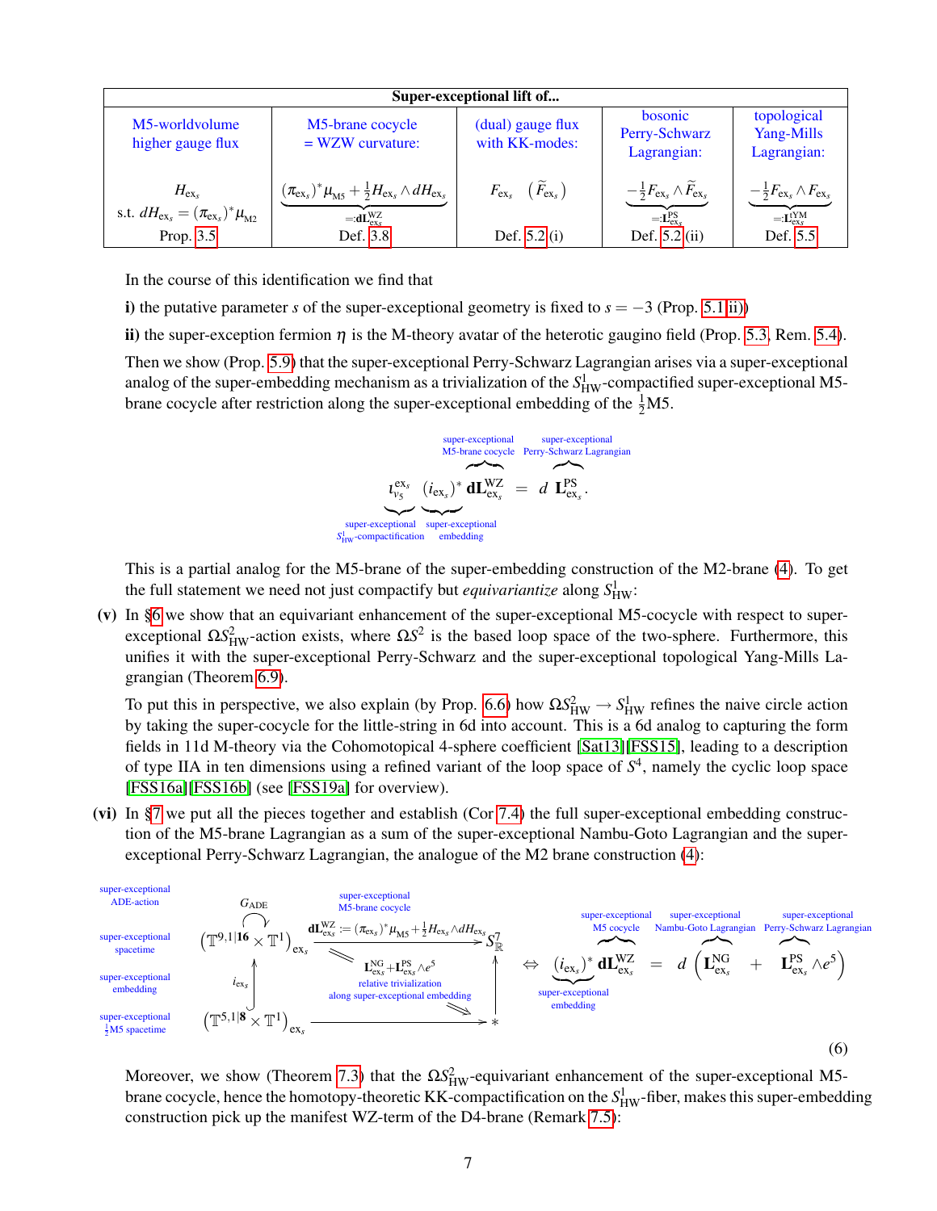| Super-exceptional lift of... | | | | |
|---|---|---|---|---|
| M5-worldvolume higher gauge flux | M5-brane cocycle = WZW curvature: | (dual) gauge flux with KK-modes: | bosonic Perry-Schwarz Lagrangian: | topological Yang-Mills Lagrangian: |
| $H_{\mathrm{ex}_s}$ s.t. $dH_{\mathrm{ex}_s} = (\pi_{\mathrm{ex}_s})^* \mu_{\mathrm{M2}}$ | $\underbrace{(\pi_{\mathrm{ex}_s})^* \mu_{\mathrm{M5}} + \tfrac{1}{2} H_{\mathrm{ex}_s} \wedge dH_{\mathrm{ex}_s}}_{=: \mathbf{dL}^{\mathrm{WZ}}_{\mathrm{ex}_s}}$ | $F_{\mathrm{ex}_s} \quad \big(\widetilde{F}_{\mathrm{ex}_s}\big)$ | $\underbrace{-\tfrac{1}{2} F_{\mathrm{ex}_s} \wedge \widetilde{F}_{\mathrm{ex}_s}}_{=: \mathbf{L}^{\mathrm{PS}}_{\mathrm{ex}_s}}$ | $\underbrace{-\tfrac{1}{2} F_{\mathrm{ex}_s} \wedge F_{\mathrm{ex}_s}}_{=: \mathbf{L}^{\mathrm{YM}}_{\mathrm{ex}_s}}$ |
| Prop. 3.5 | Def. 3.8 | Def. 5.2 (i) | Def. 5.2 (ii) | Def. 5.5 |

In the course of this identification we find that

**i)** the putative parameter $s$ of the super-exceptional geometry is fixed to $s = -3$ (Prop. 5.1 ii))

**ii)** the super-exception fermion $\eta$ is the M-theory avatar of the heterotic gaugino field (Prop. 5.3, Rem. 5.4).

Then we show (Prop. 5.9) that the super-exceptional Perry-Schwarz Lagrangian arises via a super-exceptional analog of the super-embedding mechanism as a trivialization of the $S^1_{\mathrm{HW}}$-compactified super-exceptional M5-brane cocycle after restriction along the super-exceptional embedding of the $\frac{1}{2}$M5.

$$
\underbrace{\iota^{\mathrm{ex}_s}_{v_5}}_{\substack{\text{super-exceptional} \\ S^1_{\mathrm{HW}}\text{-compactification}}} \underbrace{(i_{\mathrm{ex}_s})^*}_{\substack{\text{super-exceptional} \\ \text{embedding}}} \overbrace{\mathbf{dL}^{\mathrm{WZ}}_{\mathrm{ex}_s}}^{\substack{\text{super-exceptional} \\ \text{M5-brane cocycle}}} = d \overbrace{\mathbf{L}^{\mathrm{PS}}_{\mathrm{ex}_s}}^{\substack{\text{super-exceptional} \\ \text{Perry-Schwarz Lagrangian}}} .
$$

This is a partial analog for the M5-brane of the super-embedding construction of the M2-brane (4). To get the full statement we need not just compactify but *equivariantize* along $S^1_{\mathrm{HW}}$:

**(v)** In §6 we show that an equivariant enhancement of the super-exceptional M5-cocycle with respect to super-exceptional $\Omega S^2_{\mathrm{HW}}$-action exists, where $\Omega S^2$ is the based loop space of the two-sphere. Furthermore, this unifies it with the super-exceptional Perry-Schwarz and the super-exceptional topological Yang-Mills Lagrangian (Theorem 6.9).

To put this in perspective, we also explain (by Prop. 6.6) how $\Omega S^2_{\mathrm{HW}} \to S^1_{\mathrm{HW}}$ refines the naive circle action by taking the super-cocycle for the little-string in 6d into account. This is a 6d analog to capturing the form fields in 11d M-theory via the Cohomotopical 4-sphere coefficient [Sat13][FSS15], leading to a description of type IIA in ten dimensions using a refined variant of the loop space of $S^4$, namely the cyclic loop space [FSS16a][FSS16b] (see [FSS19a] for overview).

**(vi)** In §7 we put all the pieces together and establish (Cor 7.4) the full super-exceptional embedding construction of the M5-brane Lagrangian as a sum of the super-exceptional Nambu-Goto Lagrangian and the super-exceptional Perry-Schwarz Lagrangian, the analogue of the M2 brane construction (4):

$$
\begin{array}{ccc}
\substack{\text{super-exceptional} \\ \text{ADE-action}} & G_{\mathrm{ADE}} \circlearrowright & \\
\substack{\text{super-exceptional} \\ \text{spacetime}} & \big(\mathbb{T}^{9,1|\mathbf{16}} \times \mathbb{T}^1\big)_{\mathrm{ex}_s} & \xrightarrow[\substack{\text{super-exceptional} \\ \text{M5-brane cocycle}}]{\mathbf{dL}^{\mathrm{WZ}}_{\mathrm{ex}_s} := (\pi_{\mathrm{ex}_s})^* \mu_{\mathrm{M5}} + \frac{1}{2} H_{\mathrm{ex}_s} \wedge dH_{\mathrm{ex}_s}} S^7_{\mathbb{R}} \\
\substack{\text{super-exceptional} \\ \text{embedding}} & \uparrow i_{\mathrm{ex}_s} \quad \substack{\mathbf{L}^{\mathrm{NG}}_{\mathrm{ex}_s} + \mathbf{L}^{\mathrm{PS}}_{\mathrm{ex}_s} \wedge e^5 \\ \text{relative trivialization} \\ \text{along super-exceptional embedding}} & \uparrow \\
\substack{\text{super-exceptional} \\ \frac{1}{2}\text{M5 spacetime}} & \big(\mathbb{T}^{5,1|\mathbf{8}} \times \mathbb{T}^1\big)_{\mathrm{ex}_s} & \longrightarrow *
\end{array}
\quad \Leftrightarrow \quad
\underbrace{(i_{\mathrm{ex}_s})^*}_{\substack{\text{super-exceptional} \\ \text{embedding}}} \overbrace{\mathbf{dL}^{\mathrm{WZ}}_{\mathrm{ex}_s}}^{\substack{\text{super-exceptional} \\ \text{M5 cocycle}}} = d \Big( \overbrace{\mathbf{L}^{\mathrm{NG}}_{\mathrm{ex}_s}}^{\substack{\text{super-exceptional} \\ \text{Nambu-Goto Lagrangian}}} + \overbrace{\mathbf{L}^{\mathrm{PS}}_{\mathrm{ex}_s}}^{\substack{\text{super-exceptional} \\ \text{Perry-Schwarz Lagrangian}}} \wedge e^5 \Big)
\tag{6}
$$

Moreover, we show (Theorem 7.3) that the $\Omega S^2_{\mathrm{HW}}$-equivariant enhancement of the super-exceptional M5-brane cocycle, hence the homotopy-theoretic KK-compactification on the $S^1_{\mathrm{HW}}$-fiber, makes this super-embedding construction pick up the manifest WZ-term of the D4-brane (Remark 7.5):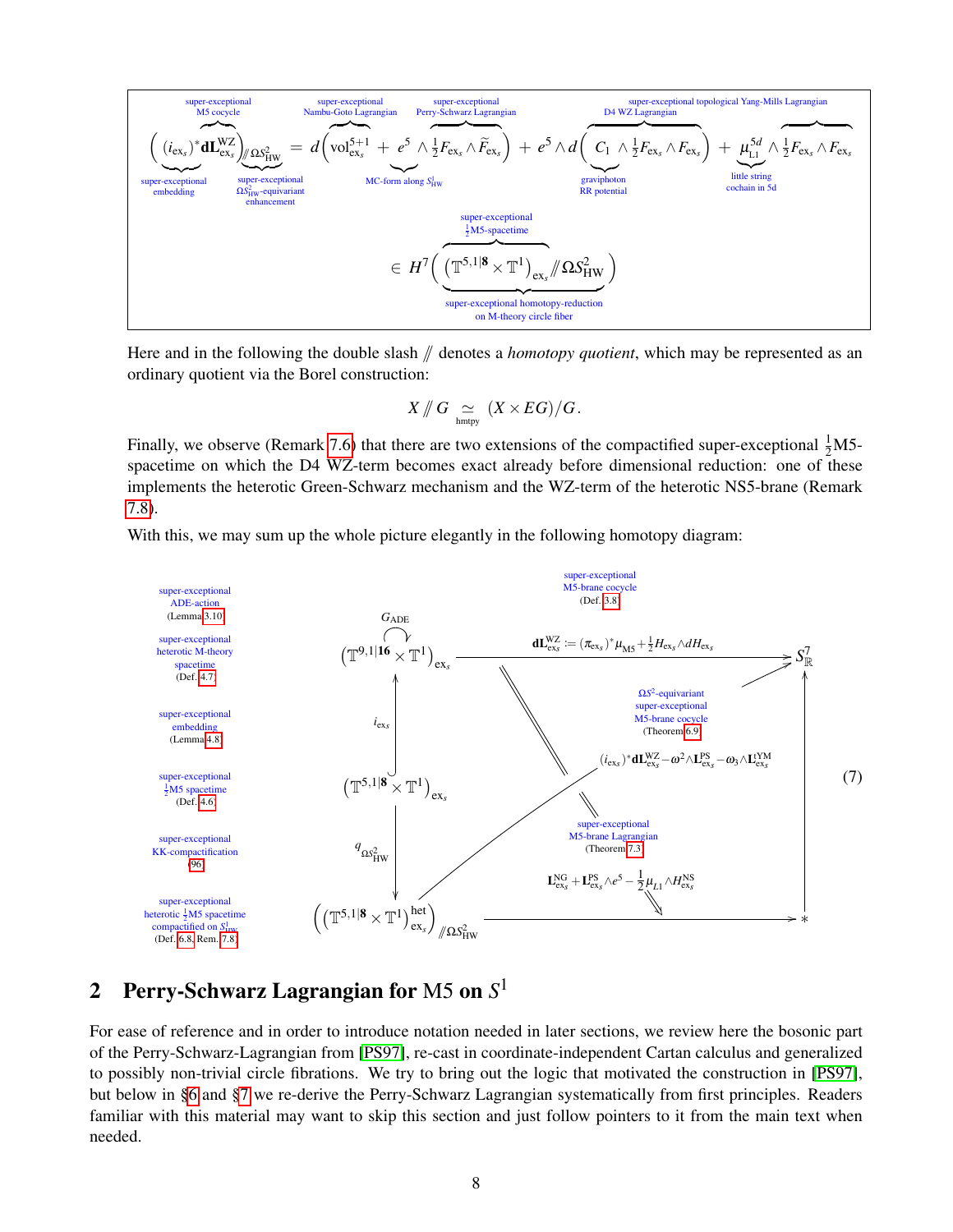$$
\underbrace{\Big( (i_{\mathrm{ex}_s})^*}_{\substack{\text{super-exceptional}\\\text{embedding}}} \overbrace{\mathbf{dL}^{\mathrm{WZ}}_{\mathrm{ex}_s}}^{\substack{\text{super-exceptional}\\\text{M5 cocycle}}} \underbrace{\Big)_{/\!\!/ \Omega S^2_{\mathrm{HW}}}}_{\substack{\text{super-exceptional}\\ \Omega S^2_{\mathrm{HW}}\text{-equivariant}\\\text{enhancement}}} = d\Big( \overbrace{\mathrm{vol}^{5+1}_{\mathrm{ex}_s}}^{\substack{\text{super-exceptional}\\\text{Nambu-Goto Lagrangian}}} + \underbrace{e^5}_{\text{MC-form along } S^1_{\mathrm{HW}}} \wedge \overbrace{\tfrac{1}{2}F_{\mathrm{ex}_s} \wedge \widetilde{F}_{\mathrm{ex}_s}}^{\substack{\text{super-exceptional}\\\text{Perry-Schwarz Lagrangian}}} \Big) + e^5 \wedge d\overbrace{\Big( \underbrace{C_1}_{\substack{\text{graviphoton}\\\text{RR potential}}} \wedge \tfrac{1}{2}F_{\mathrm{ex}_s} \wedge F_{\mathrm{ex}_s} \Big)}^{\substack{\text{super-exceptional}\\\text{D4 WZ Lagrangian}}} + \underbrace{\mu^{5d}_{\mathrm{L1}}}_{\substack{\text{little string}\\\text{cochain in 5d}}} \wedge \overbrace{\tfrac{1}{2}F_{\mathrm{ex}_s} \wedge F_{\mathrm{ex}_s}}^{\text{super-exceptional topological Yang-Mills Lagrangian}}
$$

$$
\in H^7 \underbrace{\Big( \overbrace{\big(\mathbb{T}^{5,1|\mathbf{8}} \times \mathbb{T}^1\big)_{\mathrm{ex}_s}}^{\substack{\text{super-exceptional}\\ \frac{1}{2}\text{M5-spacetime}}} /\!\!/ \Omega S^2_{\mathrm{HW}} \Big)}_{\substack{\text{super-exceptional homotopy-reduction}\\\text{on M-theory circle fiber}}}
$$

Here and in the following the double slash $/\!\!/$ denotes a *homotopy quotient*, which may be represented as an ordinary quotient via the Borel construction:

$$
X /\!\!/ G \underset{\mathrm{hmtpy}}{\simeq} (X \times EG)/G\,.
$$

Finally, we observe (Remark 7.6) that there are two extensions of the compactified super-exceptional $\frac{1}{2}$M5-spacetime on which the D4 WZ-term becomes exact already before dimensional reduction: one of these implements the heterotic Green-Schwarz mechanism and the WZ-term of the heterotic NS5-brane (Remark 7.8).

With this, we may sum up the whole picture elegantly in the following homotopy diagram:

$$
\begin{array}{lccc}
\substack{\text{super-exceptional}\\\text{ADE-action}\\\text{(Lemma 3.10)}} & \overset{G_{\mathrm{ADE}}}{\circlearrowright} & & \\
\substack{\text{super-exceptional}\\\text{heterotic M-theory}\\\text{spacetime}\\\text{(Def. 4.7)}} & \big(\mathbb{T}^{9,1|\mathbf{16}} \times \mathbb{T}^1\big)_{\mathrm{ex}_s} & \xrightarrow{\;\mathbf{dL}^{\mathrm{WZ}}_{\mathrm{ex}_s} := (\pi_{\mathrm{ex}_s})^*\mu_{\mathrm{M5}} + \frac{1}{2}H_{\mathrm{ex}_s}\wedge dH_{\mathrm{ex}_s}\;} & S^7_{\mathbb{R}} \\
\substack{\text{super-exceptional}\\\text{embedding}\\\text{(Lemma 4.8)}} & \big\uparrow {\scriptstyle i_{\mathrm{ex}_s}} & \substack{\Omega S^2\text{-equivariant}\\\text{super-exceptional}\\\text{M5-brane cocycle}\\\text{(Theorem 6.9)}} \quad (i_{\mathrm{ex}_s})^*\mathbf{dL}^{\mathrm{WZ}}_{\mathrm{ex}_s} - \omega^2\wedge\mathbf{L}^{\mathrm{PS}}_{\mathrm{ex}_s} - \omega_3\wedge\mathbf{L}^{\mathrm{YM}}_{\mathrm{ex}_s} & \big\uparrow \\
\substack{\text{super-exceptional}\\\frac{1}{2}\text{M5 spacetime}\\\text{(Def. 4.6)}} & \big(\mathbb{T}^{5,1|\mathbf{8}} \times \mathbb{T}^1\big)_{\mathrm{ex}_s} & & \\
\substack{\text{super-exceptional}\\\text{KK-compactification}\\\text{[96]}} & \big\downarrow {\scriptstyle q_{\Omega S^2_{\mathrm{HW}}}} & \substack{\text{super-exceptional}\\\text{M5-brane Lagrangian}\\\text{(Theorem 7.3)}} \quad \mathbf{L}^{\mathrm{NG}}_{\mathrm{ex}_s} + \mathbf{L}^{\mathrm{PS}}_{\mathrm{ex}_s}\wedge e^5 - \frac{1}{2}\mu_{L1}\wedge H^{\mathrm{NS}}_{\mathrm{ex}_s} & \\
\substack{\text{super-exceptional}\\\text{heterotic }\frac{1}{2}\text{M5 spacetime}\\\text{compactified on } S^1_{\mathrm{HW}}\\\text{(Def. 6.8, Rem. 7.8)}} & \Big(\big(\mathbb{T}^{5,1|\mathbf{8}} \times \mathbb{T}^1\big)^{\mathrm{het}}_{\mathrm{ex}_s}\Big) /\!\!/ \Omega S^2_{\mathrm{HW}} & \longrightarrow & *
\end{array}
\tag{7}
$$

## 2 Perry-Schwarz Lagrangian for M5 on $S^1$

For ease of reference and in order to introduce notation needed in later sections, we review here the bosonic part of the Perry-Schwarz-Lagrangian from [PS97], re-cast in coordinate-independent Cartan calculus and generalized to possibly non-trivial circle fibrations. We try to bring out the logic that motivated the construction in [PS97], but below in §6 and §7 we re-derive the Perry-Schwarz Lagrangian systematically from first principles. Readers familiar with this material may want to skip this section and just follow pointers to it from the main text when needed.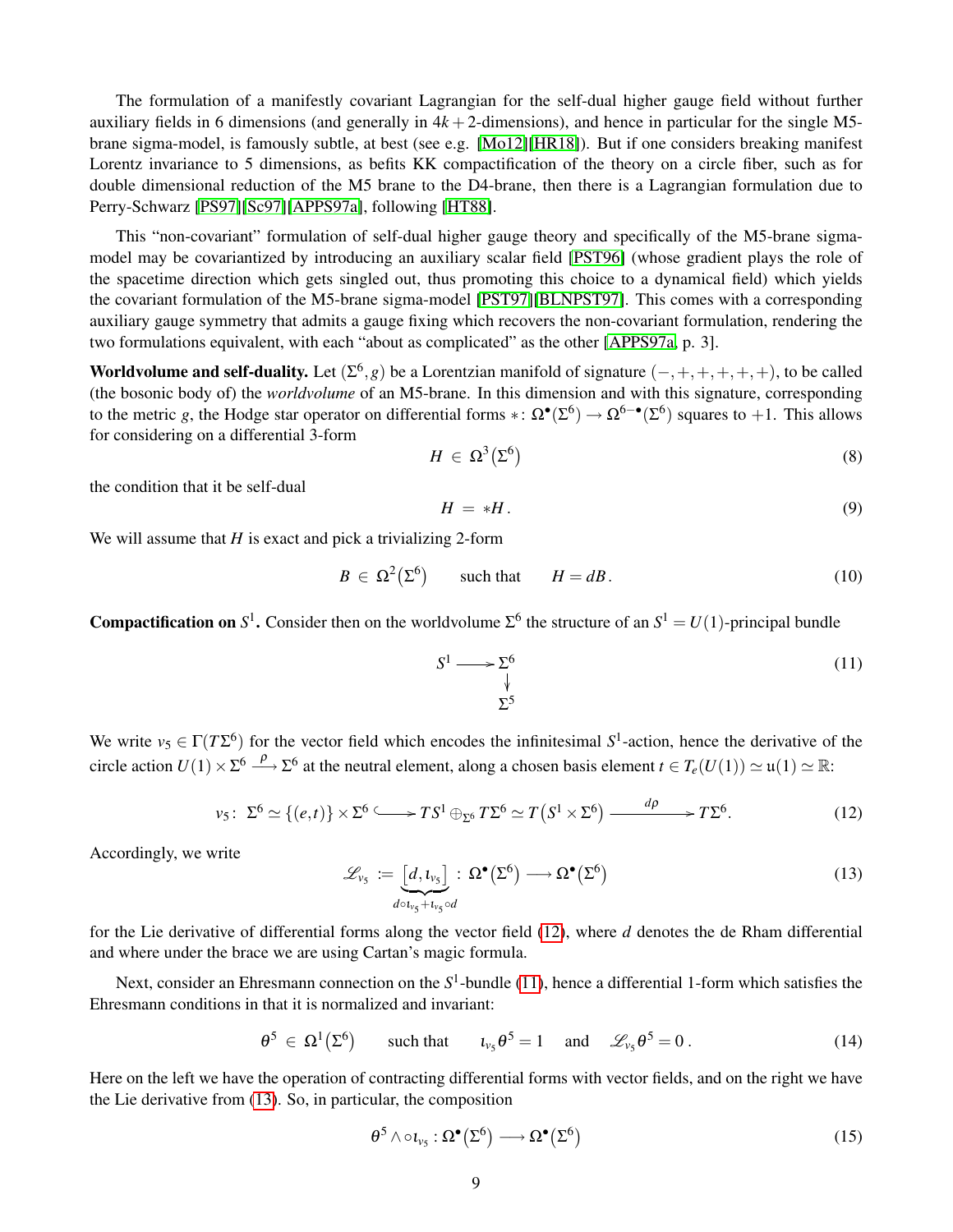The formulation of a manifestly covariant Lagrangian for the self-dual higher gauge field without further auxiliary fields in 6 dimensions (and generally in $4k+2$-dimensions), and hence in particular for the single M5-brane sigma-model, is famously subtle, at best (see e.g. [Mo12][HR18]). But if one considers breaking manifest Lorentz invariance to 5 dimensions, as befits KK compactification of the theory on a circle fiber, such as for double dimensional reduction of the M5 brane to the D4-brane, then there is a Lagrangian formulation due to Perry-Schwarz [PS97][Sc97][APPS97a], following [HT88].

This "non-covariant" formulation of self-dual higher gauge theory and specifically of the M5-brane sigma-model may be covariantized by introducing an auxiliary scalar field [PST96] (whose gradient plays the role of the spacetime direction which gets singled out, thus promoting this choice to a dynamical field) which yields the covariant formulation of the M5-brane sigma-model [PST97][BLNPST97]. This comes with a corresponding auxiliary gauge symmetry that admits a gauge fixing which recovers the non-covariant formulation, rendering the two formulations equivalent, with each "about as complicated" as the other [APPS97a, p. 3].

**Worldvolume and self-duality.** Let $(\Sigma^6, g)$ be a Lorentzian manifold of signature $(-,+,+,+,+,+)$, to be called (the bosonic body of) the *worldvolume* of an M5-brane. In this dimension and with this signature, corresponding to the metric $g$, the Hodge star operator on differential forms $*\colon \Omega^\bullet(\Sigma^6) \to \Omega^{6-\bullet}(\Sigma^6)$ squares to $+1$. This allows for considering on a differential 3-form

$$H \in \Omega^3(\Sigma^6) \tag{8}$$

the condition that it be self-dual

$$H = *H. \tag{9}$$

We will assume that $H$ is exact and pick a trivializing 2-form

$$B \in \Omega^2(\Sigma^6) \qquad \text{such that} \qquad H = dB. \tag{10}$$

**Compactification on $S^1$.** Consider then on the worldvolume $\Sigma^6$ the structure of an $S^1 = U(1)$-principal bundle

$$\begin{array}{ccc} S^1 & \longrightarrow & \Sigma^6 \\ & & \downarrow \\ & & \Sigma^5 \end{array} \tag{11}$$

We write $v_5 \in \Gamma(T\Sigma^6)$ for the vector field which encodes the infinitesimal $S^1$-action, hence the derivative of the circle action $U(1) \times \Sigma^6 \xrightarrow{\rho} \Sigma^6$ at the neutral element, along a chosen basis element $t \in T_e(U(1)) \simeq \mathfrak{u}(1) \simeq \mathbb{R}$:

$$v_5\colon\ \Sigma^6 \simeq \{(e,t)\} \times \Sigma^6 \hookrightarrow TS^1 \oplus_{\Sigma^6} T\Sigma^6 \simeq T\big(S^1 \times \Sigma^6\big) \xrightarrow{\ d\rho\ } T\Sigma^6. \tag{12}$$

Accordingly, we write

$$\mathscr{L}_{v_5} := \underbrace{[d, \iota_{v_5}]}_{d\circ\iota_{v_5} + \iota_{v_5}\circ d} : \Omega^\bullet(\Sigma^6) \longrightarrow \Omega^\bullet(\Sigma^6) \tag{13}$$

for the Lie derivative of differential forms along the vector field (12), where $d$ denotes the de Rham differential and where under the brace we are using Cartan's magic formula.

Next, consider an Ehresmann connection on the $S^1$-bundle (11), hence a differential 1-form which satisfies the Ehresmann conditions in that it is normalized and invariant:

$$\theta^5 \in \Omega^1(\Sigma^6) \qquad \text{such that} \qquad \iota_{v_5}\theta^5 = 1 \quad \text{and} \quad \mathscr{L}_{v_5}\theta^5 = 0. \tag{14}$$

Here on the left we have the operation of contracting differential forms with vector fields, and on the right we have the Lie derivative from (13). So, in particular, the composition

$$\theta^5 \wedge \circ\, \iota_{v_5} : \Omega^\bullet(\Sigma^6) \longrightarrow \Omega^\bullet(\Sigma^6) \tag{15}$$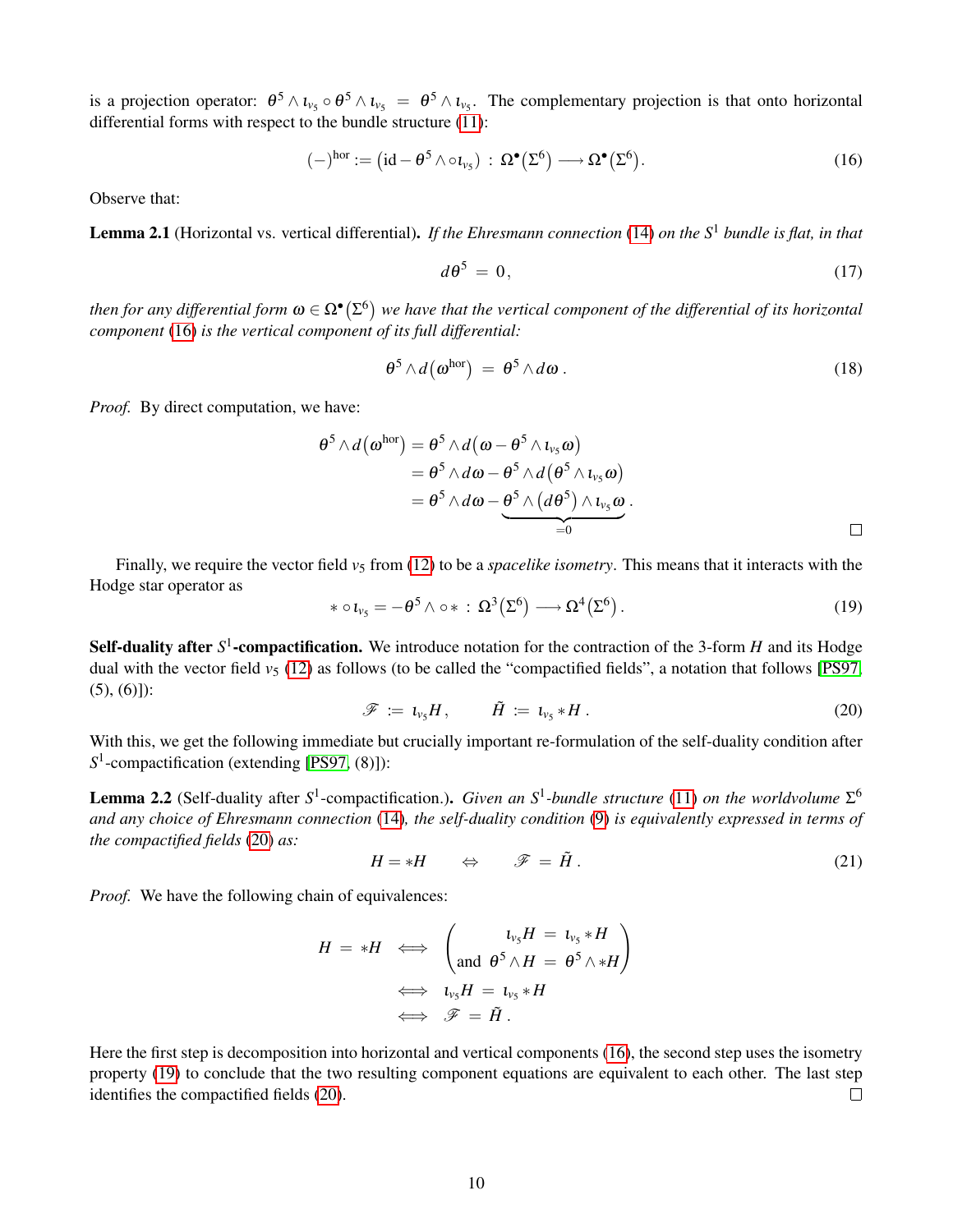is a projection operator: $\theta^5 \wedge \iota_{v_5} \circ \theta^5 \wedge \iota_{v_5} \;=\; \theta^5 \wedge \iota_{v_5}$. The complementary projection is that onto horizontal differential forms with respect to the bundle structure (11):

$$
(-)^{\mathrm{hor}} := \big(\mathrm{id} - \theta^5 \wedge \circ \iota_{v_5}\big) \;:\; \Omega^\bullet\big(\Sigma^6\big) \longrightarrow \Omega^\bullet\big(\Sigma^6\big). \tag{16}
$$

Observe that:

**Lemma 2.1** (Horizontal vs. vertical differential)**.** *If the Ehresmann connection (14) on the $S^1$ bundle is flat, in that*

$$
d\theta^5 \;=\; 0\,, \tag{17}
$$

*then for any differential form $\omega \in \Omega^\bullet\big(\Sigma^6\big)$ we have that the vertical component of the differential of its horizontal component (16) is the vertical component of its full differential:*

$$
\theta^5 \wedge d\big(\omega^{\mathrm{hor}}\big) \;=\; \theta^5 \wedge d\omega\,. \tag{18}
$$

*Proof.* By direct computation, we have:

$$
\begin{aligned}
\theta^5 \wedge d\big(\omega^{\mathrm{hor}}\big) &= \theta^5 \wedge d\big(\omega - \theta^5 \wedge \iota_{v_5}\omega\big) \\
&= \theta^5 \wedge d\omega - \theta^5 \wedge d\big(\theta^5 \wedge \iota_{v_5}\omega\big) \\
&= \theta^5 \wedge d\omega - \underbrace{\theta^5 \wedge \big(d\theta^5\big) \wedge \iota_{v_5}\omega}_{=0}\,.
\end{aligned}
$$

□

Finally, we require the vector field $v_5$ from (12) to be a *spacelike isometry*. This means that it interacts with the Hodge star operator as

$$
* \circ \iota_{v_5} = -\theta^5 \wedge \circ\, * \;:\; \Omega^3\big(\Sigma^6\big) \longrightarrow \Omega^4\big(\Sigma^6\big)\,. \tag{19}
$$

**Self-duality after $S^1$-compactification.** We introduce notation for the contraction of the 3-form $H$ and its Hodge dual with the vector field $v_5$ (12) as follows (to be called the "compactified fields", a notation that follows [PS97, (5), (6)]):

$$
\mathscr{F} \;:=\; \iota_{v_5} H\,, \qquad \tilde{H} \;:=\; \iota_{v_5} * H\,. \tag{20}
$$

With this, we get the following immediate but crucially important re-formulation of the self-duality condition after $S^1$-compactification (extending [PS97, (8)]):

**Lemma 2.2** (Self-duality after $S^1$-compactification.)**.** *Given an $S^1$-bundle structure (11) on the worldvolume $\Sigma^6$ and any choice of Ehresmann connection (14), the self-duality condition (9) is equivalently expressed in terms of the compactified fields (20) as:*

$$
H = *H \qquad \Leftrightarrow \qquad \mathscr{F} \;=\; \tilde{H}\,. \tag{21}
$$

*Proof.* We have the following chain of equivalences:

$$
\begin{aligned}
H \;=\; *H \quad &\Longleftrightarrow \quad \left(\begin{array}{r} \iota_{v_5} H \;=\; \iota_{v_5} * H \\ \text{and } \; \theta^5 \wedge H \;=\; \theta^5 \wedge *H \end{array}\right) \\
&\Longleftrightarrow \quad \iota_{v_5} H \;=\; \iota_{v_5} * H \\
&\Longleftrightarrow \quad \mathscr{F} \;=\; \tilde{H}\,.
\end{aligned}
$$

Here the first step is decomposition into horizontal and vertical components (16), the second step uses the isometry property (19) to conclude that the two resulting component equations are equivalent to each other. The last step identifies the compactified fields (20). □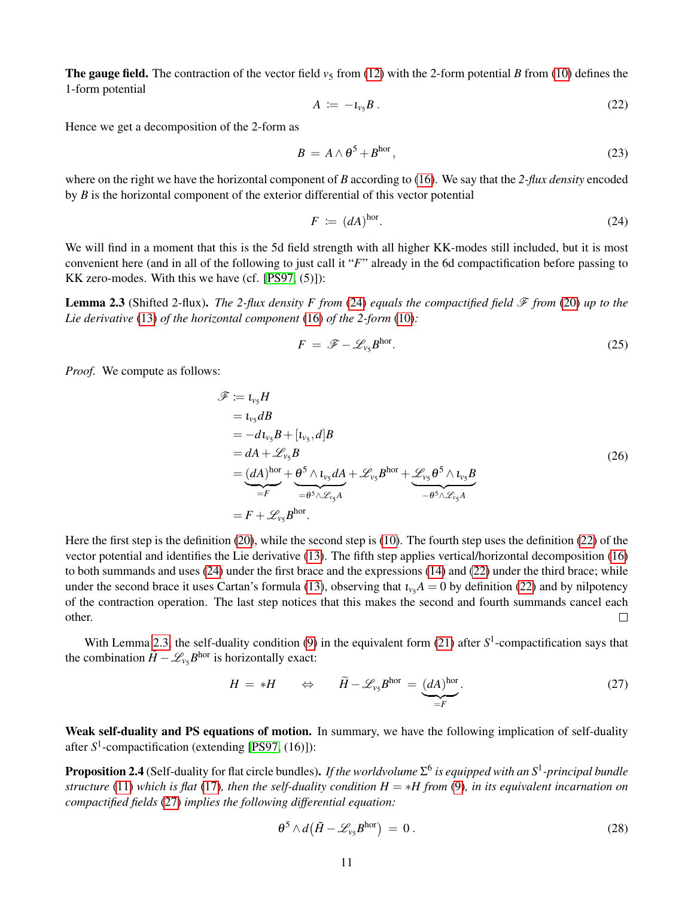**The gauge field.** The contraction of the vector field $v_5$ from (12) with the 2-form potential $B$ from (10) defines the 1-form potential

$$A \;\coloneqq\; -\iota_{v_5} B\,. \tag{22}$$

Hence we get a decomposition of the 2-form as

$$B \;=\; A \wedge \theta^5 + B^{\mathrm{hor}}\,, \tag{23}$$

where on the right we have the horizontal component of $B$ according to (16). We say that the *2-flux density* encoded by $B$ is the horizontal component of the exterior differential of this vector potential

$$F \;\coloneqq\; (dA)^{\mathrm{hor}}. \tag{24}$$

We will find in a moment that this is the 5d field strength with all higher KK-modes still included, but it is most convenient here (and in all of the following to just call it "$F$" already in the 6d compactification before passing to KK zero-modes. With this we have (cf. [PS97, (5)]):

**Lemma 2.3** (Shifted 2-flux)**.** *The 2-flux density $F$ from (24) equals the compactified field $\mathscr{F}$ from (20) up to the Lie derivative (13) of the horizontal component (16) of the 2-form (10):*

$$F \;=\; \mathscr{F} - \mathscr{L}_{v_5} B^{\mathrm{hor}}. \tag{25}$$

*Proof.* We compute as follows:

$$
\begin{aligned}
\mathscr{F} &\coloneqq \iota_{v_5} H \\
&= \iota_{v_5} dB \\
&= -d\iota_{v_5} B + [\iota_{v_5}, d] B \\
&= dA + \mathscr{L}_{v_5} B \\
&= \underbrace{(dA)^{\mathrm{hor}}}_{=F} + \underbrace{\theta^5 \wedge \iota_{v_5} dA}_{=\theta^5 \wedge \mathscr{L}_{v_5} A} + \mathscr{L}_{v_5} B^{\mathrm{hor}} + \underbrace{\mathscr{L}_{v_5} \theta^5 \wedge \iota_{v_5} B}_{-\theta^5 \wedge \mathscr{L}_{v_5} A} \\
&= F + \mathscr{L}_{v_5} B^{\mathrm{hor}}.
\end{aligned}
\tag{26}
$$

Here the first step is the definition (20), while the second step is (10). The fourth step uses the definition (22) of the vector potential and identifies the Lie derivative (13). The fifth step applies vertical/horizontal decomposition (16) to both summands and uses (24) under the first brace and the expressions (14) and (22) under the third brace; while under the second brace it uses Cartan's formula (13), observing that $\iota_{v_5} A = 0$ by definition (22) and by nilpotency of the contraction operation. The last step notices that this makes the second and fourth summands cancel each other. $\square$

With Lemma 2.3, the self-duality condition (9) in the equivalent form (21) after $S^1$-compactification says that the combination $\widetilde{H} - \mathscr{L}_{v_5} B^{\mathrm{hor}}$ is horizontally exact:

$$H \;=\; *H \qquad \Leftrightarrow \qquad \widetilde{H} - \mathscr{L}_{v_5} B^{\mathrm{hor}} \;=\; \underbrace{(dA)^{\mathrm{hor}}}_{=F}. \tag{27}$$

**Weak self-duality and PS equations of motion.** In summary, we have the following implication of self-duality after $S^1$-compactification (extending [PS97, (16)]):

**Proposition 2.4** (Self-duality for flat circle bundles)**.** *If the worldvolume $\Sigma^6$ is equipped with an $S^1$-principal bundle structure (11) which is flat (17), then the self-duality condition $H = *H$ from (9), in its equivalent incarnation on compactified fields (27) implies the following differential equation:*

$$\theta^5 \wedge d\big(\tilde{H} - \mathscr{L}_{v_5} B^{\mathrm{hor}}\big) \;=\; 0\,. \tag{28}$$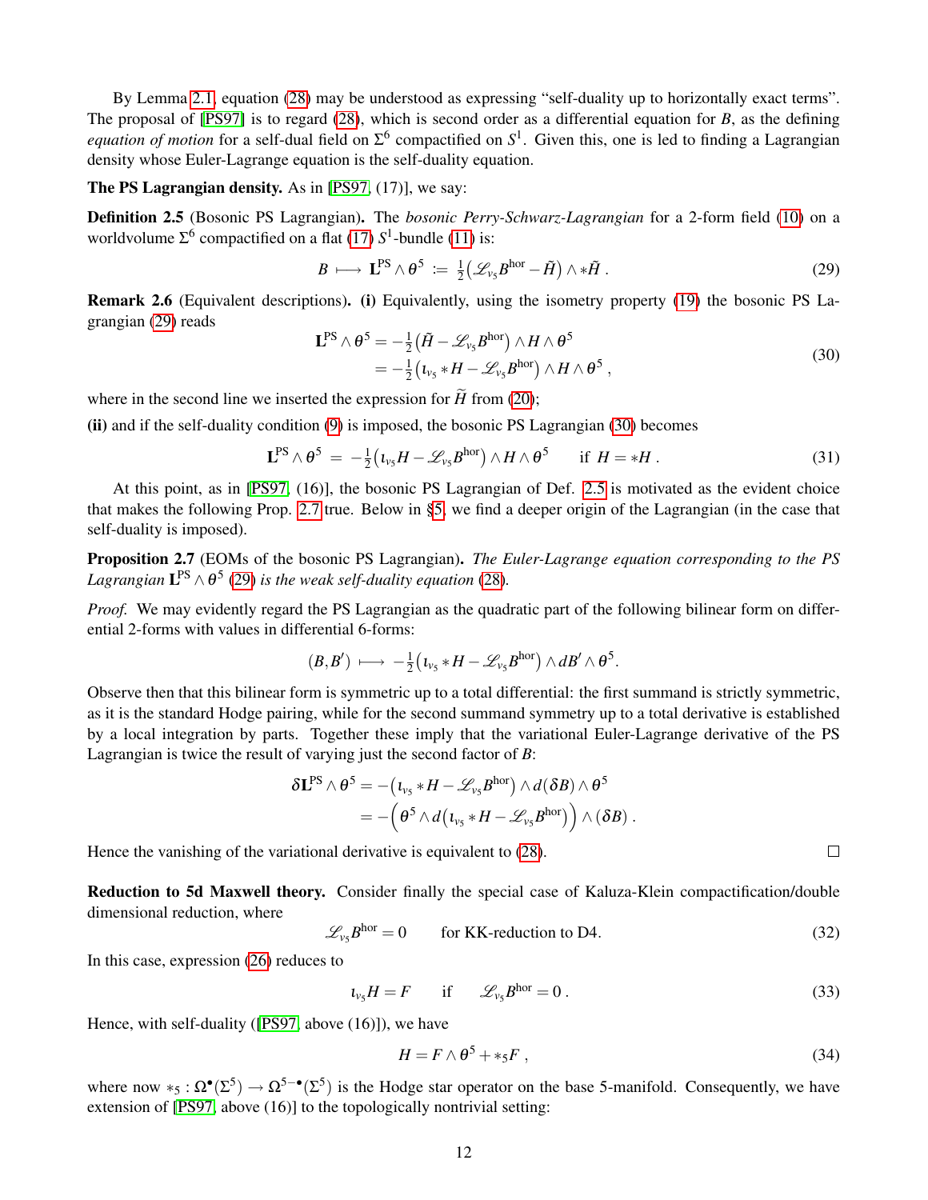By Lemma 2.1, equation (28) may be understood as expressing "self-duality up to horizontally exact terms". The proposal of [PS97] is to regard (28), which is second order as a differential equation for $B$, as the defining *equation of motion* for a self-dual field on $\Sigma^6$ compactified on $S^1$. Given this, one is led to finding a Lagrangian density whose Euler-Lagrange equation is the self-duality equation.

**The PS Lagrangian density.** As in [PS97, (17)], we say:

**Definition 2.5** (Bosonic PS Lagrangian)**.** The *bosonic Perry-Schwarz-Lagrangian* for a 2-form field (10) on a worldvolume $\Sigma^6$ compactified on a flat (17) $S^1$-bundle (11) is:

$$B \longmapsto \mathbf{L}^{\mathrm{PS}} \wedge \theta^5 := \tfrac{1}{2}\big(\mathscr{L}_{v_5} B^{\mathrm{hor}} - \tilde{H}\big) \wedge * \tilde{H}\,. \tag{29}$$

**Remark 2.6** (Equivalent descriptions)**. (i)** Equivalently, using the isometry property (19) the bosonic PS Lagrangian (29) reads

$$\begin{aligned}
\mathbf{L}^{\mathrm{PS}} \wedge \theta^5 &= -\tfrac{1}{2}\big(\tilde{H} - \mathscr{L}_{v_5} B^{\mathrm{hor}}\big) \wedge H \wedge \theta^5 \\
&= -\tfrac{1}{2}\big(\iota_{v_5} * H - \mathscr{L}_{v_5} B^{\mathrm{hor}}\big) \wedge H \wedge \theta^5\,,
\end{aligned} \tag{30}$$

where in the second line we inserted the expression for $\widetilde{H}$ from (20);

**(ii)** and if the self-duality condition (9) is imposed, the bosonic PS Lagrangian (30) becomes

$$\mathbf{L}^{\mathrm{PS}} \wedge \theta^5 \;=\; -\tfrac{1}{2}\big(\iota_{v_5} H - \mathscr{L}_{v_5} B^{\mathrm{hor}}\big) \wedge H \wedge \theta^5 \qquad \text{if } H = *H\,. \tag{31}$$

At this point, as in [PS97, (16)], the bosonic PS Lagrangian of Def. 2.5 is motivated as the evident choice that makes the following Prop. 2.7 true. Below in §5 we find a deeper origin of the Lagrangian (in the case that self-duality is imposed).

**Proposition 2.7** (EOMs of the bosonic PS Lagrangian)**.** *The Euler-Lagrange equation corresponding to the PS Lagrangian* $\mathbf{L}^{\mathrm{PS}} \wedge \theta^5$ *(29) is the weak self-duality equation (28).*

*Proof.* We may evidently regard the PS Lagrangian as the quadratic part of the following bilinear form on differential 2-forms with values in differential 6-forms:

$$(B, B') \longmapsto -\tfrac{1}{2}\big(\iota_{v_5} * H - \mathscr{L}_{v_5} B^{\mathrm{hor}}\big) \wedge dB' \wedge \theta^5.$$

Observe then that this bilinear form is symmetric up to a total differential: the first summand is strictly symmetric, as it is the standard Hodge pairing, while for the second summand symmetry up to a total derivative is established by a local integration by parts. Together these imply that the variational Euler-Lagrange derivative of the PS Lagrangian is twice the result of varying just the second factor of $B$:

$$\begin{aligned}
\delta \mathbf{L}^{\mathrm{PS}} \wedge \theta^5 &= -\big(\iota_{v_5} * H - \mathscr{L}_{v_5} B^{\mathrm{hor}}\big) \wedge d(\delta B) \wedge \theta^5 \\
&= -\Big(\theta^5 \wedge d\big(\iota_{v_5} * H - \mathscr{L}_{v_5} B^{\mathrm{hor}}\big)\Big) \wedge (\delta B)\,.
\end{aligned}$$

Hence the vanishing of the variational derivative is equivalent to (28). □

**Reduction to 5d Maxwell theory.** Consider finally the special case of Kaluza-Klein compactification/double dimensional reduction, where

$$\mathscr{L}_{v_5} B^{\mathrm{hor}} = 0 \qquad \text{for KK-reduction to D4.} \tag{32}$$

In this case, expression (26) reduces to

$$\iota_{v_5} H = F \qquad \text{if} \qquad \mathscr{L}_{v_5} B^{\mathrm{hor}} = 0\,. \tag{33}$$

Hence, with self-duality ([PS97, above (16)]), we have

$$H = F \wedge \theta^5 + *_5 F\,, \tag{34}$$

where now $*_5 : \Omega^\bullet(\Sigma^5) \to \Omega^{5-\bullet}(\Sigma^5)$ is the Hodge star operator on the base 5-manifold. Consequently, we have extension of [PS97, above (16)] to the topologically nontrivial setting: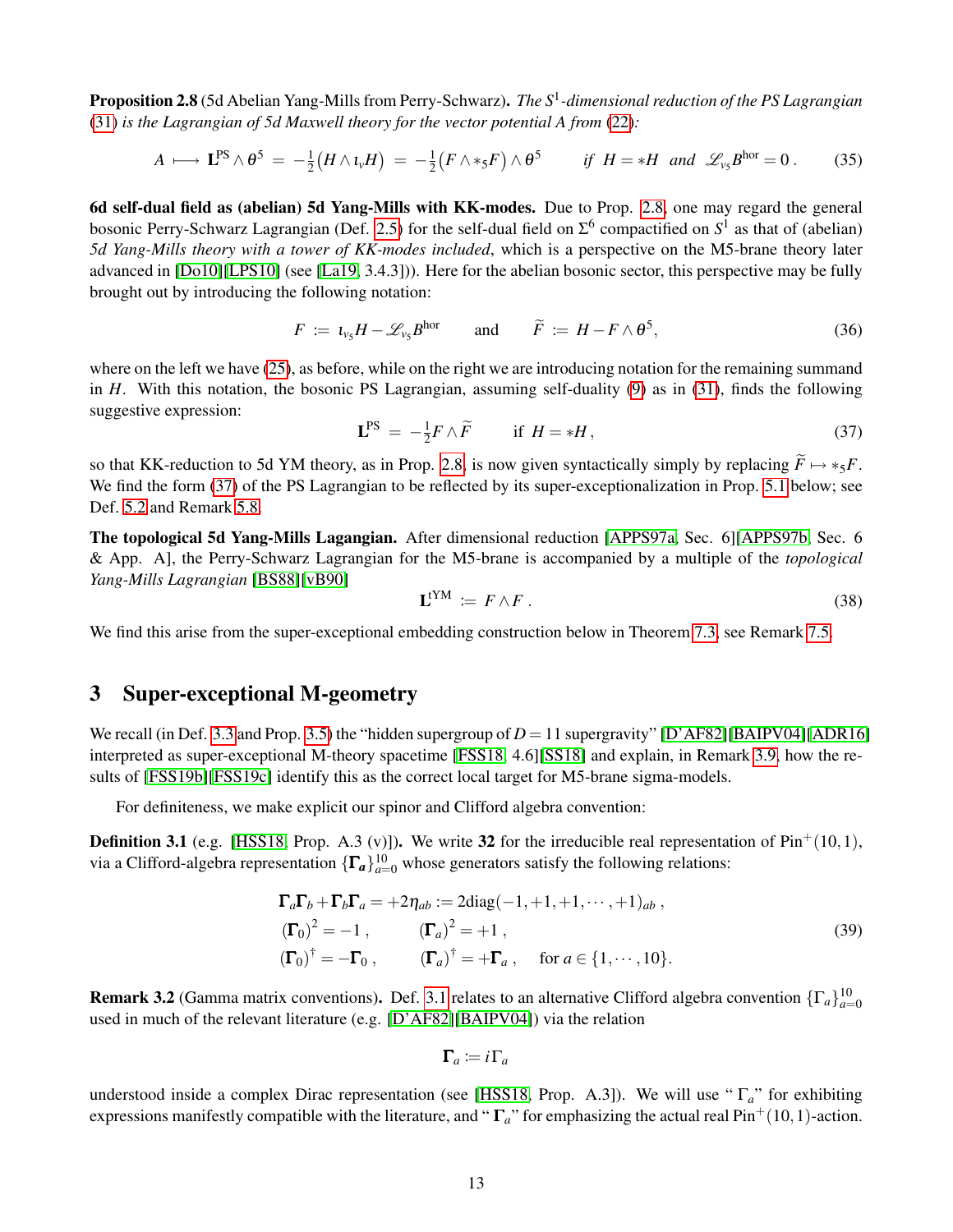**Proposition 2.8** (5d Abelian Yang-Mills from Perry-Schwarz)**.** *The $S^1$-dimensional reduction of the PS Lagrangian* (31) *is the Lagrangian of 5d Maxwell theory for the vector potential $A$ from* (22)*:*

$$A \longmapsto \mathbf{L}^{\mathrm{PS}} \wedge \theta^5 \;=\; -\tfrac{1}{2}\big(H \wedge \iota_v H\big) \;=\; -\tfrac{1}{2}\big(F \wedge *_5 F\big) \wedge \theta^5 \qquad \textit{if } H = *H \textit{ and } \mathscr{L}_{v_5} B^{\mathrm{hor}} = 0\,. \tag{35}$$

**6d self-dual field as (abelian) 5d Yang-Mills with KK-modes.** Due to Prop. 2.8, one may regard the general bosonic Perry-Schwarz Lagrangian (Def. 2.5) for the self-dual field on $\Sigma^6$ compactified on $S^1$ as that of (abelian) *5d Yang-Mills theory with a tower of KK-modes included*, which is a perspective on the M5-brane theory later advanced in [Do10][LPS10] (see [La19, 3.4.3])). Here for the abelian bosonic sector, this perspective may be fully brought out by introducing the following notation:

$$F \;:=\; \iota_{v_5} H - \mathscr{L}_{v_5} B^{\mathrm{hor}} \qquad \text{and} \qquad \widetilde{F} \;:=\; H - F \wedge \theta^5, \tag{36}$$

where on the left we have (25), as before, while on the right we are introducing notation for the remaining summand in $H$. With this notation, the bosonic PS Lagrangian, assuming self-duality (9) as in (31), finds the following suggestive expression:

$$\mathbf{L}^{\mathrm{PS}} \;=\; -\tfrac{1}{2} F \wedge \widetilde{F} \qquad \text{if } H = *H\,, \tag{37}$$

so that KK-reduction to 5d YM theory, as in Prop. 2.8, is now given syntactically simply by replacing $\widetilde{F} \mapsto *_5 F$. We find the form (37) of the PS Lagrangian to be reflected by its super-exceptionalization in Prop. 5.1 below; see Def. 5.2 and Remark 5.8.

**The topological 5d Yang-Mills Lagangian.** After dimensional reduction [APPS97a, Sec. 6][APPS97b, Sec. 6 & App. A], the Perry-Schwarz Lagrangian for the M5-brane is accompanied by a multiple of the *topological Yang-Mills Lagrangian* [BS88][vB90]

$$\mathbf{L}^{\mathrm{tYM}} \;:=\; F \wedge F\,. \tag{38}$$

We find this arise from the super-exceptional embedding construction below in Theorem 7.3, see Remark 7.5.

## 3 Super-exceptional M-geometry

We recall (in Def. 3.3 and Prop. 3.5) the "hidden supergroup of $D = 11$ supergravity" [D'AF82][BAIPV04][ADR16] interpreted as super-exceptional M-theory spacetime [FSS18, 4.6][SS18] and explain, in Remark 3.9, how the results of [FSS19b][FSS19c] identify this as the correct local target for M5-brane sigma-models.

For definiteness, we make explicit our spinor and Clifford algebra convention:

**Definition 3.1** (e.g. [HSS18, Prop. A.3 (v)])**.** We write **32** for the irreducible real representation of $\mathrm{Pin}^+(10,1)$, via a Clifford-algebra representation $\{\boldsymbol{\Gamma}_a\}_{a=0}^{10}$ whose generators satisfy the following relations:

$$\begin{aligned}
&\boldsymbol{\Gamma}_a \boldsymbol{\Gamma}_b + \boldsymbol{\Gamma}_b \boldsymbol{\Gamma}_a = +2\eta_{ab} := 2\mathrm{diag}(-1,+1,+1,\cdots,+1)_{ab}\,,\\
&(\boldsymbol{\Gamma}_0)^2 = -1\,, \qquad (\boldsymbol{\Gamma}_a)^2 = +1\,,\\
&(\boldsymbol{\Gamma}_0)^\dagger = -\boldsymbol{\Gamma}_0\,, \qquad (\boldsymbol{\Gamma}_a)^\dagger = +\boldsymbol{\Gamma}_a\,, \qquad \text{for } a \in \{1,\cdots,10\}.
\end{aligned} \tag{39}$$

**Remark 3.2** (Gamma matrix conventions)**.** Def. 3.1 relates to an alternative Clifford algebra convention $\{\Gamma_a\}_{a=0}^{10}$ used in much of the relevant literature (e.g. [D'AF82][BAIPV04]) via the relation

$$\boldsymbol{\Gamma}_a := i\Gamma_a$$

understood inside a complex Dirac representation (see [HSS18, Prop. A.3]). We will use "$\Gamma_a$" for exhibiting expressions manifestly compatible with the literature, and "$\boldsymbol{\Gamma}_a$" for emphasizing the actual real $\mathrm{Pin}^+(10,1)$-action.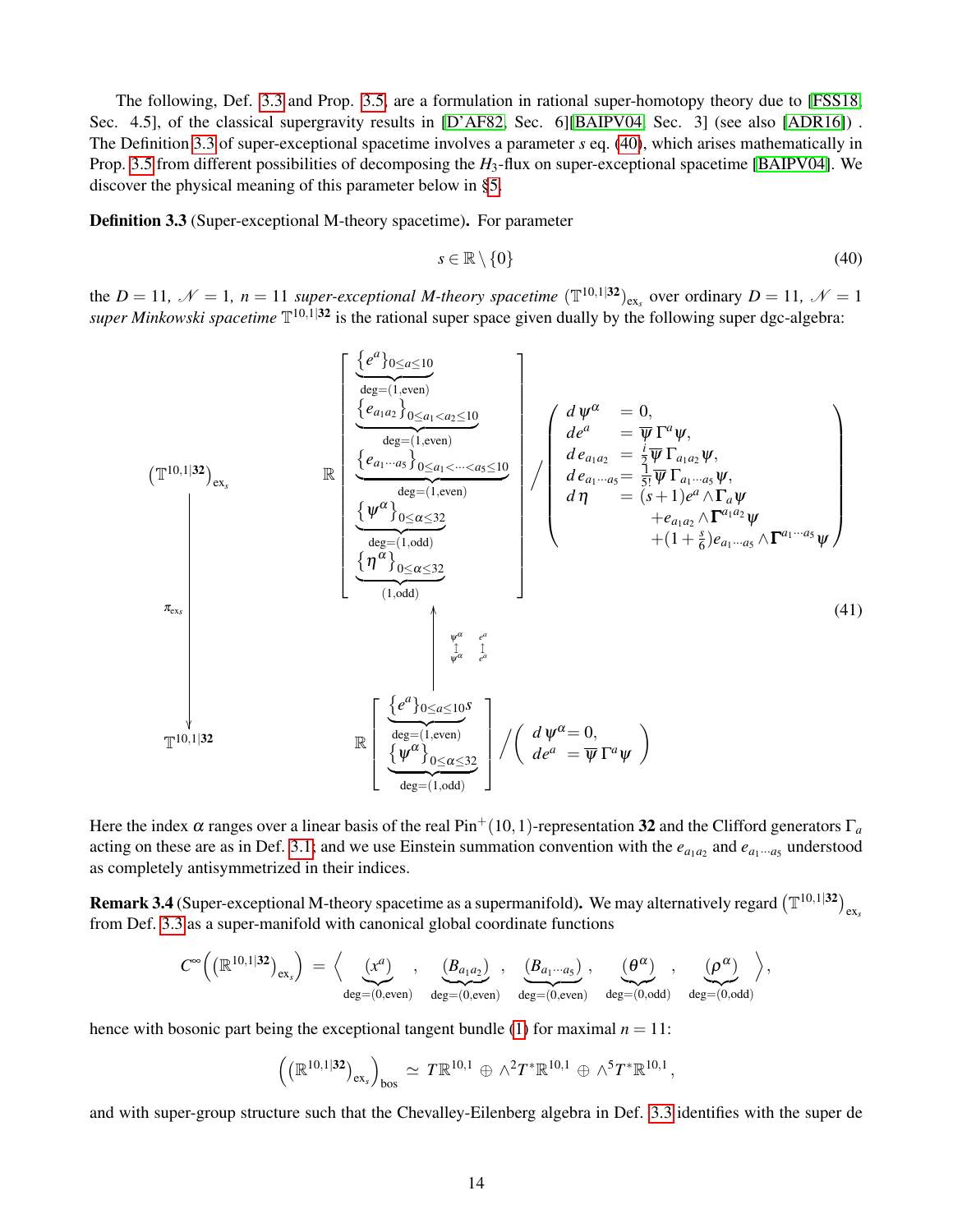The following, Def. 3.3 and Prop. 3.5, are a formulation in rational super-homotopy theory due to [FSS18, Sec. 4.5], of the classical supergravity results in [D'AF82, Sec. 6][BAIPV04, Sec. 3] (see also [ADR16]) . The Definition 3.3 of super-exceptional spacetime involves a parameter $s$ eq. (40), which arises mathematically in Prop. 3.5 from different possibilities of decomposing the $H_3$-flux on super-exceptional spacetime [BAIPV04]. We discover the physical meaning of this parameter below in §5.

**Definition 3.3** (Super-exceptional M-theory spacetime)**.** For parameter

$$s \in \mathbb{R} \setminus \{0\} \tag{40}$$

the $D = 11$, $\mathcal{N} = 1$, $n = 11$ *super-exceptional M-theory spacetime* $\left(\mathbb{T}^{10,1|\mathbf{32}}\right)_{\mathrm{ex}_s}$ over ordinary $D = 11$, $\mathcal{N} = 1$ *super Minkowski spacetime* $\mathbb{T}^{10,1|\mathbf{32}}$ is the rational super space given dually by the following super dgc-algebra:

$$
\begin{array}{ccc}
\left(\mathbb{T}^{10,1|\mathbf{32}}\right)_{\mathrm{ex}_s} & & \mathbb{R}\left[
\begin{array}{l}
\underbrace{\{e^a\}_{0\leq a\leq 10}}_{\mathrm{deg}=(1,\mathrm{even})} \\
\underbrace{\{e_{a_1a_2}\}_{0\leq a_1<a_2\leq 10}}_{\mathrm{deg}=(1,\mathrm{even})} \\
\underbrace{\{e_{a_1\cdots a_5}\}_{0\leq a_1<\cdots<a_5\leq 10}}_{\mathrm{deg}=(1,\mathrm{even})} \\
\underbrace{\{\psi^\alpha\}_{0\leq \alpha\leq 32}}_{\mathrm{deg}=(1,\mathrm{odd})} \\
\underbrace{\{\eta^\alpha\}_{0\leq \alpha\leq 32}}_{(1,\mathrm{odd})}
\end{array}
\right] \Big/ \left(
\begin{array}{ll}
d\,\psi^\alpha & = 0, \\
de^a & = \overline{\psi}\,\Gamma^a\psi, \\
d\,e_{a_1a_2} & = \tfrac{i}{2}\overline{\psi}\,\Gamma_{a_1a_2}\psi, \\
d\,e_{a_1\cdots a_5} & = \tfrac{1}{5!}\overline{\psi}\,\Gamma_{a_1\cdots a_5}\psi, \\
d\,\eta & = (s+1)e^a\wedge \boldsymbol{\Gamma}_a\psi \\
& \quad + e_{a_1a_2}\wedge \boldsymbol{\Gamma}^{a_1a_2}\psi \\
& \quad + (1+\tfrac{s}{6})e_{a_1\cdots a_5}\wedge \boldsymbol{\Gamma}^{a_1\cdots a_5}\psi
\end{array}
\right)
\\
\Big\downarrow{\scriptstyle \pi_{\mathrm{ex}_s}} & & \Big\uparrow {\scriptstyle \psi^\alpha \mapsfrom \psi^\alpha,\ e^a \mapsfrom e^a} \\
\mathbb{T}^{10,1|\mathbf{32}} & & \mathbb{R}\left[
\begin{array}{l}
\underbrace{\{e^a\}_{0\leq a\leq 10s}}_{\mathrm{deg}=(1,\mathrm{even})} \\
\underbrace{\{\psi^\alpha\}_{0\leq \alpha\leq 32}}_{\mathrm{deg}=(1,\mathrm{odd})}
\end{array}
\right] \Big/ \left(
\begin{array}{ll}
d\,\psi^\alpha = 0, \\
de^a \;\;= \overline{\psi}\,\Gamma^a\psi
\end{array}
\right)
\end{array}
\tag{41}
$$

Here the index $\alpha$ ranges over a linear basis of the real $\mathrm{Pin}^+(10,1)$-representation $\mathbf{32}$ and the Clifford generators $\Gamma_a$ acting on these are as in Def. 3.1; and we use Einstein summation convention with the $e_{a_1a_2}$ and $e_{a_1\cdots a_5}$ understood as completely antisymmetrized in their indices.

**Remark 3.4** (Super-exceptional M-theory spacetime as a supermanifold)**.** We may alternatively regard $\left(\mathbb{T}^{10,1|\mathbf{32}}\right)_{\mathrm{ex}_s}$ from Def. 3.3 as a super-manifold with canonical global coordinate functions

$$
C^\infty\Big(\left(\mathbb{R}^{10,1|\mathbf{32}}\right)_{\mathrm{ex}_s}\Big) \;=\; \Big\langle \underbrace{(x^a)}_{\mathrm{deg}=(0,\mathrm{even})}\;,\; \underbrace{(B_{a_1a_2})}_{\mathrm{deg}=(0,\mathrm{even})}\;,\; \underbrace{(B_{a_1\cdots a_5})}_{\mathrm{deg}=(0,\mathrm{even})}\;,\; \underbrace{(\theta^\alpha)}_{\mathrm{deg}=(0,\mathrm{odd})}\;,\; \underbrace{(\rho^\alpha)}_{\mathrm{deg}=(0,\mathrm{odd})} \Big\rangle,
$$

hence with bosonic part being the exceptional tangent bundle (1) for maximal $n = 11$:

$$
\Big(\left(\mathbb{R}^{10,1|\mathbf{32}}\right)_{\mathrm{ex}_s}\Big)_{\mathrm{bos}} \;\simeq\; T\mathbb{R}^{10,1} \,\oplus\, \wedge^2 T^*\mathbb{R}^{10,1} \,\oplus\, \wedge^5 T^*\mathbb{R}^{10,1},
$$

and with super-group structure such that the Chevalley-Eilenberg algebra in Def. 3.3 identifies with the super de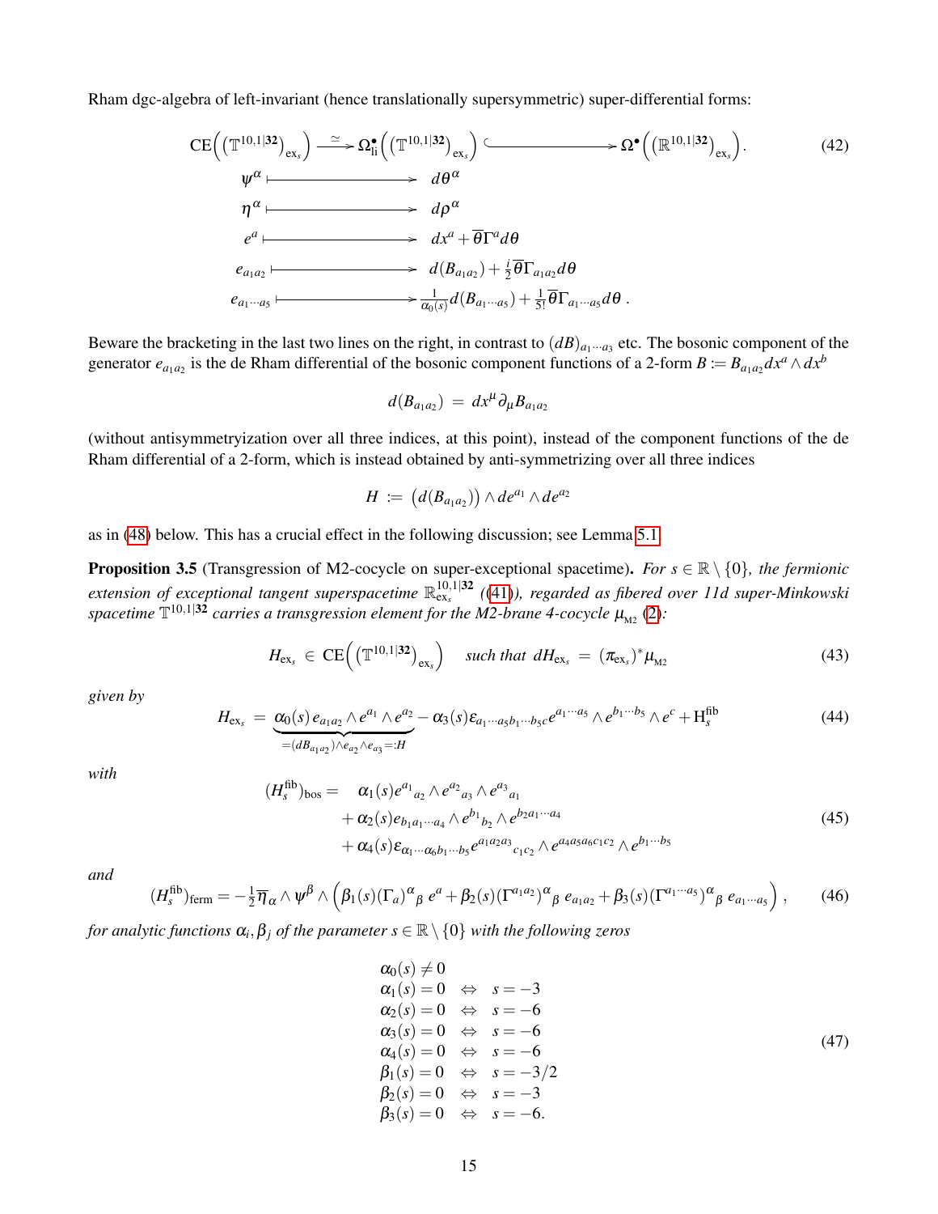Rham dgc-algebra of left-invariant (hence translationally supersymmetric) super-differential forms:

$$
\begin{array}{ccccc}
\mathrm{CE}\Big(\big(\mathbb{T}^{10,1|\mathbf{32}}\big)_{\mathrm{ex}_s}\Big) & \xrightarrow{\;\simeq\;} & \Omega^\bullet_{\mathrm{li}}\Big(\big(\mathbb{T}^{10,1|\mathbf{32}}\big)_{\mathrm{ex}_s}\Big) & \hookrightarrow & \Omega^\bullet\Big(\big(\mathbb{R}^{10,1|\mathbf{32}}\big)_{\mathrm{ex}_s}\Big). \\
\psi^\alpha & \longmapsto & d\theta^\alpha & & \\
\eta^\alpha & \longmapsto & d\rho^\alpha & & \\
e^a & \longmapsto & dx^a + \overline{\theta}\Gamma^a d\theta & & \\
e_{a_1a_2} & \longmapsto & d(B_{a_1a_2}) + \tfrac{i}{2}\overline{\theta}\Gamma_{a_1a_2}d\theta & & \\
e_{a_1\cdots a_5} & \longmapsto & \tfrac{1}{\alpha_0(s)}d(B_{a_1\cdots a_5}) + \tfrac{1}{5!}\overline{\theta}\Gamma_{a_1\cdots a_5}d\theta\,. & &
\end{array}
\tag{42}
$$

Beware the bracketing in the last two lines on the right, in contrast to $(dB)_{a_1\cdots a_3}$ etc. The bosonic component of the generator $e_{a_1a_2}$ is the de Rham differential of the bosonic component functions of a 2-form $B := B_{a_1a_2}dx^a\wedge dx^b$

$$
d(B_{a_1a_2}) \;=\; dx^\mu \partial_\mu B_{a_1a_2}
$$

(without antisymmetryization over all three indices, at this point), instead of the component functions of the de Rham differential of a 2-form, which is instead obtained by anti-symmetrizing over all three indices

$$
H \;:=\; \big(d(B_{a_1a_2})\big)\wedge de^{a_1}\wedge de^{a_2}
$$

as in (48) below. This has a crucial effect in the following discussion; see Lemma 5.1.

**Proposition 3.5** (Transgression of M2-cocycle on super-exceptional spacetime)**.** *For $s\in\mathbb{R}\setminus\{0\}$, the fermionic extension of exceptional tangent superspacetime $\mathbb{R}^{10,1|\mathbf{32}}_{\mathrm{ex}_s}$ ((41)), regarded as fibered over 11d super-Minkowski spacetime $\mathbb{T}^{10,1|\mathbf{32}}$ carries a transgression element for the M2-brane 4-cocycle $\mu_{\mathrm{M2}}$ (2):*

$$
H_{\mathrm{ex}_s} \,\in\, \mathrm{CE}\Big(\big(\mathbb{T}^{10,1|\mathbf{32}}\big)_{\mathrm{ex}_s}\Big) \quad \text{such that } dH_{\mathrm{ex}_s} \,=\, (\pi_{\mathrm{ex}_s})^*\mu_{\mathrm{M2}}
\tag{43}
$$

*given by*

$$
H_{\mathrm{ex}_s} \,=\, \underbrace{\alpha_0(s)\,e_{a_1a_2}\wedge e^{a_1}\wedge e^{a_2}}_{=(dB_{a_1a_2})\wedge e_{a_2}\wedge e_{a_3} =: H} - \alpha_3(s)\epsilon_{a_1\cdots a_5 b_1\cdots b_5 c}e^{a_1\cdots a_5}\wedge e^{b_1\cdots b_5}\wedge e^c + \mathrm{H}^{\mathrm{fib}}_s
\tag{44}
$$

*with*

$$
\begin{aligned}
(H^{\mathrm{fib}}_s)_{\mathrm{bos}} = \quad & \alpha_1(s)e^{a_1}{}_{a_2}\wedge e^{a_2}{}_{a_3}\wedge e^{a_3}{}_{a_1} \\
& + \alpha_2(s)e_{b_1a_1\cdots a_4}\wedge e^{b_1}{}_{b_2}\wedge e^{b_2a_1\cdots a_4} \\
& + \alpha_4(s)\epsilon_{\alpha_1\cdots\alpha_6 b_1\cdots b_5}e^{a_1a_2a_3}{}_{c_1c_2}\wedge e^{a_4a_5a_6c_1c_2}\wedge e^{b_1\cdots b_5}
\end{aligned}
\tag{45}
$$

*and*

$$
(H^{\mathrm{fib}}_s)_{\mathrm{ferm}} = -\tfrac{1}{2}\overline{\eta}_\alpha\wedge\psi^\beta\wedge\Big(\beta_1(s)(\Gamma_a)^\alpha{}_\beta\, e^a + \beta_2(s)(\Gamma^{a_1a_2})^\alpha{}_\beta\, e_{a_1a_2} + \beta_3(s)(\Gamma^{a_1\cdots a_5})^\alpha{}_\beta\, e_{a_1\cdots a_5}\Big)\,,
\tag{46}
$$

*for analytic functions $\alpha_i,\beta_j$ of the parameter $s\in\mathbb{R}\setminus\{0\}$ with the following zeros*

$$
\begin{array}{lcl}
\alpha_0(s)\neq 0 & & \\
\alpha_1(s)=0 & \Leftrightarrow & s=-3 \\
\alpha_2(s)=0 & \Leftrightarrow & s=-6 \\
\alpha_3(s)=0 & \Leftrightarrow & s=-6 \\
\alpha_4(s)=0 & \Leftrightarrow & s=-6 \\
\beta_1(s)=0 & \Leftrightarrow & s=-3/2 \\
\beta_2(s)=0 & \Leftrightarrow & s=-3 \\
\beta_3(s)=0 & \Leftrightarrow & s=-6.
\end{array}
\tag{47}
$$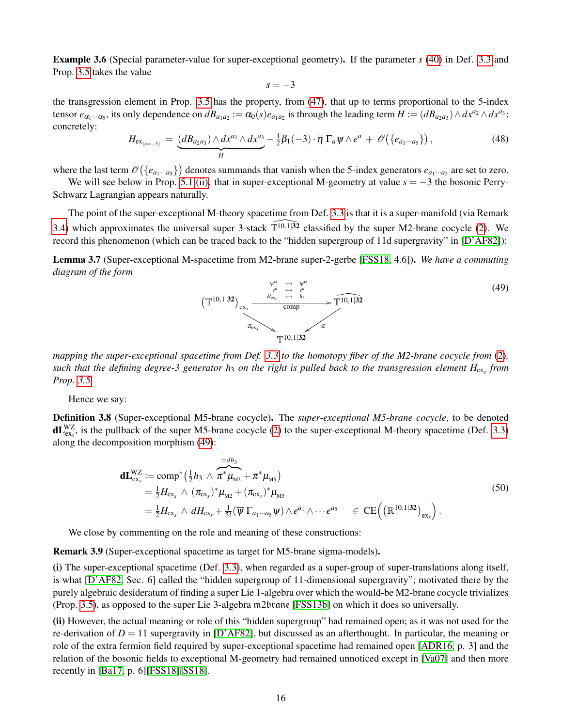**Example 3.6** (Special parameter-value for super-exceptional geometry)**.** If the parameter $s$ (40) in Def. 3.3 and Prop. 3.5 takes the value

$$s = -3$$

the transgression element in Prop. 3.5 has the property, from (47), that up to terms proportional to the 5-index tensor $e_{\alpha_1\cdots\alpha_5}$, its only dependence on $dB_{a_1 a_2} := \alpha_0(s) e_{a_1 a_2}$ is through the leading term $H := (dB_{a_2 a_3}) \wedge dx^{a_2} \wedge dx^{a_3}$; concretely:

$$H_{\mathrm{ex}_{(s=-3)}} = \underbrace{(dB_{a_2 a_3}) \wedge dx^{a_2} \wedge dx^{a_3}}_{H} - \tfrac{1}{2}\beta_1(-3) \cdot \overline{\eta}\, \Gamma_a \psi \wedge e^a + \mathscr{O}\big(\{e_{a_1\cdots a_5}\}\big)\,, \tag{48}$$

where the last term $\mathscr{O}\big(\{e_{a_1\cdots a_5}\}\big)$ denotes summands that vanish when the 5-index generators $e_{a_1\cdots a_5}$ are set to zero.

We will see below in Prop. 5.1 (ii), that in super-exceptional M-geometry at value $s = -3$ the bosonic Perry-Schwarz Lagrangian appears naturally.

The point of the super-exceptional M-theory spacetime from Def. 3.3 is that it is a super-manifold (via Remark 3.4) which approximates the universal super 3-stack $\widehat{\mathbb{T}^{10,1|\mathbf{32}}}$ classified by the super M2-brane cocycle (2). We record this phenomenon (which can be traced back to the "hidden supergroup of 11d supergravity" in [D'AF82]):

**Lemma 3.7** (Super-exceptional M-spacetime from M2-brane super-2-gerbe [FSS18, 4.6])**.** *We have a commuting diagram of the form*

$$\begin{array}{ccc}
\big(\mathbb{T}^{10,1|\mathbf{32}}\big)_{\mathrm{ex}_s} & \xrightarrow[\mathrm{comp}]{\substack{\psi^\alpha \,\leftarrow\!\shortmid\, \psi^\alpha \\ e^a \,\leftarrow\!\shortmid\, e^a \\ H_{\mathrm{ex}_s} \,\leftarrow\!\shortmid\, h_3}} & \widehat{\mathbb{T}^{10,1|\mathbf{32}}} \\
{\scriptstyle \pi_{\mathrm{ex}_s}} \searrow & & \swarrow {\scriptstyle \pi} \\
& \mathbb{T}^{10,1|\mathbf{32}} &
\end{array} \tag{49}$$

*mapping the super-exceptional spacetime from Def. 3.3 to the homotopy fiber of the M2-brane cocycle from (2), such that the defining degree-3 generator $h_3$ on the right is pulled back to the transgression element $H_{\mathrm{ex}_s}$ from Prop. 3.5.*

Hence we say:

**Definition 3.8** (Super-exceptional M5-brane cocycle)**.** The *super-exceptional M5-brane cocycle*, to be denoted $\mathbf{dL}^{\mathrm{WZ}}_{\mathrm{ex}_s}$, is the pullback of the super M5-brane cocycle (2) to the super-exceptional M-theory spacetime (Def. 3.3) along the decomposition morphism (49):

$$\begin{aligned}
\mathbf{dL}^{\mathrm{WZ}}_{\mathrm{ex}_s} &:= \mathrm{comp}^*\big(\tfrac{1}{2}h_3 \wedge \overbrace{\pi^*\mu_{{}_{\mathrm{M2}}}}^{=dh_3} + \pi^*\mu_{{}_{\mathrm{M5}}}\big) \\
&= \tfrac{1}{2}H_{\mathrm{ex}_s} \wedge (\pi_{\mathrm{ex}_s})^*\mu_{{}_{\mathrm{M2}}} + (\pi_{\mathrm{ex}_s})^*\mu_{{}_{\mathrm{M5}}} \\
&= \tfrac{1}{2}H_{\mathrm{ex}_s} \wedge dH_{\mathrm{ex}_s} + \tfrac{1}{5!}(\overline{\psi}\,\Gamma_{a_1\cdots a_5}\psi) \wedge e^{a_1} \wedge \cdots e^{a_5} \quad \in \mathrm{CE}\Big(\big(\mathbb{R}^{10,1|\mathbf{32}}\big)_{\mathrm{ex}_s}\Big)\,.
\end{aligned} \tag{50}$$

We close by commenting on the role and meaning of these constructions:

**Remark 3.9** (Super-exceptional spacetime as target for M5-brane sigma-models)**.**

**(i)** The super-exceptional spacetime (Def. 3.3), when regarded as a super-group of super-translations along itself, is what [D'AF82, Sec. 6] called the "hidden supergroup of 11-dimensional supergravity"; motivated there by the purely algebraic desideratum of finding a super Lie 1-algebra over which the would-be M2-brane cocycle trivializes (Prop. 3.5), as opposed to the super Lie 3-algebra $\mathfrak{m2brane}$ [FSS13b] on which it does so universally.

**(ii)** However, the actual meaning or role of this "hidden supergroup" had remained open; as it was not used for the re-derivation of $D = 11$ supergravity in [D'AF82], but discussed as an afterthought. In particular, the meaning or role of the extra fermion field required by super-exceptional spacetime had remained open [ADR16, p. 3] and the relation of the bosonic fields to exceptional M-geometry had remained unnoticed except in [Va07] and then more recently in [Ba17, p. 6][FSS18][SS18].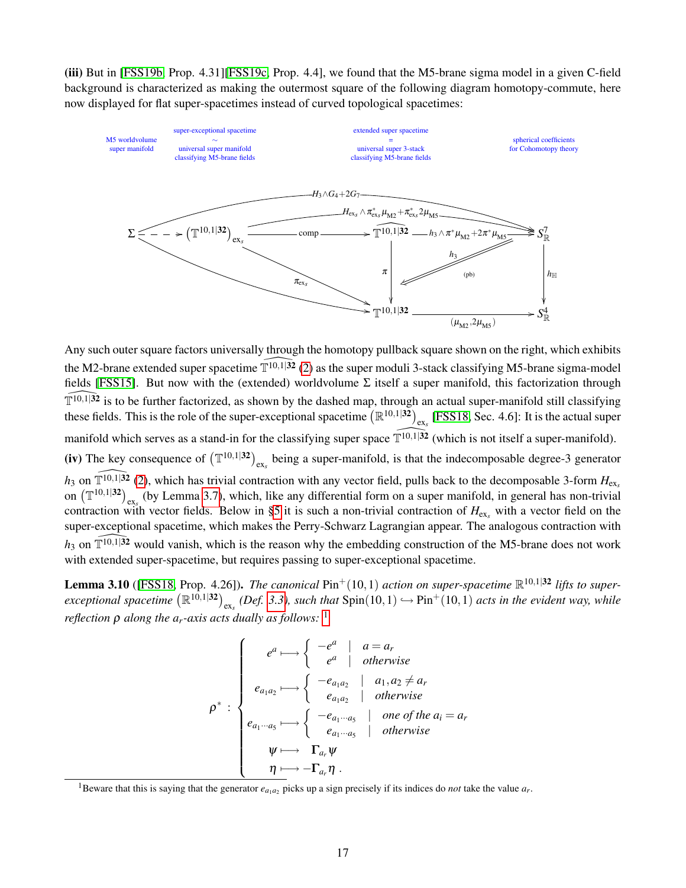**(iii)** But in [FSS19b, Prop. 4.31][FSS19c, Prop. 4.4], we found that the M5-brane sigma model in a given C-field background is characterized as making the outermost square of the following diagram homotopy-commute, here now displayed for flat super-spacetimes instead of curved topological spacetimes:

$$
\begin{array}{ccccccc}
\substack{\text{M5 worldvolume}\\ \text{super manifold}} & & \substack{\text{super-exceptional spacetime}\\ \sim \\ \text{universal super manifold}\\ \text{classifying M5-brane fields}} & & \substack{\text{extended super spacetime}\\ = \\ \text{universal super 3-stack}\\ \text{classifying M5-brane fields}} & & \substack{\text{spherical coefficients}\\ \text{for Cohomotopy theory}} \\
\Sigma & \dashrightarrow & \left(\mathbb{T}^{10,1|\mathbf{32}}\right)_{\mathrm{ex}_s} & \xrightarrow{\ \mathrm{comp}\ } & \widehat{\mathbb{T}^{10,1|\mathbf{32}}} & \xrightarrow{\ h_3 \wedge \pi^*\mu_{\mathrm{M2}} + 2\pi^*\mu_{\mathrm{M5}}\ } & S^7_{\mathbb{R}} \\
 & & & \searrow^{\pi_{\mathrm{ex}_s}} & \big\downarrow{\scriptstyle \pi} & \text{(pb)} & \big\downarrow{\scriptstyle h_{\mathbb{H}}} \\
 & & & & \mathbb{T}^{10,1|\mathbf{32}} & \xrightarrow{\ (\mu_{\mathrm{M2}}, 2\mu_{\mathrm{M5}})\ } & S^4_{\mathbb{R}}
\end{array}
$$

(with outer arrows $\Sigma \xrightarrow{H_3 \wedge G_4 + 2G_7} S^7_{\mathbb{R}}$, $\left(\mathbb{T}^{10,1|\mathbf{32}}\right)_{\mathrm{ex}_s} \xrightarrow{H_{\mathrm{ex}_s} \wedge \pi^*_{\mathrm{ex}_s}\mu_{\mathrm{M2}} + \pi^*_{\mathrm{ex}_s} 2\mu_{\mathrm{M5}}} S^7_{\mathbb{R}}$, $\Sigma \to \mathbb{T}^{10,1|\mathbf{32}}$, and $h_3$ on the pullback)

Any such outer square factors universally through the homotopy pullback square shown on the right, which exhibits the M2-brane extended super spacetime $\widehat{\mathbb{T}^{10,1|\mathbf{32}}}$ (2) as the super moduli 3-stack classifying M5-brane sigma-model fields [FSS15]. But now with the (extended) worldvolume $\Sigma$ itself a super manifold, this factorization through $\widehat{\mathbb{T}^{10,1|\mathbf{32}}}$ is to be further factorized, as shown by the dashed map, through an actual super-manifold still classifying these fields. This is the role of the super-exceptional spacetime $\left(\mathbb{R}^{10,1|\mathbf{32}}\right)_{\mathrm{ex}_s}$ [FSS18, Sec. 4.6]: It is the actual super manifold which serves as a stand-in for the classifying super space $\widehat{\mathbb{T}^{10,1|\mathbf{32}}}$ (which is not itself a super-manifold).

**(iv)** The key consequence of $\left(\mathbb{T}^{10,1|\mathbf{32}}\right)_{\mathrm{ex}_s}$ being a super-manifold, is that the indecomposable degree-3 generator $h_3$ on $\widehat{\mathbb{T}^{10,1|\mathbf{32}}}$ (2), which has trivial contraction with any vector field, pulls back to the decomposable 3-form $H_{\mathrm{ex}_s}$ on $\left(\mathbb{T}^{10,1|\mathbf{32}}\right)_{\mathrm{ex}_s}$ (by Lemma 3.7), which, like any differential form on a super manifold, in general has non-trivial contraction with vector fields. Below in §5 it is such a non-trivial contraction of $H_{\mathrm{ex}_s}$ with a vector field on the super-exceptional spacetime, which makes the Perry-Schwarz Lagrangian appear. The analogous contraction with $h_3$ on $\widehat{\mathbb{T}^{10,1|\mathbf{32}}}$ would vanish, which is the reason why the embedding construction of the M5-brane does not work with extended super-spacetime, but requires passing to super-exceptional spacetime.

**Lemma 3.10** ([FSS18, Prop. 4.26]). *The canonical* $\mathrm{Pin}^+(10,1)$ *action on super-spacetime* $\mathbb{R}^{10,1|\mathbf{32}}$ *lifts to super-exceptional spacetime* $\left(\mathbb{R}^{10,1|\mathbf{32}}\right)_{\mathrm{ex}_s}$ *(Def. 3.3), such that* $\mathrm{Spin}(10,1) \hookrightarrow \mathrm{Pin}^+(10,1)$ *acts in the evident way, while reflection* $\rho$ *along the* $a_r$*-axis acts dually as follows:* [1]

$$
\rho^* \;:\; \left\{
\begin{array}{ccl}
e^a & \longmapsto & \left\{ \begin{array}{rcl} -e^a & | & a = a_r \\ e^a & | & \text{otherwise} \end{array} \right. \\[2mm]
e_{a_1 a_2} & \longmapsto & \left\{ \begin{array}{rcl} -e_{a_1 a_2} & | & a_1, a_2 \neq a_r \\ e_{a_1 a_2} & | & \text{otherwise} \end{array} \right. \\[2mm]
e_{a_1 \cdots a_5} & \longmapsto & \left\{ \begin{array}{rcl} -e_{a_1 \cdots a_5} & | & \text{one of the } a_i = a_r \\ e_{a_1 \cdots a_5} & | & \text{otherwise} \end{array} \right. \\[2mm]
\psi & \longmapsto & \Gamma_{a_r} \psi \\
\eta & \longmapsto & -\Gamma_{a_r} \eta \,.
\end{array}
\right.
$$

[1] Beware that this is saying that the generator $e_{a_1 a_2}$ picks up a sign precisely if its indices do *not* take the value $a_r$.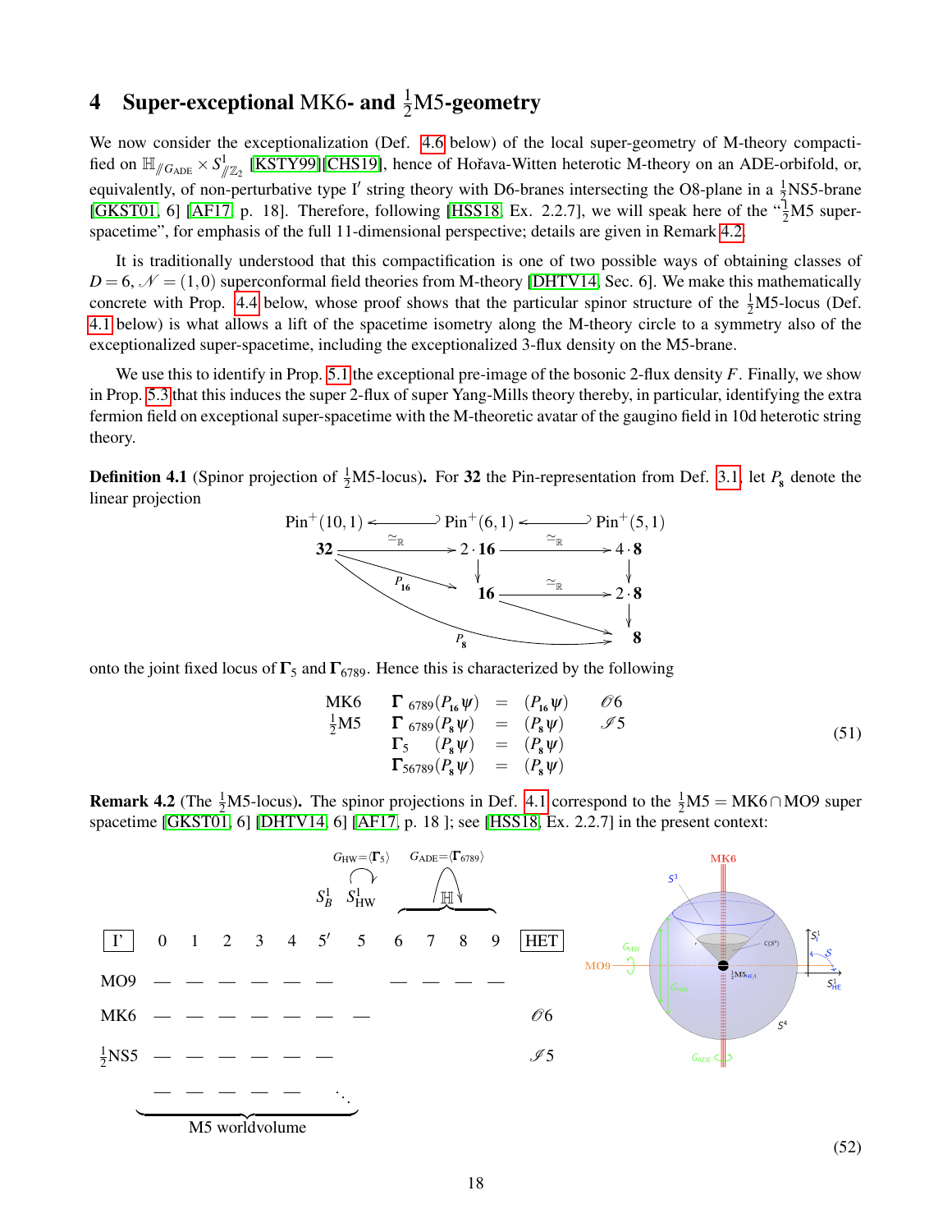# 4 Super-exceptional MK6- and $\frac{1}{2}$M5-geometry

We now consider the exceptionalization (Def. 4.6 below) of the local super-geometry of M-theory compactified on $\mathbb{H}_{/\!\!/ G_{\mathrm{ADE}}} \times S^1_{/\!\!/ \mathbb{Z}_2}$ [KSTY99][CHS19], hence of Hořava-Witten heterotic M-theory on an ADE-orbifold, or, equivalently, of non-perturbative type I′ string theory with D6-branes intersecting the O8-plane in a $\frac{1}{2}$NS5-brane [GKST01, 6] [AF17, p. 18]. Therefore, following [HSS18, Ex. 2.2.7], we will speak here of the "$\frac{1}{2}$M5 super-spacetime", for emphasis of the full 11-dimensional perspective; details are given in Remark 4.2.

It is traditionally understood that this compactification is one of two possible ways of obtaining classes of $D = 6$, $\mathcal{N} = (1,0)$ superconformal field theories from M-theory [DHTV14, Sec. 6]. We make this mathematically concrete with Prop. 4.4 below, whose proof shows that the particular spinor structure of the $\frac{1}{2}$M5-locus (Def. 4.1 below) is what allows a lift of the spacetime isometry along the M-theory circle to a symmetry also of the exceptionalized super-spacetime, including the exceptionalized 3-flux density on the M5-brane.

We use this to identify in Prop. 5.1 the exceptional pre-image of the bosonic 2-flux density $F$. Finally, we show in Prop. 5.3 that this induces the super 2-flux of super Yang-Mills theory thereby, in particular, identifying the extra fermion field on exceptional super-spacetime with the M-theoretic avatar of the gaugino field in 10d heterotic string theory.

**Definition 4.1** (Spinor projection of $\frac{1}{2}$M5-locus)**.** For $\mathbf{32}$ the Pin-representation from Def. 3.1, let $P_{\mathbf{8}}$ denote the linear projection

$$
\begin{array}{ccccc}
\mathrm{Pin}^+(10,1) & \hookleftarrow & \mathrm{Pin}^+(6,1) & \hookleftarrow & \mathrm{Pin}^+(5,1) \\
\mathbf{32} & \xrightarrow{\simeq_{\mathbb{R}}} & 2\cdot\mathbf{16} & \xrightarrow{\simeq_{\mathbb{R}}} & 4\cdot\mathbf{8} \\
 & \searrow^{P_{\mathbf{16}}} & \downarrow & & \downarrow \\
 & & \mathbf{16} & \xrightarrow{\simeq_{\mathbb{R}}} & 2\cdot\mathbf{8} \\
 & & & \searrow & \downarrow \\
 & & \xrightarrow{P_{\mathbf{8}}} & & \mathbf{8}
\end{array}
$$

onto the joint fixed locus of $\mathbf{\Gamma}_5$ and $\mathbf{\Gamma}_{6789}$. Hence this is characterized by the following

$$
\begin{array}{llcll}
\mathrm{MK6} & \mathbf{\Gamma}_{6789}(P_{\mathbf{16}}\psi) & = & (P_{\mathbf{16}}\psi) & \mathscr{O}6 \\
\tfrac{1}{2}\mathrm{M5} & \mathbf{\Gamma}_{6789}(P_{\mathbf{8}}\psi) & = & (P_{\mathbf{8}}\psi) & \mathscr{I}5 \\
 & \mathbf{\Gamma}_{5}\;\;\;(P_{\mathbf{8}}\psi) & = & (P_{\mathbf{8}}\psi) & \\
 & \mathbf{\Gamma}_{56789}(P_{\mathbf{8}}\psi) & = & (P_{\mathbf{8}}\psi) &
\end{array}
\tag{51}
$$

**Remark 4.2** (The $\frac{1}{2}$M5-locus)**.** The spinor projections in Def. 4.1 correspond to the $\frac{1}{2}\mathrm{M5} = \mathrm{MK6} \cap \mathrm{MO9}$ super spacetime [GKST01, 6] [DHTV14, 6] [AF17, p. 18 ]; see [HSS18, Ex. 2.2.7] in the present context:

$G_{\mathrm{HW}} = \langle \mathbf{\Gamma}_5 \rangle$ acting on $S^1_{\mathrm{HW}}$; $G_{\mathrm{ADE}} = \langle \mathbf{\Gamma}_{6789} \rangle$ acting on $\mathbb{H}$ (directions 6, 7, 8, 9); $S^1_B$ along $5'$.

| I' | 0 | 1 | 2 | 3 | 4 | 5′ | 5 | 6 | 7 | 8 | 9 | HET |
|---|---|---|---|---|---|---|---|---|---|---|---|---|
| MO9 | — | — | — | — | — | — | | — | — | — | — | |
| MK6 | — | — | — | — | — | — | — | | | | | $\mathscr{O}6$ |
| $\frac{1}{2}$NS5 | — | — | — | — | — | — | | | | | | $\mathscr{I}5$ |
| | — | — | — | — | — | ⋱ | | | | | | |

M5 worldvolume (directions 0–5′)

(52)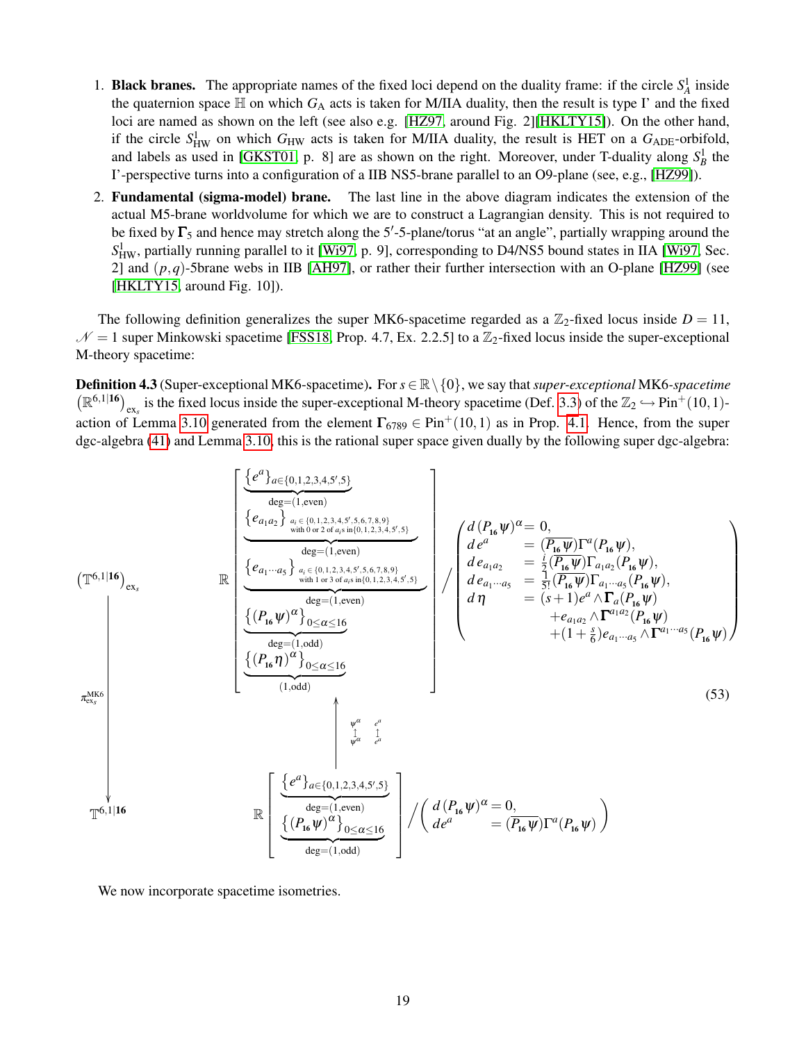1. **Black branes.** The appropriate names of the fixed loci depend on the duality frame: if the circle $S^1_A$ inside the quaternion space $\mathbb{H}$ on which $G_A$ acts is taken for M/IIA duality, then the result is type I' and the fixed loci are named as shown on the left (see also e.g. [HZ97, around Fig. 2][HKLTY15]). On the other hand, if the circle $S^1_{\mathrm{HW}}$ on which $G_{\mathrm{HW}}$ acts is taken for M/IIA duality, the result is HET on a $G_{\mathrm{ADE}}$-orbifold, and labels as used in [GKST01, p. 8] are as shown on the right. Moreover, under T-duality along $S^1_B$ the I'-perspective turns into a configuration of a IIB NS5-brane parallel to an O9-plane (see, e.g., [HZ99]).

2. **Fundamental (sigma-model) brane.** The last line in the above diagram indicates the extension of the actual M5-brane worldvolume for which we are to construct a Lagrangian density. This is not required to be fixed by $\mathbf{\Gamma}_5$ and hence may stretch along the $5'$-5-plane/torus "at an angle", partially wrapping around the $S^1_{\mathrm{HW}}$, partially running parallel to it [Wi97, p. 9], corresponding to D4/NS5 bound states in IIA [Wi97, Sec. 2] and $(p,q)$-5brane webs in IIB [AH97], or rather their further intersection with an O-plane [HZ99] (see [HKLTY15, around Fig. 10]).

The following definition generalizes the super MK6-spacetime regarded as a $\mathbb{Z}_2$-fixed locus inside $D=11$, $\mathcal{N}=1$ super Minkowski spacetime [FSS18, Prop. 4.7, Ex. 2.2.5] to a $\mathbb{Z}_2$-fixed locus inside the super-exceptional M-theory spacetime:

**Definition 4.3** (Super-exceptional MK6-spacetime)**.** For $s \in \mathbb{R}\setminus\{0\}$, we say that *super-exceptional* MK6*-spacetime* $\left(\mathbb{R}^{6,1|\mathbf{16}}\right)_{\mathrm{ex}_s}$ is the fixed locus inside the super-exceptional M-theory spacetime (Def. 3.3) of the $\mathbb{Z}_2 \hookrightarrow \mathrm{Pin}^+(10,1)$-action of Lemma 3.10 generated from the element $\mathbf{\Gamma}_{6789} \in \mathrm{Pin}^+(10,1)$ as in Prop. 4.1. Hence, from the super dgc-algebra (41) and Lemma 3.10, this is the rational super space given dually by the following super dgc-algebra:

$$
\begin{array}{ccc}
\left(\mathbb{T}^{6,1|\mathbf{16}}\right)_{\mathrm{ex}_s}
&
&
\mathbb{R}\left[
\begin{array}{c}
\underbrace{\{e^a\}_{a\in\{0,1,2,3,4,5',5\}}}_{\mathrm{deg}=(1,\mathrm{even})}
\\
\underbrace{\{e_{a_1a_2}\}_{\substack{a_i\in\{0,1,2,3,4,5',5,6,7,8,9\}\\ \text{with 0 or 2 of } a_i\text{s in}\{0,1,2,3,4,5',5\}}}}_{\mathrm{deg}=(1,\mathrm{even})}
\\
\underbrace{\{e_{a_1\cdots a_5}\}_{\substack{a_i\in\{0,1,2,3,4,5',5,6,7,8,9\}\\ \text{with 1 or 3 of } a_i\text{s in}\{0,1,2,3,4,5'\}}}}_{\mathrm{deg}=(1,\mathrm{even})}
\\
\underbrace{\{(P_{\mathbf{16}}\psi)^\alpha\}_{0\leq\alpha\leq 16}}_{\mathrm{deg}=(1,\mathrm{odd})}
\\
\underbrace{\{(P_{\mathbf{16}}\eta)^\alpha\}_{0\leq\alpha\leq 16}}_{(1,\mathrm{odd})}
\end{array}
\right]
\Big/
\left(
\begin{array}{rcl}
d\,(P_{\mathbf{16}}\psi)^\alpha &=& 0,\\
d\,e^a &=& (\overline{P_{\mathbf{16}}\psi})\Gamma^a(P_{\mathbf{16}}\psi),\\
d\,e_{a_1a_2} &=& \tfrac{i}{2}(\overline{P_{\mathbf{16}}\psi})\Gamma_{a_1a_2}(P_{\mathbf{16}}\psi),\\
d\,e_{a_1\cdots a_5} &=& \tfrac{1}{5!}(\overline{P_{\mathbf{16}}\psi})\Gamma_{a_1\cdots a_5}(P_{\mathbf{16}}\psi),\\
d\,\eta &=& (s+1)e^a\wedge\mathbf{\Gamma}_a(P_{\mathbf{16}}\psi)\\
&&+e_{a_1a_2}\wedge\mathbf{\Gamma}^{a_1a_2}(P_{\mathbf{16}}\psi)\\
&&+(1+\tfrac{s}{6})e_{a_1\cdots a_5}\wedge\mathbf{\Gamma}^{a_1\cdots a_5}(P_{\mathbf{16}}\psi)
\end{array}
\right)
\\
\Big\downarrow{\scriptstyle \pi^{\mathrm{MK6}}_{\mathrm{ex}_s}}
&&
\Big\uparrow{\scriptstyle \psi^\alpha \mapsto \psi^\alpha,\; e^a\mapsto e^a}
\\
\mathbb{T}^{6,1|\mathbf{16}}
&&
\mathbb{R}\left[
\begin{array}{c}
\underbrace{\{e^a\}_{a\in\{0,1,2,3,4,5',5\}}}_{\mathrm{deg}=(1,\mathrm{even})}
\\
\underbrace{\{(P_{\mathbf{16}}\psi)^\alpha\}_{0\leq\alpha\leq 16}}_{\mathrm{deg}=(1,\mathrm{odd})}
\end{array}
\right]
\Big/
\left(
\begin{array}{rcl}
d\,(P_{\mathbf{16}}\psi)^\alpha &=& 0,\\
de^a &=& (\overline{P_{\mathbf{16}}\psi})\Gamma^a(P_{\mathbf{16}}\psi)
\end{array}
\right)
\end{array}
\tag{53}
$$

We now incorporate spacetime isometries.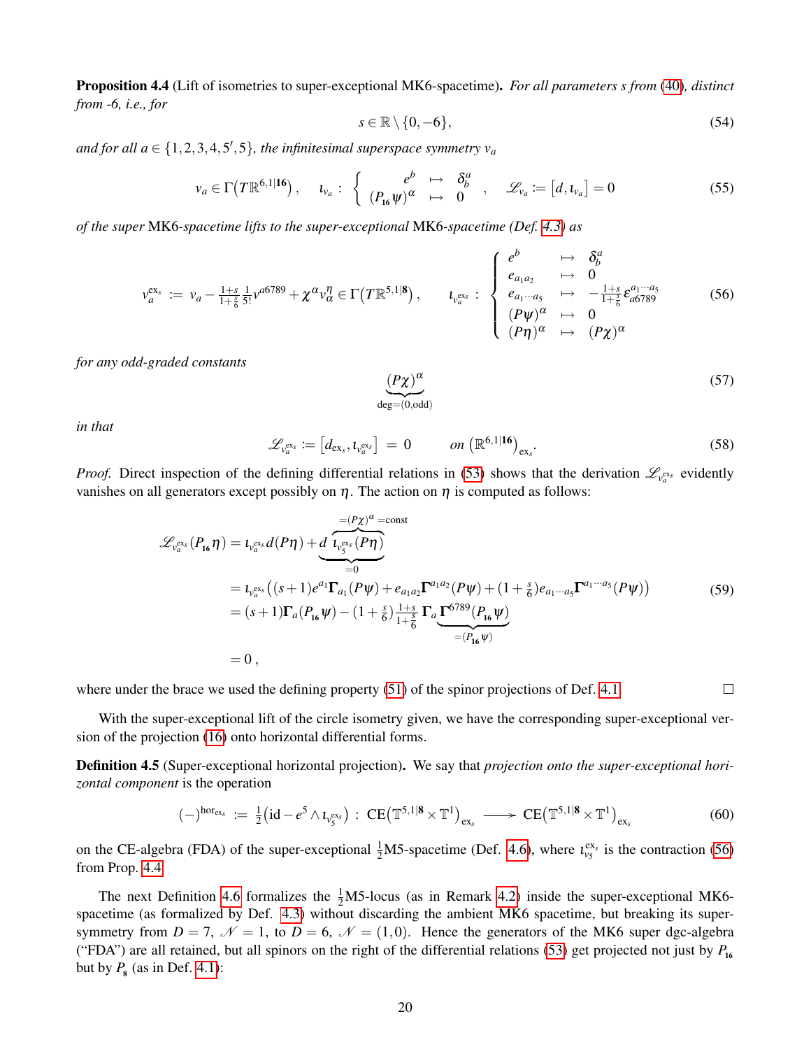**Proposition 4.4** (Lift of isometries to super-exceptional MK6-spacetime). *For all parameters s from (40), distinct from -6, i.e., for*

$$s \in \mathbb{R} \setminus \{0, -6\}, \tag{54}$$

*and for all $a \in \{1,2,3,4,5',5\}$, the infinitesimal superspace symmetry $v_a$*

$$v_a \in \Gamma\big(T\mathbb{R}^{6,1|\mathbf{16}}\big), \qquad \iota_{v_a} : \left\{ \begin{array}{ccc} e^b & \mapsto & \delta^a_b \\ (P_{\mathbf{16}}\psi)^\alpha & \mapsto & 0 \end{array} \right. , \qquad \mathscr{L}_{v_a} := \big[d, \iota_{v_a}\big] = 0 \tag{55}$$

*of the super* MK6*-spacetime lifts to the super-exceptional* MK6*-spacetime (Def. 4.3) as*

$$v_a^{\mathrm{ex}_s} := v_a - \tfrac{1+s}{1+\frac{s}{6}} \tfrac{1}{5!} v^{a6789} + \chi^\alpha v^\eta_\alpha \in \Gamma\big(T\mathbb{R}^{5,1|\mathbf{8}}\big), \qquad \iota_{v_a^{\mathrm{ex}_s}} : \left\{ \begin{array}{ccl} e^b & \mapsto & \delta^a_b \\ e_{a_1 a_2} & \mapsto & 0 \\ e_{a_1 \cdots a_5} & \mapsto & -\tfrac{1+s}{1+\frac{s}{6}} \epsilon^{a_1 \cdots a_5}_{\phantom{a_1 \cdots a_5} a6789} \\ (P\psi)^\alpha & \mapsto & 0 \\ (P\eta)^\alpha & \mapsto & (P\chi)^\alpha \end{array} \right. \tag{56}$$

*for any odd-graded constants*

$$\underbrace{(P\chi)^\alpha}_{\mathrm{deg}=(0,\mathrm{odd})} \tag{57}$$

*in that*

$$\mathscr{L}_{v_a^{\mathrm{ex}_s}} := \big[d_{\mathrm{ex}_s}, \iota_{v_a^{\mathrm{ex}_s}}\big] = 0 \qquad \text{on } \big(\mathbb{R}^{6,1|\mathbf{16}}\big)_{\mathrm{ex}_s}. \tag{58}$$

*Proof.* Direct inspection of the defining differential relations in (53) shows that the derivation $\mathscr{L}_{v_a^{\mathrm{ex}_s}}$ evidently vanishes on all generators except possibly on $\eta$. The action on $\eta$ is computed as follows:

$$\begin{aligned}
\mathscr{L}_{v_a^{\mathrm{ex}_s}}(P_{\mathbf{16}}\eta) &= \iota_{v_a^{\mathrm{ex}_s}} d(P\eta) + \underbrace{d\, \overbrace{\iota_{v_5^{\mathrm{ex}_s}}(P\eta)}^{=(P\chi)^\alpha = \mathrm{const}}}_{=0} \\
&= \iota_{v_a^{\mathrm{ex}_s}} \big( (s+1) e^{a_1} \mathbf{\Gamma}_{a_1}(P\psi) + e_{a_1 a_2} \mathbf{\Gamma}^{a_1 a_2}(P\psi) + (1+\tfrac{s}{6}) e_{a_1 \cdots a_5} \mathbf{\Gamma}^{a_1 \cdots a_5}(P\psi) \big) \\
&= (s+1)\mathbf{\Gamma}_a(P_{\mathbf{16}}\psi) - (1+\tfrac{s}{6}) \tfrac{1+s}{1+\frac{s}{6}} \mathbf{\Gamma}_a \underbrace{\mathbf{\Gamma}^{6789}(P_{\mathbf{16}}\psi)}_{=(P_{\mathbf{16}}\psi)} \\
&= 0\,,
\end{aligned} \tag{59}$$

where under the brace we used the defining property (51) of the spinor projections of Def. 4.1. ∎

With the super-exceptional lift of the circle isometry given, we have the corresponding super-exceptional version of the projection (16) onto horizontal differential forms.

**Definition 4.5** (Super-exceptional horizontal projection). We say that *projection onto the super-exceptional horizontal component* is the operation

$$(-)^{\mathrm{hor}_{\mathrm{ex}_s}} := \tfrac{1}{2}\big(\mathrm{id} - e^5 \wedge \iota_{v_5^{\mathrm{ex}_s}}\big) : \mathrm{CE}\big(\mathbb{T}^{5,1|\mathbf{8}} \times \mathbb{T}^1\big)_{\mathrm{ex}_s} \longrightarrow \mathrm{CE}\big(\mathbb{T}^{5,1|\mathbf{8}} \times \mathbb{T}^1\big)_{\mathrm{ex}_s} \tag{60}$$

on the CE-algebra (FDA) of the super-exceptional $\frac{1}{2}$M5-spacetime (Def. 4.6), where $\iota_{v_5}^{\mathrm{ex}_s}$ is the contraction (56) from Prop. 4.4.

The next Definition 4.6 formalizes the $\frac{1}{2}$M5-locus (as in Remark 4.2) inside the super-exceptional MK6-spacetime (as formalized by Def. 4.3) without discarding the ambient MK6 spacetime, but breaking its supersymmetry from $D = 7$, $\mathcal{N} = 1$, to $D = 6$, $\mathcal{N} = (1,0)$. Hence the generators of the MK6 super dgc-algebra ("FDA") are all retained, but all spinors on the right of the differential relations (53) get projected not just by $P_{\mathbf{16}}$ but by $P_{\mathbf{8}}$ (as in Def. 4.1):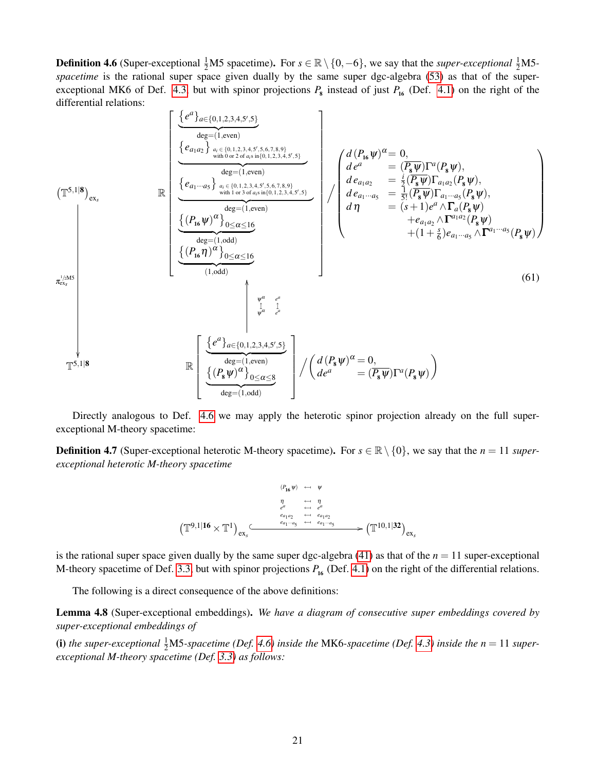**Definition 4.6** (Super-exceptional $\frac{1}{2}$M5 spacetime)**.** For $s \in \mathbb{R} \setminus \{0, -6\}$, we say that the *super-exceptional $\frac{1}{2}$M5-spacetime* is the rational super space given dually by the same super dgc-algebra (53) as that of the super-exceptional MK6 of Def. 4.3, but with spinor projections $P_{\mathbf{8}}$ instead of just $P_{\mathbf{16}}$ (Def. 4.1) on the right of the differential relations:

$$
\begin{array}{ccc}
\big(\mathbb{T}^{5,1|\mathbf{8}}\big)_{\mathrm{ex}_s} & & \mathbb{R}\left[
\begin{array}{l}
\underbrace{\{e^a\}_{a \in \{0,1,2,3,4,5',5\}}}_{\mathrm{deg}=(1,\mathrm{even})} \\
\underbrace{\{e_{a_1 a_2}\}_{\substack{a_i \in \{0,1,2,3,4,5',5,6,7,8,9\} \\ \text{with 0 or 2 of } a_i\text{s in} \{0,1,2,3,4,5',5\}}}}_{\mathrm{deg}=(1,\mathrm{even})} \\
\underbrace{\{e_{a_1 \cdots a_5}\}_{\substack{a_i \in \{0,1,2,3,4,5',5,6,7,8,9\} \\ \text{with 1 or 3 of } a_i\text{s in} \{0,1,2,3,4,5',5\}}}}_{\mathrm{deg}=(1,\mathrm{even})} \\
\underbrace{\{(P_{\mathbf{16}}\psi)^\alpha\}_{0 \le \alpha \le 16}}_{\mathrm{deg}=(1,\mathrm{odd})} \\
\underbrace{\{(P_{\mathbf{16}}\eta)^\alpha\}_{0 \le \alpha \le 16}}_{(1,\mathrm{odd})}
\end{array}
\right] \Bigg/ \left(
\begin{array}{ll}
d\,(P_{\mathbf{16}}\psi)^\alpha = 0, & \\
d\,e^a & = (\overline{P_{\mathbf{8}}\psi})\Gamma^a(P_{\mathbf{8}}\psi), \\
d\,e_{a_1 a_2} & = \frac{i}{2}(\overline{P_{\mathbf{8}}\psi})\Gamma_{a_1 a_2}(P_{\mathbf{8}}\psi), \\
d\,e_{a_1 \cdots a_5} & = \frac{1}{5!}(\overline{P_{\mathbf{8}}\psi})\Gamma_{a_1 \cdots a_5}(P_{\mathbf{8}}\psi), \\
d\,\eta & = (s+1)e^a \wedge \mathbf{\Gamma}_a(P_{\mathbf{8}}\psi) \\
& \quad + e_{a_1 a_2} \wedge \mathbf{\Gamma}^{a_1 a_2}(P_{\mathbf{8}}\psi) \\
& \quad + (1+\frac{s}{6}) e_{a_1 \cdots a_5} \wedge \mathbf{\Gamma}^{a_1 \cdots a_5}(P_{\mathbf{8}}\psi)
\end{array}
\right) \\
\Big\downarrow{\scriptstyle \pi^{\frac{1}{2}\mathrm{M5}}_{\mathrm{ex}_s}} & & \Big\uparrow {\scriptstyle \psi^\alpha \mapsfrom \psi^\alpha,\; e^a \mapsfrom e^a} \\
\mathbb{T}^{5,1|\mathbf{8}} & & \mathbb{R}\left[
\begin{array}{l}
\underbrace{\{e^a\}_{a \in \{0,1,2,3,4,5',5\}}}_{\mathrm{deg}=(1,\mathrm{even})} \\
\underbrace{\{(P_{\mathbf{8}}\psi)^\alpha\}_{0 \le \alpha \le 8}}_{\mathrm{deg}=(1,\mathrm{odd})}
\end{array}
\right] \Bigg/ \left(
\begin{array}{ll}
d\,(P_{\mathbf{8}}\psi)^\alpha = 0, & \\
de^a & = (\overline{P_{\mathbf{8}}\psi})\Gamma^a(P_{\mathbf{8}}\psi)
\end{array}
\right)
\end{array}
\tag{61}
$$

Directly analogous to Def. 4.6 we may apply the heterotic spinor projection already on the full super-exceptional M-theory spacetime:

**Definition 4.7** (Super-exceptional heterotic M-theory spacetime)**.** For $s \in \mathbb{R} \setminus \{0\}$, we say that the $n = 11$ *super-exceptional heterotic M-theory spacetime*

$$
\big(\mathbb{T}^{9,1|\mathbf{16}} \times \mathbb{T}^1\big)_{\mathrm{ex}_s} \xhookrightarrow{\substack{(P_{\mathbf{16}}\psi) \;\mapsfrom\; \psi \\ \eta \;\mapsfrom\; \eta \\ e^a \;\mapsfrom\; e^a \\ e_{a_1 a_2} \;\mapsfrom\; e_{a_1 a_2} \\ e_{a_1 \cdots a_5} \;\mapsfrom\; e_{a_1 \cdots a_5}}} \big(\mathbb{T}^{10,1|\mathbf{32}}\big)_{\mathrm{ex}_s}
$$

is the rational super space given dually by the same super dgc-algebra (41) as that of the $n = 11$ super-exceptional M-theory spacetime of Def. 3.3, but with spinor projections $P_{\mathbf{16}}$ (Def. 4.1) on the right of the differential relations.

The following is a direct consequence of the above definitions:

**Lemma 4.8** (Super-exceptional embeddings)**.** *We have a diagram of consecutive super embeddings covered by super-exceptional embeddings of*

**(i)** *the super-exceptional $\frac{1}{2}$M5-spacetime (Def. 4.6) inside the* MK6*-spacetime (Def. 4.3) inside the $n = 11$ super-exceptional M-theory spacetime (Def. 3.3) as follows:*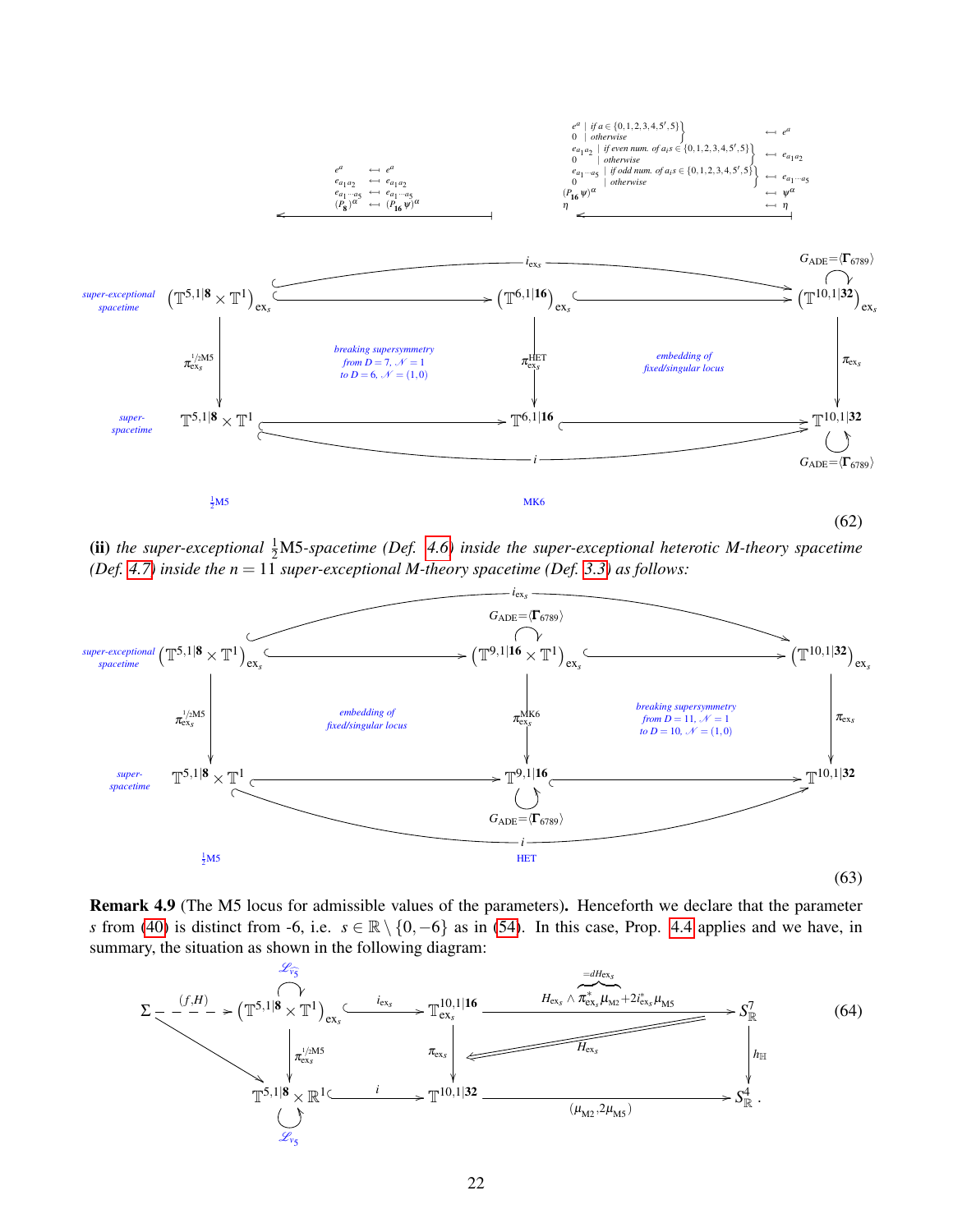$$
\begin{array}{ccccc}
& & \begin{array}{l} e^a \;\leftarrow\; e^a \\ e_{a_1a_2} \;\leftarrow\; e_{a_1a_2} \\ e_{a_1\cdots a_5} \;\leftarrow\; e_{a_1\cdots a_5} \\ (P_{\mathbf{8}})^\alpha \;\leftarrow\; (P_{\mathbf{16}}\psi)^\alpha \end{array} & & \begin{array}{l} \left.\begin{array}{l} e^a \mid \text{if } a\in\{0,1,2,3,4,5',5\} \\ 0 \mid \text{otherwise}\end{array}\right\} \leftarrow e^a \\ \left.\begin{array}{l} e_{a_1a_2} \mid \text{if even num. of } a_i\text{s} \in\{0,1,2,3,4,5',5\} \\ 0 \mid \text{otherwise}\end{array}\right\} \leftarrow e_{a_1a_2} \\ \left.\begin{array}{l} e_{a_1\cdots a_5} \mid \text{if odd num. of } a_i\text{s} \in\{0,1,2,3,4,5',5\} \\ 0 \mid \text{otherwise}\end{array}\right\} \leftarrow e_{a_1\cdots a_5} \\ (P_{\mathbf{16}}\psi)^\alpha \leftarrow \psi^\alpha \\ \eta \leftarrow \eta \end{array} \\[2ex]
\text{super-exceptional spacetime} & \left(\mathbb{T}^{5,1|\mathbf{8}}\times\mathbb{T}^1\right)_{\mathrm{ex}_s} & \hookrightarrow & \left(\mathbb{T}^{6,1|\mathbf{16}}\right)_{\mathrm{ex}_s} \hookrightarrow & \left(\mathbb{T}^{10,1|\mathbf{32}}\right)_{\mathrm{ex}_s} \circlearrowleft G_{\mathrm{ADE}}=\langle\mathbf{\Gamma}_{6789}\rangle \\
& \downarrow \pi^{1/2\mathrm{M5}}_{\mathrm{ex}_s} & \begin{array}{c}\text{breaking supersymmetry}\\ \text{from } D=7,\ \mathcal{N}=1\\ \text{to } D=6,\ \mathcal{N}=(1,0)\end{array} & \downarrow \pi^{\mathrm{HET}}_{\mathrm{ex}_s} \quad \begin{array}{c}\text{embedding of}\\ \text{fixed/singular locus}\end{array} & \downarrow \pi_{\mathrm{ex}_s} \\
\text{super-spacetime} & \mathbb{T}^{5,1|\mathbf{8}}\times\mathbb{T}^1 & \hookrightarrow & \mathbb{T}^{6,1|\mathbf{16}} \hookrightarrow & \mathbb{T}^{10,1|\mathbf{32}} \circlearrowleft G_{\mathrm{ADE}}=\langle\mathbf{\Gamma}_{6789}\rangle \\
& \tfrac{1}{2}\mathrm{M5} & & \mathrm{MK6} &
\end{array}
\tag{62}
$$

(with top arrow $i_{\mathrm{ex}_s}$ and bottom arrow $i$ composing the horizontal inclusions)

**(ii)** *the super-exceptional $\tfrac{1}{2}$M5-spacetime (Def. 4.6) inside the super-exceptional heterotic M-theory spacetime (Def. 4.7) inside the $n = 11$ super-exceptional M-theory spacetime (Def. 3.3) as follows:*

$$
\begin{array}{ccccc}
\text{super-exceptional spacetime} & \left(\mathbb{T}^{5,1|\mathbf{8}}\times\mathbb{T}^1\right)_{\mathrm{ex}_s} & \hookrightarrow & \left(\mathbb{T}^{9,1|\mathbf{16}}\times\mathbb{T}^1\right)_{\mathrm{ex}_s} \circlearrowleft G_{\mathrm{ADE}}=\langle\mathbf{\Gamma}_{6789}\rangle \hookrightarrow & \left(\mathbb{T}^{10,1|\mathbf{32}}\right)_{\mathrm{ex}_s} \\
& \downarrow \pi^{1/2\mathrm{M5}}_{\mathrm{ex}_s} & \begin{array}{c}\text{embedding of}\\ \text{fixed/singular locus}\end{array} & \downarrow \pi^{\mathrm{MK6}}_{\mathrm{ex}_s} \quad \begin{array}{c}\text{breaking supersymmetry}\\ \text{from } D=11,\ \mathcal{N}=1\\ \text{to } D=10,\ \mathcal{N}=(1,0)\end{array} & \downarrow \pi_{\mathrm{ex}_s} \\
\text{super-spacetime} & \mathbb{T}^{5,1|\mathbf{8}}\times\mathbb{T}^1 & \hookrightarrow & \mathbb{T}^{9,1|\mathbf{16}} \circlearrowleft G_{\mathrm{ADE}}=\langle\mathbf{\Gamma}_{6789}\rangle \hookrightarrow & \mathbb{T}^{10,1|\mathbf{32}} \\
& \tfrac{1}{2}\mathrm{M5} & & \mathrm{HET} &
\end{array}
\tag{63}
$$

(with top arrow $i_{\mathrm{ex}_s}$ and bottom arrow $i$ composing the horizontal inclusions)

**Remark 4.9** (The M5 locus for admissible values of the parameters)**.** Henceforth we declare that the parameter $s$ from (40) is distinct from -6, i.e. $s \in \mathbb{R}\setminus\{0,-6\}$ as in (54). In this case, Prop. 4.4 applies and we have, in summary, the situation as shown in the following diagram:

$$
\begin{array}{ccccccc}
\Sigma & \overset{(f,H)}{\dashrightarrow} & \left(\mathbb{T}^{5,1|\mathbf{8}}\times\mathbb{T}^1\right)_{\mathrm{ex}_s} \circlearrowleft \mathscr{L}_{\widehat{v_5}} & \overset{i_{\mathrm{ex}_s}}{\hookrightarrow} & \mathbb{T}^{10,1|\mathbf{16}}_{\mathrm{ex}_s} & \xrightarrow{H_{\mathrm{ex}_s}\wedge \overbrace{\pi^*_{\mathrm{ex}_s}\mu_{\mathrm{M2}}+2i^*_{\mathrm{ex}_s}\mu_{\mathrm{M5}}}^{=dH_{\mathrm{ex}_s}}} & S^7_{\mathbb{R}} \\
& \searrow & \downarrow \pi^{1/2\mathrm{M5}}_{\mathrm{ex}_s} & & \downarrow \pi_{\mathrm{ex}_s} \;\; \overset{H_{\mathrm{ex}_s}}{\Longleftarrow} & & \downarrow h_{\mathbb{H}} \\
& & \mathbb{T}^{5,1|\mathbf{8}}\times\mathbb{R}^1 \circlearrowleft \mathscr{L}_{v_5} & \overset{i}{\hookrightarrow} & \mathbb{T}^{10,1|\mathbf{32}} & \xrightarrow{(\mu_{\mathrm{M2}},2\mu_{\mathrm{M5}})} & S^4_{\mathbb{R}}\,.
\end{array}
\tag{64}
$$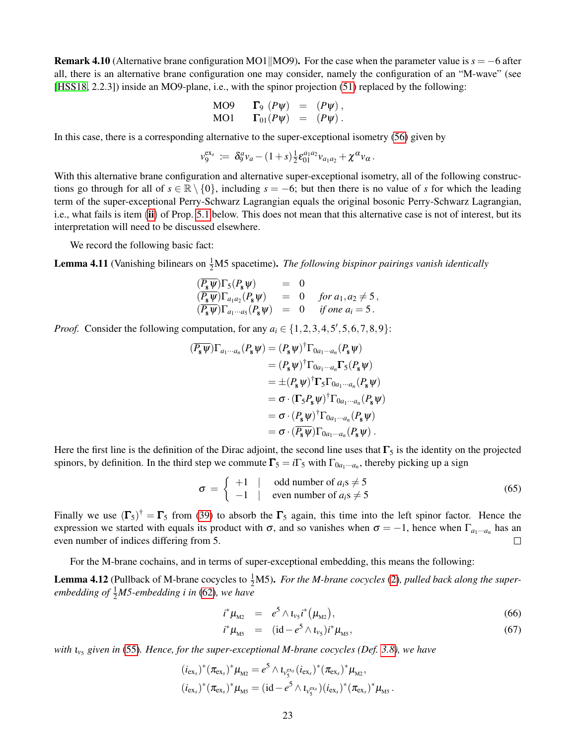**Remark 4.10** (Alternative brane configuration MO1$\|$MO9). For the case when the parameter value is $s = -6$ after all, there is an alternative brane configuration one may consider, namely the configuration of an "M-wave" (see [HSS18, 2.2.3]) inside an MO9-plane, i.e., with the spinor projection (51) replaced by the following:

$$
\begin{array}{llll}
\text{MO9} & \mathbf{\Gamma}_9 \, (P\psi) & = & (P\psi)\,, \\
\text{MO1} & \mathbf{\Gamma}_{01}(P\psi) & = & (P\psi)\,.
\end{array}
$$

In this case, there is a corresponding alternative to the super-exceptional isometry (56) given by

$$
v_9^{\mathrm{ex}_s} \;:=\; \delta_9^a v_a - (1+s)\tfrac{1}{2}\epsilon_{01}^{a_1 a_2} v_{a_1 a_2} + \chi^\alpha v_\alpha \,.
$$

With this alternative brane configuration and alternative super-exceptional isometry, all of the following constructions go through for all of $s \in \mathbb{R}\setminus\{0\}$, including $s = -6$; but then there is no value of $s$ for which the leading term of the super-exceptional Perry-Schwarz Lagrangian equals the original bosonic Perry-Schwarz Lagrangian, i.e., what fails is item (**ii**) of Prop. 5.1 below. This does not mean that this alternative case is not of interest, but its interpretation will need to be discussed elsewhere.

We record the following basic fact:

**Lemma 4.11** (Vanishing bilinears on $\frac{1}{2}$M5 spacetime). *The following bispinor pairings vanish identically*

$$
\begin{array}{lll}
(\overline{P_{\mathbf{8}}\psi})\Gamma_5(P_{\mathbf{8}}\psi) & = & 0 \\
(\overline{P_{\mathbf{8}}\psi})\Gamma_{a_1 a_2}(P_{\mathbf{8}}\psi) & = & 0 \quad \text{for } a_1, a_2 \neq 5\,, \\
(\overline{P_{\mathbf{8}}\psi})\Gamma_{a_1\cdots a_5}(P_{\mathbf{8}}\psi) & = & 0 \quad \text{if one } a_i = 5\,.
\end{array}
$$

*Proof.* Consider the following computation, for any $a_i \in \{1,2,3,4,5',5,6,7,8,9\}$:

$$
\begin{aligned}
(\overline{P_{\mathbf{8}}\psi})\Gamma_{a_1\cdots a_n}(P_{\mathbf{8}}\psi) &= (P_{\mathbf{8}}\psi)^\dagger\Gamma_{0a_1\cdots a_n}(P_{\mathbf{8}}\psi) \\
&= (P_{\mathbf{8}}\psi)^\dagger\Gamma_{0a_1\cdots a_n}\mathbf{\Gamma}_5(P_{\mathbf{8}}\psi) \\
&= \pm(P_{\mathbf{8}}\psi)^\dagger\mathbf{\Gamma}_5\Gamma_{0a_1\cdots a_n}(P_{\mathbf{8}}\psi) \\
&= \sigma\cdot(\mathbf{\Gamma}_5 P_{\mathbf{8}}\psi)^\dagger\Gamma_{0a_1\cdots a_n}(P_{\mathbf{8}}\psi) \\
&= \sigma\cdot(P_{\mathbf{8}}\psi)^\dagger\Gamma_{0a_1\cdots a_n}(P_{\mathbf{8}}\psi) \\
&= \sigma\cdot(\overline{P_{\mathbf{8}}\psi})\Gamma_{0a_1\cdots a_n}(P_{\mathbf{8}}\psi)\,.
\end{aligned}
$$

Here the first line is the definition of the Dirac adjoint, the second line uses that $\mathbf{\Gamma}_5$ is the identity on the projected spinors, by definition. In the third step we commute $\mathbf{\Gamma}_5 = i\Gamma_5$ with $\Gamma_{0a_1\cdots a_n}$, thereby picking up a sign

$$
\sigma \;=\; \left\{ \begin{array}{rcl} +1 & | & \text{odd number of } a_i\text{s} \neq 5 \\ -1 & | & \text{even number of } a_i\text{s} \neq 5 \end{array} \right. \tag{65}
$$

Finally we use $(\mathbf{\Gamma}_5)^\dagger = \mathbf{\Gamma}_5$ from (39) to absorb the $\mathbf{\Gamma}_5$ again, this time into the left spinor factor. Hence the expression we started with equals its product with $\sigma$, and so vanishes when $\sigma = -1$, hence when $\Gamma_{a_1\cdots a_n}$ has an even number of indices differing from 5. $\square$

For the M-brane cochains, and in terms of super-exceptional embedding, this means the following:

**Lemma 4.12** (Pullback of M-brane cocycles to $\frac{1}{2}$M5). *For the M-brane cocycles (2), pulled back along the super-embedding of $\frac{1}{2}$M5-embedding $i$ in (62), we have*

$$
i^*\mu_{\mathrm{M2}} \;=\; e^5 \wedge \iota_{v_5} i^*\big(\mu_{\mathrm{M2}}\big), \tag{66}
$$

$$
i^*\mu_{\mathrm{M5}} \;=\; (\mathrm{id} - e^5 \wedge \iota_{v_5}) i^*\mu_{\mathrm{M5}}, \tag{67}
$$

*with $\iota_{v_5}$ given in (55). Hence, for the super-exceptional M-brane cocycles (Def. 3.8), we have*

$$
(i_{\mathrm{ex}_s})^*(\pi_{\mathrm{ex}_s})^*\mu_{\mathrm{M2}} = e^5 \wedge \iota_{v_5^{\mathrm{ex}_s}}(i_{\mathrm{ex}_s})^*(\pi_{\mathrm{ex}_s})^*\mu_{\mathrm{M2}},
$$

$$
(i_{\mathrm{ex}_s})^*(\pi_{\mathrm{ex}_s})^*\mu_{\mathrm{M5}} = (\mathrm{id} - e^5 \wedge \iota_{v_5^{\mathrm{ex}_s}})(i_{\mathrm{ex}_s})^*(\pi_{\mathrm{ex}_s})^*\mu_{\mathrm{M5}}\,.
$$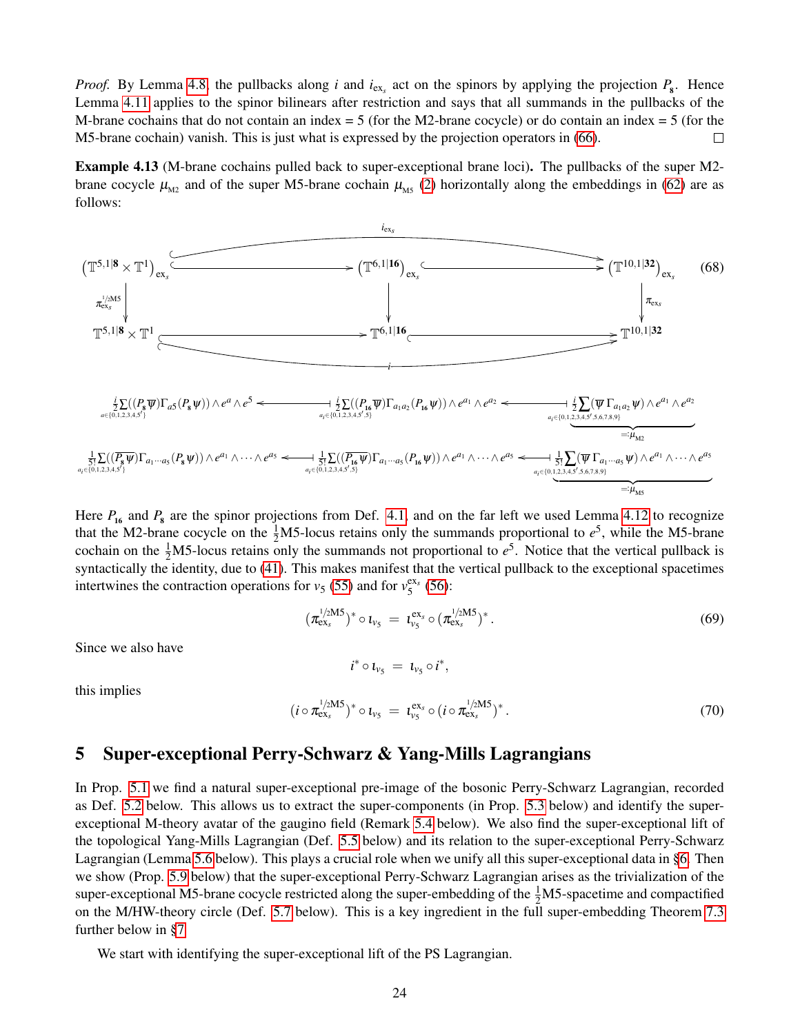*Proof.* By Lemma 4.8, the pullbacks along $i$ and $i_{\mathrm{ex}_s}$ act on the spinors by applying the projection $P_{\mathbf{8}}$. Hence Lemma 4.11 applies to the spinor bilinears after restriction and says that all summands in the pullbacks of the M-brane cochains that do not contain an index $= 5$ (for the M2-brane cocycle) or do contain an index $= 5$ (for the M5-brane cochain) vanish. This is just what is expressed by the projection operators in (66). ☐

**Example 4.13** (**M-brane cochains pulled back to super-exceptional brane loci**)**.** The pullbacks of the super M2-brane cocycle $\mu_{\mathrm{M2}}$ and of the super M5-brane cochain $\mu_{\mathrm{M5}}$ (2) horizontally along the embeddings in (62) are as follows:

$$
\begin{array}{ccccc}
\left(\mathbb{T}^{5,1|\mathbf{8}} \times \mathbb{T}^1\right)_{\mathrm{ex}_s} & \hookrightarrow & \left(\mathbb{T}^{6,1|\mathbf{16}}\right)_{\mathrm{ex}_s} & \hookrightarrow & \left(\mathbb{T}^{10,1|\mathbf{32}}\right)_{\mathrm{ex}_s} \\
\downarrow{\scriptstyle \pi^{1/2\mathrm{M5}}_{\mathrm{ex}_s}} & & \downarrow & & \downarrow{\scriptstyle \pi_{\mathrm{ex}_s}} \\
\mathbb{T}^{5,1|\mathbf{8}} \times \mathbb{T}^1 & \hookrightarrow & \mathbb{T}^{6,1|\mathbf{16}} & \hookrightarrow & \mathbb{T}^{10,1|\mathbf{32}}
\end{array}
\qquad (68)
$$

(with the composite top embedding labeled $i_{\mathrm{ex}_s}$ and the composite bottom embedding labeled $i$)

$$
\tfrac{i}{2}\!\!\sum_{a\in\{0,1,2,3,4,5'\}}\!\!\big((\overline{P_{\mathbf{8}}\psi})\Gamma_{a5}(P_{\mathbf{8}}\psi)\big)\wedge e^{a}\wedge e^{5}
\longleftarrow\!\!\shortmid
\tfrac{i}{2}\!\!\sum_{a_i\in\{0,1,2,3,4,5',5\}}\!\!\big((\overline{P_{\mathbf{16}}\psi})\Gamma_{a_1a_2}(P_{\mathbf{16}}\psi)\big)\wedge e^{a_1}\wedge e^{a_2}
\longleftarrow\!\!\shortmid
\underbrace{\tfrac{i}{2}\!\!\sum_{a_i\in\{0,1,2,3,4,5',5,6,7,8,9\}}\!\!(\overline{\psi}\,\Gamma_{a_1a_2}\psi)\wedge e^{a_1}\wedge e^{a_2}}_{=:\mu_{\mathrm{M2}}}
$$

$$
\tfrac{1}{5!}\!\!\sum_{a_i\in\{0,1,2,3,4,5'\}}\!\!\big((\overline{P_{\mathbf{8}}\psi})\Gamma_{a_1\cdots a_5}(P_{\mathbf{8}}\psi)\big)\wedge e^{a_1}\wedge\cdots\wedge e^{a_5}
\longleftarrow\!\!\shortmid
\tfrac{1}{5!}\!\!\sum_{a_i\in\{0,1,2,3,4,5',5\}}\!\!\big((\overline{P_{\mathbf{16}}\psi})\Gamma_{a_1\cdots a_5}(P_{\mathbf{16}}\psi)\big)\wedge e^{a_1}\wedge\cdots\wedge e^{a_5}
\longleftarrow\!\!\shortmid
\underbrace{\tfrac{1}{5!}\!\!\sum_{a_i\in\{0,1,2,3,4,5',5,6,7,8,9\}}\!\!(\overline{\psi}\,\Gamma_{a_1\cdots a_5}\psi)\wedge e^{a_1}\wedge\cdots\wedge e^{a_5}}_{=:\mu_{\mathrm{M5}}}
$$

Here $P_{\mathbf{16}}$ and $P_{\mathbf{8}}$ are the spinor projections from Def. 4.1, and on the far left we used Lemma 4.12 to recognize that the M2-brane cocycle on the $\tfrac{1}{2}$M5-locus retains only the summands proportional to $e^5$, while the M5-brane cochain on the $\tfrac{1}{2}$M5-locus retains only the summands not proportional to $e^5$. Notice that the vertical pullback is syntactically the identity, due to (41). This makes manifest that the vertical pullback to the exceptional spacetimes intertwines the contraction operations for $v_5$ (55) and for $v_5^{\mathrm{ex}_s}$ (56):

$$
\big(\pi^{1/2\mathrm{M5}}_{\mathrm{ex}_s}\big)^* \circ \iota_{v_5} \;=\; \iota_{v_5}^{\mathrm{ex}_s} \circ \big(\pi^{1/2\mathrm{M5}}_{\mathrm{ex}_s}\big)^* . \qquad (69)
$$

Since we also have

$$
i^* \circ \iota_{v_5} \;=\; \iota_{v_5} \circ i^*,
$$

this implies

$$
\big(i \circ \pi^{1/2\mathrm{M5}}_{\mathrm{ex}_s}\big)^* \circ \iota_{v_5} \;=\; \iota_{v_5}^{\mathrm{ex}_s} \circ \big(i \circ \pi^{1/2\mathrm{M5}}_{\mathrm{ex}_s}\big)^* . \qquad (70)
$$

## 5 Super-exceptional Perry-Schwarz & Yang-Mills Lagrangians

In Prop. 5.1 we find a natural super-exceptional pre-image of the bosonic Perry-Schwarz Lagrangian, recorded as Def. 5.2 below. This allows us to extract the super-components (in Prop. 5.3 below) and identify the super-exceptional M-theory avatar of the gaugino field (Remark 5.4 below). We also find the super-exceptional lift of the topological Yang-Mills Lagrangian (Def. 5.5 below) and its relation to the super-exceptional Perry-Schwarz Lagrangian (Lemma 5.6 below). This plays a crucial role when we unify all this super-exceptional data in §6. Then we show (Prop. 5.9 below) that the super-exceptional Perry-Schwarz Lagrangian arises as the trivialization of the super-exceptional M5-brane cocycle restricted along the super-embedding of the $\tfrac{1}{2}$M5-spacetime and compactified on the M/HW-theory circle (Def. 5.7 below). This is a key ingredient in the full super-embedding Theorem 7.3 further below in §7.

We start with identifying the super-exceptional lift of the PS Lagrangian.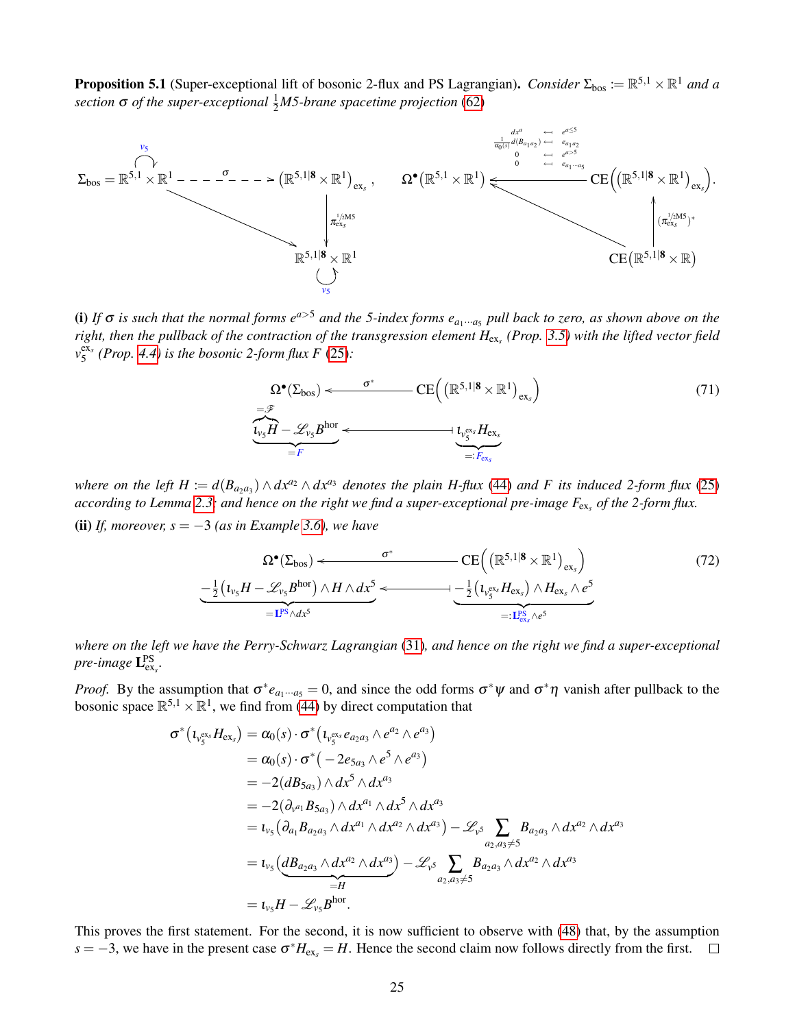**Proposition 5.1** (Super-exceptional lift of bosonic 2-flux and PS Lagrangian)**.** *Consider $\Sigma_{\mathrm{bos}} := \mathbb{R}^{5,1} \times \mathbb{R}^1$ and a section $\sigma$ of the super-exceptional $\tfrac{1}{2}$M5-brane spacetime projection (62)*

$$
\begin{array}{ccc}
\Sigma_{\mathrm{bos}} = \underset{\circlearrowright v_5}{\mathbb{R}^{5,1}} \times \mathbb{R}^1 & \overset{\sigma}{\dashrightarrow} & \big(\mathbb{R}^{5,1|\mathbf{8}} \times \mathbb{R}^1\big)_{\mathrm{ex}_s} \\
& \searrow & \big\downarrow {\scriptstyle \pi^{1/2\mathrm{M5}}_{\mathrm{ex}_s}} \\
& & \underset{\circlearrowright v_5}{\mathbb{R}^{5,1|\mathbf{8}} \times \mathbb{R}^1}
\end{array}
\qquad
\begin{array}{ccc}
\Omega^\bullet\big(\mathbb{R}^{5,1} \times \mathbb{R}^1\big) & \longleftarrow & \mathrm{CE}\Big(\big(\mathbb{R}^{5,1|\mathbf{8}} \times \mathbb{R}^1\big)_{\mathrm{ex}_s}\Big). \\
& \nwarrow & \big\uparrow {\scriptstyle (\pi^{1/2\mathrm{M5}}_{\mathrm{ex}_s})^*} \\
& & \mathrm{CE}\big(\mathbb{R}^{5,1|\mathbf{8}} \times \mathbb{R}\big)
\end{array}
$$

$$
\begin{array}{ccc}
dx^a & \longleftarrow & e^{a\leq 5} \\
\tfrac{1}{\alpha_0(s)} d(B_{a_1 a_2}) & \longleftarrow & e_{a_1 a_2} \\
0 & \longleftarrow & e^{a>5} \\
0 & \longleftarrow & e_{a_1 \cdots a_5}
\end{array}
$$

**(i)** *If $\sigma$ is such that the normal forms $e^{a>5}$ and the 5-index forms $e_{a_1 \cdots a_5}$ pull back to zero, as shown above on the right, then the pullback of the contraction of the transgression element $H_{\mathrm{ex}_s}$ (Prop. 3.5) with the lifted vector field $v_5^{\mathrm{ex}_s}$ (Prop. 4.4) is the bosonic 2-form flux $F$ (25):*

$$
\begin{array}{ccc}
\Omega^\bullet(\Sigma_{\mathrm{bos}}) & \xleftarrow{\ \sigma^*\ } & \mathrm{CE}\Big(\big(\mathbb{R}^{5,1|\mathbf{8}} \times \mathbb{R}^1\big)_{\mathrm{ex}_s}\Big) \\
\underbrace{\overbrace{\iota_{v_5} H}^{=\mathscr{F}} - \mathscr{L}_{v_5} B^{\mathrm{hor}}}_{=F} & \longleftarrow\!\shortmid & \underbrace{\iota_{v_5^{\mathrm{ex}_s}} H_{\mathrm{ex}_s}}_{=: F_{\mathrm{ex}_s}}
\end{array}
\tag{71}
$$

*where on the left $H := d(B_{a_2 a_3}) \wedge dx^{a_2} \wedge dx^{a_3}$ denotes the plain H-flux (44) and $F$ its induced 2-form flux (25) according to Lemma 2.3; and hence on the right we find a super-exceptional pre-image $F_{\mathrm{ex}_s}$ of the 2-form flux.*

**(ii)** *If, moreover, $s = -3$ (as in Example 3.6), we have*

$$
\begin{array}{ccc}
\Omega^\bullet(\Sigma_{\mathrm{bos}}) & \xleftarrow{\ \sigma^*\ } & \mathrm{CE}\Big(\big(\mathbb{R}^{5,1|\mathbf{8}} \times \mathbb{R}^1\big)_{\mathrm{ex}_s}\Big) \\
\underbrace{-\tfrac{1}{2}\big(\iota_{v_5} H - \mathscr{L}_{v_5} B^{\mathrm{hor}}\big) \wedge H \wedge dx^5}_{=\mathbf{L}^{\mathrm{PS}} \wedge dx^5} & \longleftarrow\!\shortmid & \underbrace{-\tfrac{1}{2}\big(\iota_{v_5^{\mathrm{ex}_s}} H_{\mathrm{ex}_s}\big) \wedge H_{\mathrm{ex}_s} \wedge e^5}_{=: \mathbf{L}^{\mathrm{PS}}_{\mathrm{ex}_s} \wedge e^5}
\end{array}
\tag{72}
$$

*where on the left we have the Perry-Schwarz Lagrangian (31), and hence on the right we find a super-exceptional pre-image $\mathbf{L}^{\mathrm{PS}}_{\mathrm{ex}_s}$.*

*Proof.* By the assumption that $\sigma^* e_{a_1 \cdots a_5} = 0$, and since the odd forms $\sigma^* \psi$ and $\sigma^* \eta$ vanish after pullback to the bosonic space $\mathbb{R}^{5,1} \times \mathbb{R}^1$, we find from (44) by direct computation that

$$
\begin{aligned}
\sigma^*\big(\iota_{v_5^{\mathrm{ex}_s}} H_{\mathrm{ex}_s}\big) & = \alpha_0(s) \cdot \sigma^*\big(\iota_{v_5^{\mathrm{ex}_s}} e_{a_2 a_3} \wedge e^{a_2} \wedge e^{a_3}\big) \\
& = \alpha_0(s) \cdot \sigma^*\big(-2 e_{5 a_3} \wedge e^5 \wedge e^{a_3}\big) \\
& = -2 (dB_{5 a_3}) \wedge dx^5 \wedge dx^{a_3} \\
& = -2 (\partial_{v^{a_1}} B_{5 a_3}) \wedge dx^{a_1} \wedge dx^5 \wedge dx^{a_3} \\
& = \iota_{v_5}\big(\partial_{a_1} B_{a_2 a_3} \wedge dx^{a_1} \wedge dx^{a_2} \wedge dx^{a_3}\big) - \mathscr{L}_{v^5} \sum_{a_2, a_3 \neq 5} B_{a_2 a_3} \wedge dx^{a_2} \wedge dx^{a_3} \\
& = \iota_{v_5}\big(\underbrace{dB_{a_2 a_3} \wedge dx^{a_2} \wedge dx^{a_3}}_{=H}\big) - \mathscr{L}_{v^5} \sum_{a_2, a_3 \neq 5} B_{a_2 a_3} \wedge dx^{a_2} \wedge dx^{a_3} \\
& = \iota_{v_5} H - \mathscr{L}_{v_5} B^{\mathrm{hor}}.
\end{aligned}
$$

This proves the first statement. For the second, it is now sufficient to observe with (48) that, by the assumption $s = -3$, we have in the present case $\sigma^* H_{\mathrm{ex}_s} = H$. Hence the second claim now follows directly from the first. $\square$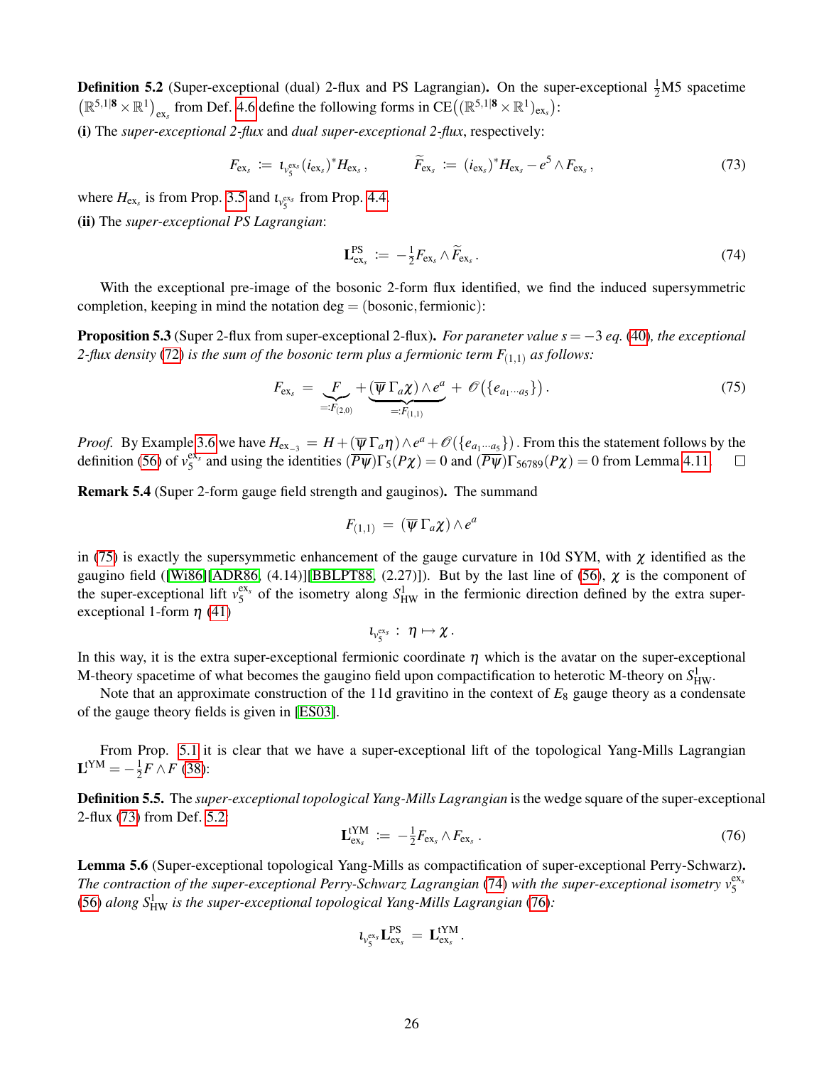**Definition 5.2** (Super-exceptional (dual) 2-flux and PS Lagrangian)**.** On the super-exceptional $\frac{1}{2}$M5 spacetime $\left(\mathbb{R}^{5,1|\mathbf{8}} \times \mathbb{R}^1\right)_{\mathrm{ex}_s}$ from Def. 4.6 define the following forms in $\mathrm{CE}\big((\mathbb{R}^{5,1|\mathbf{8}} \times \mathbb{R}^1)_{\mathrm{ex}_s}\big)$:

**(i)** The *super-exceptional 2-flux* and *dual super-exceptional 2-flux*, respectively:

$$
F_{\mathrm{ex}_s} \;:=\; \iota_{v_5^{\mathrm{ex}_s}} (i_{\mathrm{ex}_s})^* H_{\mathrm{ex}_s}\,, \qquad \widetilde{F}_{\mathrm{ex}_s} \;:=\; (i_{\mathrm{ex}_s})^* H_{\mathrm{ex}_s} - e^5 \wedge F_{\mathrm{ex}_s}\,, \tag{73}
$$

where $H_{\mathrm{ex}_s}$ is from Prop. 3.5 and $\iota_{v_5^{\mathrm{ex}_s}}$ from Prop. 4.4.

**(ii)** The *super-exceptional PS Lagrangian*:

$$
\mathbf{L}^{\mathrm{PS}}_{\mathrm{ex}_s} \;:=\; -\tfrac{1}{2} F_{\mathrm{ex}_s} \wedge \widetilde{F}_{\mathrm{ex}_s}\,. \tag{74}
$$

With the exceptional pre-image of the bosonic 2-form flux identified, we find the induced supersymmetric completion, keeping in mind the notation deg = (bosonic, fermionic):

**Proposition 5.3** (Super 2-flux from super-exceptional 2-flux)**.** *For paraneter value $s=-3$ eq. (40), the exceptional 2-flux density (72) is the sum of the bosonic term plus a fermionic term $F_{(1,1)}$ as follows:*

$$
F_{\mathrm{ex}_s} \;=\; \underbrace{F}_{=:F_{(2,0)}} + \underbrace{(\overline{\psi}\,\Gamma_a \chi) \wedge e^a}_{=:F_{(1,1)}} \;+\; \mathscr{O}\big(\{e_{a_1 \cdots a_5}\}\big)\,. \tag{75}
$$

*Proof.* By Example 3.6 we have $H_{\mathrm{ex}_{-3}} = H + (\overline{\psi}\,\Gamma_a \eta) \wedge e^a + \mathscr{O}(\{e_{a_1 \cdots a_5}\})$. From this the statement follows by the definition (56) of $v_5^{\mathrm{ex}_s}$ and using the identities $(\overline{P\psi})\Gamma_5(P\chi) = 0$ and $(\overline{P\psi})\Gamma_{56789}(P\chi) = 0$ from Lemma 4.11. □

**Remark 5.4** (Super 2-form gauge field strength and gauginos)**.** The summand

$$
F_{(1,1)} \;=\; (\overline{\psi}\,\Gamma_a \chi) \wedge e^a
$$

in (75) is exactly the supersymmetric enhancement of the gauge curvature in 10d SYM, with $\chi$ identified as the gaugino field ([Wi86][ADR86, (4.14)][BBLPT88, (2.27)]). But by the last line of (56), $\chi$ is the component of the super-exceptional lift $v_5^{\mathrm{ex}_s}$ of the isometry along $S^1_{\mathrm{HW}}$ in the fermionic direction defined by the extra super-exceptional 1-form $\eta$ (41)

$$
\iota_{v_5^{\mathrm{ex}_s}} \;:\; \eta \mapsto \chi\,.
$$

In this way, it is the extra super-exceptional fermionic coordinate $\eta$ which is the avatar on the super-exceptional M-theory spacetime of what becomes the gaugino field upon compactification to heterotic M-theory on $S^1_{\mathrm{HW}}$.

Note that an approximate construction of the 11d gravitino in the context of $E_8$ gauge theory as a condensate of the gauge theory fields is given in [ES03].

From Prop. 5.1 it is clear that we have a super-exceptional lift of the topological Yang-Mills Lagrangian $\mathbf{L}^{\mathrm{tYM}} = -\frac{1}{2} F \wedge F$ (38):

**Definition 5.5.** The *super-exceptional topological Yang-Mills Lagrangian* is the wedge square of the super-exceptional 2-flux (73) from Def. 5.2

$$
\mathbf{L}^{\mathrm{tYM}}_{\mathrm{ex}_s} \;:=\; -\tfrac{1}{2} F_{\mathrm{ex}_s} \wedge F_{\mathrm{ex}_s}\,. \tag{76}
$$

**Lemma 5.6** (Super-exceptional topological Yang-Mills as compactification of super-exceptional Perry-Schwarz)**.** *The contraction of the super-exceptional Perry-Schwarz Lagrangian (74) with the super-exceptional isometry $v_5^{\mathrm{ex}_s}$ (56) along $S^1_{\mathrm{HW}}$ is the super-exceptional topological Yang-Mills Lagrangian (76):*

$$
\iota_{v_5^{\mathrm{ex}_s}} \mathbf{L}^{\mathrm{PS}}_{\mathrm{ex}_s} \;=\; \mathbf{L}^{\mathrm{tYM}}_{\mathrm{ex}_s}\,.
$$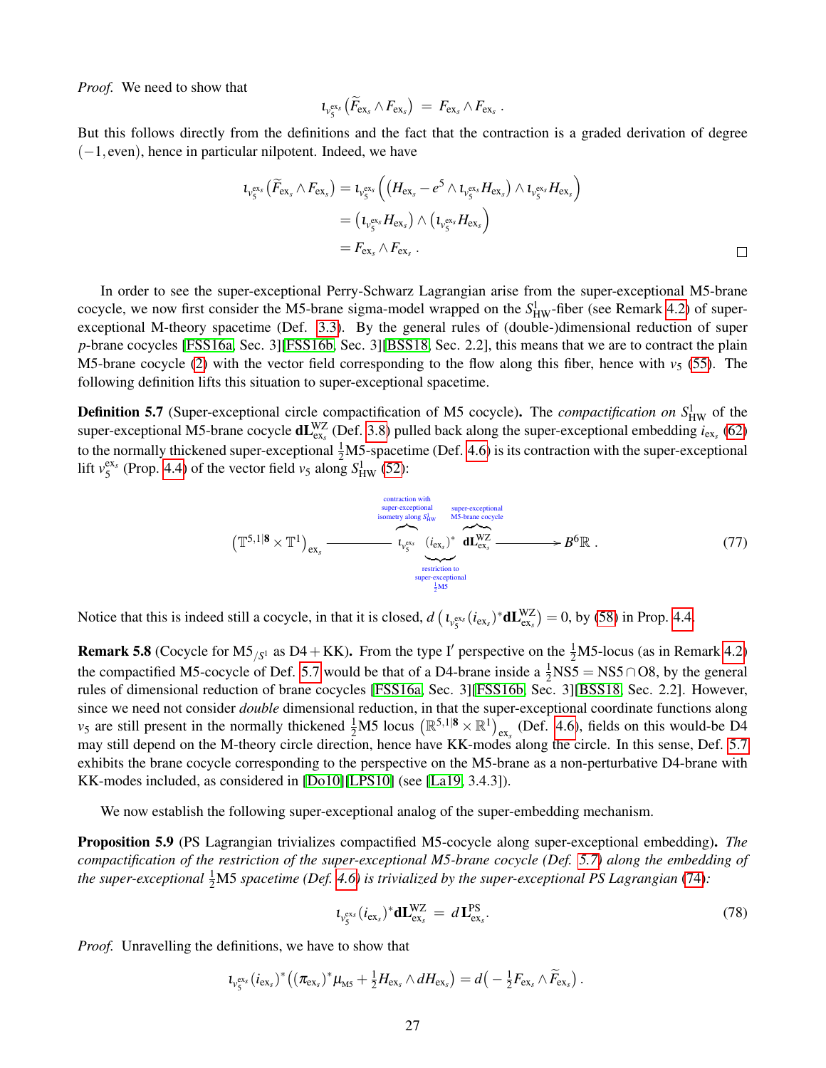*Proof.* We need to show that

$$\iota_{v_5^{\mathrm{ex}_s}}\big(\widetilde{F}_{\mathrm{ex}_s} \wedge F_{\mathrm{ex}_s}\big) \;=\; F_{\mathrm{ex}_s} \wedge F_{\mathrm{ex}_s}\,.$$

But this follows directly from the definitions and the fact that the contraction is a graded derivation of degree $(-1, \mathrm{even})$, hence in particular nilpotent. Indeed, we have

$$
\begin{aligned}
\iota_{v_5^{\mathrm{ex}_s}}\big(\widetilde{F}_{\mathrm{ex}_s} \wedge F_{\mathrm{ex}_s}\big) &= \iota_{v_5^{\mathrm{ex}_s}}\Big(\big(H_{\mathrm{ex}_s} - e^5 \wedge \iota_{v_5^{\mathrm{ex}_s}} H_{\mathrm{ex}_s}\big) \wedge \iota_{v_5^{\mathrm{ex}_s}} H_{\mathrm{ex}_s}\Big) \\
&= \big(\iota_{v_5^{\mathrm{ex}_s}} H_{\mathrm{ex}_s}\big) \wedge \big(\iota_{v_5^{\mathrm{ex}_s}} H_{\mathrm{ex}_s}\big) \\
&= F_{\mathrm{ex}_s} \wedge F_{\mathrm{ex}_s}\,.
\end{aligned}
$$

□

In order to see the super-exceptional Perry-Schwarz Lagrangian arise from the super-exceptional M5-brane cocycle, we now first consider the M5-brane sigma-model wrapped on the $S^1_{\mathrm{HW}}$-fiber (see Remark 4.2) of super-exceptional M-theory spacetime (Def. 3.3). By the general rules of (double-)dimensional reduction of super $p$-brane cocycles [FSS16a, Sec. 3][FSS16b, Sec. 3][BSS18, Sec. 2.2], this means that we are to contract the plain M5-brane cocycle (2) with the vector field corresponding to the flow along this fiber, hence with $v_5$ (55). The following definition lifts this situation to super-exceptional spacetime.

**Definition 5.7** (Super-exceptional circle compactification of M5 cocycle)**.** The *compactification on* $S^1_{\mathrm{HW}}$ of the super-exceptional M5-brane cocycle $\mathbf{dL}^{\mathrm{WZ}}_{\mathrm{ex}_s}$ (Def. 3.8) pulled back along the super-exceptional embedding $i_{\mathrm{ex}_s}$ (62) to the normally thickened super-exceptional $\tfrac{1}{2}$M5-spacetime (Def. 4.6) is its contraction with the super-exceptional lift $v_5^{\mathrm{ex}_s}$ (Prop. 4.4) of the vector field $v_5$ along $S^1_{\mathrm{HW}}$ (52):

$$\big(\mathbb{T}^{5,1|\mathbf{8}} \times \mathbb{T}^1\big)_{\mathrm{ex}_s} \xrightarrow{\;\;\overbrace{\iota_{v_5^{\mathrm{ex}_s}}}^{\substack{\text{contraction with}\\ \text{super-exceptional}\\ \text{isometry along } S^1_{\mathrm{HW}}}}\;\underbrace{(i_{\mathrm{ex}_s})^*}_{\substack{\text{restriction to}\\ \text{super-exceptional}\\ \frac{1}{2}\mathrm{M5}}}\;\overbrace{\mathbf{dL}^{\mathrm{WZ}}_{\mathrm{ex}_s}}^{\substack{\text{super-exceptional}\\ \text{M5-brane cocycle}}}\;\;} B^6\mathbb{R}\,. \tag{77}$$

Notice that this is indeed still a cocycle, in that it is closed, $d\left(\iota_{v_5^{\mathrm{ex}_s}}(i_{\mathrm{ex}_s})^*\mathbf{dL}^{\mathrm{WZ}}_{\mathrm{ex}_s}\right) = 0$, by (58) in Prop. 4.4.

**Remark 5.8** (Cycle for $\mathrm{M5}_{/S^1}$ as $\mathrm{D4}+\mathrm{KK}$)**.** From the type I$'$ perspective on the $\tfrac{1}{2}$M5-locus (as in Remark 4.2) the compactified M5-cocycle of Def. 5.7 would be that of a D4-brane inside a $\tfrac{1}{2}\mathrm{NS5} = \mathrm{NS5} \cap \mathrm{O8}$, by the general rules of dimensional reduction of brane cocycles [FSS16a, Sec. 3][FSS16b, Sec. 3][BSS18, Sec. 2.2]. However, since we need not consider *double* dimensional reduction, in that the super-exceptional coordinate functions along $v_5$ are still present in the normally thickened $\tfrac{1}{2}$M5 locus $\big(\mathbb{R}^{5,1|\mathbf{8}} \times \mathbb{R}^1\big)_{\mathrm{ex}_s}$ (Def. 4.6), fields on this would-be D4 may still depend on the M-theory circle direction, hence have KK-modes along the circle. In this sense, Def. 5.7 exhibits the brane cocycle corresponding to the perspective on the M5-brane as a non-perturbative D4-brane with KK-modes included, as considered in [Do10][LPS10] (see [La19, 3.4.3]).

We now establish the following super-exceptional analog of the super-embedding mechanism.

**Proposition 5.9** (PS Lagrangian trivializes compactified M5-cocycle along super-exceptional embedding)**.** *The compactification of the restriction of the super-exceptional M5-brane cocycle (Def. 5.7) along the embedding of the super-exceptional $\tfrac{1}{2}$M5 spacetime (Def. 4.6) is trivialized by the super-exceptional PS Lagrangian (74):*

$$\iota_{v_5^{\mathrm{ex}_s}}(i_{\mathrm{ex}_s})^*\mathbf{dL}^{\mathrm{WZ}}_{\mathrm{ex}_s} \;=\; d\,\mathbf{L}^{\mathrm{PS}}_{\mathrm{ex}_s}. \tag{78}$$

*Proof.* Unravelling the definitions, we have to show that

$$\iota_{v_5^{\mathrm{ex}_s}}(i_{\mathrm{ex}_s})^*\big((\pi_{\mathrm{ex}_s})^*\mu_{\mathrm{M5}} + \tfrac{1}{2}H_{\mathrm{ex}_s} \wedge dH_{\mathrm{ex}_s}\big) = d\big(-\tfrac{1}{2}F_{\mathrm{ex}_s} \wedge \widetilde{F}_{\mathrm{ex}_s}\big)\,.$$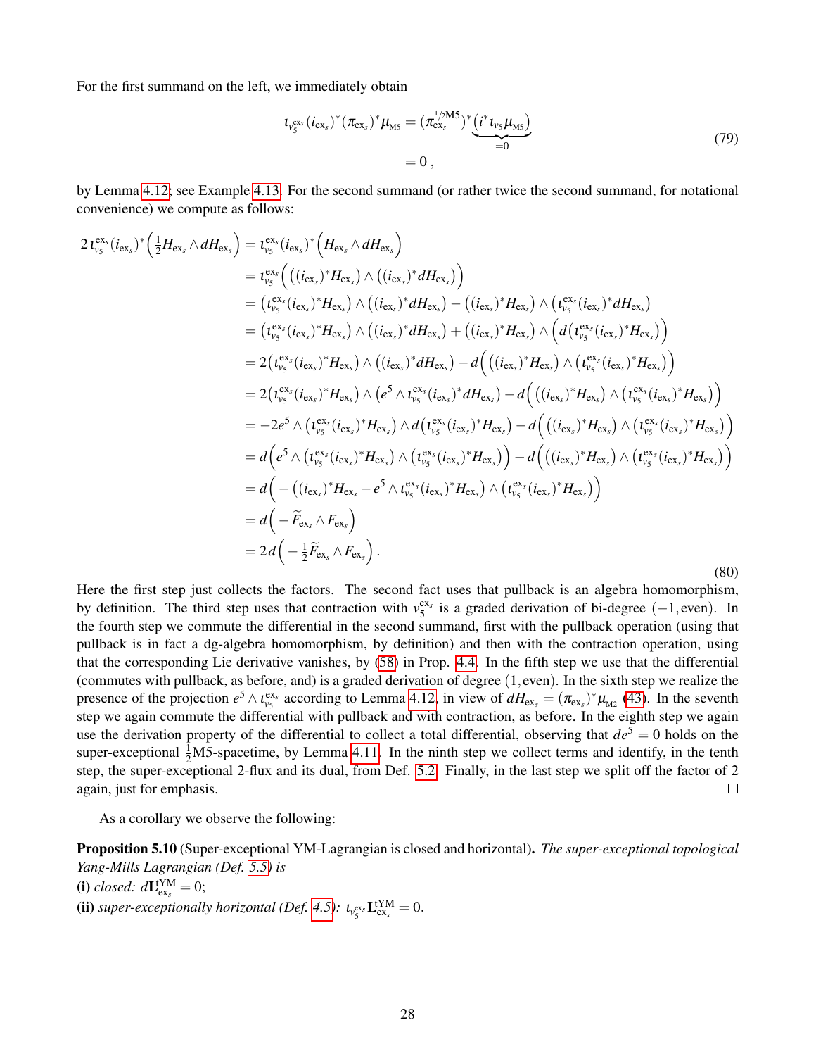For the first summand on the left, we immediately obtain

$$
\begin{aligned}
\iota_{v_5^{\mathrm{ex}_s}} (i_{\mathrm{ex}_s})^* (\pi_{\mathrm{ex}_s})^* \mu_{\mathrm{M5}} &= (\pi_{\mathrm{ex}_s}^{1/2\mathrm{M5}})^* \underbrace{\big(i^* \iota_{v_5} \mu_{\mathrm{M5}}\big)}_{=0} \\
&= 0\,,
\end{aligned}
\tag{79}
$$

by Lemma 4.12; see Example 4.13. For the second summand (or rather twice the second summand, for notational convenience) we compute as follows:

$$
\begin{aligned}
2\,\iota_{v_5^{\mathrm{ex}_s}} (i_{\mathrm{ex}_s})^* \Big(\tfrac{1}{2} H_{\mathrm{ex}_s} \wedge dH_{\mathrm{ex}_s}\Big) &= \iota_{v_5^{\mathrm{ex}_s}} (i_{\mathrm{ex}_s})^* \Big(H_{\mathrm{ex}_s} \wedge dH_{\mathrm{ex}_s}\Big) \\
&= \iota_{v_5^{\mathrm{ex}_s}} \Big( \big((i_{\mathrm{ex}_s})^* H_{\mathrm{ex}_s}\big) \wedge \big((i_{\mathrm{ex}_s})^* dH_{\mathrm{ex}_s}\big) \Big) \\
&= \big(\iota_{v_5^{\mathrm{ex}_s}} (i_{\mathrm{ex}_s})^* H_{\mathrm{ex}_s}\big) \wedge \big((i_{\mathrm{ex}_s})^* dH_{\mathrm{ex}_s}\big) - \big((i_{\mathrm{ex}_s})^* H_{\mathrm{ex}_s}\big) \wedge \big(\iota_{v_5^{\mathrm{ex}_s}} (i_{\mathrm{ex}_s})^* dH_{\mathrm{ex}_s}\big) \\
&= \big(\iota_{v_5^{\mathrm{ex}_s}} (i_{\mathrm{ex}_s})^* H_{\mathrm{ex}_s}\big) \wedge \big((i_{\mathrm{ex}_s})^* dH_{\mathrm{ex}_s}\big) + \big((i_{\mathrm{ex}_s})^* H_{\mathrm{ex}_s}\big) \wedge \Big(d\big(\iota_{v_5^{\mathrm{ex}_s}} (i_{\mathrm{ex}_s})^* H_{\mathrm{ex}_s}\big)\Big) \\
&= 2\big(\iota_{v_5^{\mathrm{ex}_s}} (i_{\mathrm{ex}_s})^* H_{\mathrm{ex}_s}\big) \wedge \big((i_{\mathrm{ex}_s})^* dH_{\mathrm{ex}_s}\big) - d\Big( \big((i_{\mathrm{ex}_s})^* H_{\mathrm{ex}_s}\big) \wedge \big(\iota_{v_5^{\mathrm{ex}_s}} (i_{\mathrm{ex}_s})^* H_{\mathrm{ex}_s}\big) \Big) \\
&= 2\big(\iota_{v_5^{\mathrm{ex}_s}} (i_{\mathrm{ex}_s})^* H_{\mathrm{ex}_s}\big) \wedge \big(e^5 \wedge \iota_{v_5^{\mathrm{ex}_s}} (i_{\mathrm{ex}_s})^* dH_{\mathrm{ex}_s}\big) - d\Big( \big((i_{\mathrm{ex}_s})^* H_{\mathrm{ex}_s}\big) \wedge \big(\iota_{v_5^{\mathrm{ex}_s}} (i_{\mathrm{ex}_s})^* H_{\mathrm{ex}_s}\big) \Big) \\
&= -2e^5 \wedge \big(\iota_{v_5^{\mathrm{ex}_s}} (i_{\mathrm{ex}_s})^* H_{\mathrm{ex}_s}\big) \wedge d\big(\iota_{v_5^{\mathrm{ex}_s}} (i_{\mathrm{ex}_s})^* H_{\mathrm{ex}_s}\big) - d\Big( \big((i_{\mathrm{ex}_s})^* H_{\mathrm{ex}_s}\big) \wedge \big(\iota_{v_5^{\mathrm{ex}_s}} (i_{\mathrm{ex}_s})^* H_{\mathrm{ex}_s}\big) \Big) \\
&= d\Big( e^5 \wedge \big(\iota_{v_5^{\mathrm{ex}_s}} (i_{\mathrm{ex}_s})^* H_{\mathrm{ex}_s}\big) \wedge \big(\iota_{v_5^{\mathrm{ex}_s}} (i_{\mathrm{ex}_s})^* H_{\mathrm{ex}_s}\big) \Big) - d\Big( \big((i_{\mathrm{ex}_s})^* H_{\mathrm{ex}_s}\big) \wedge \big(\iota_{v_5^{\mathrm{ex}_s}} (i_{\mathrm{ex}_s})^* H_{\mathrm{ex}_s}\big) \Big) \\
&= d\Big( - \big((i_{\mathrm{ex}_s})^* H_{\mathrm{ex}_s} - e^5 \wedge \iota_{v_5^{\mathrm{ex}_s}} (i_{\mathrm{ex}_s})^* H_{\mathrm{ex}_s}\big) \wedge \big(\iota_{v_5^{\mathrm{ex}_s}} (i_{\mathrm{ex}_s})^* H_{\mathrm{ex}_s}\big) \Big) \\
&= d\Big( -\widetilde{F}_{\mathrm{ex}_s} \wedge F_{\mathrm{ex}_s} \Big) \\
&= 2\,d\Big( -\tfrac{1}{2} \widetilde{F}_{\mathrm{ex}_s} \wedge F_{\mathrm{ex}_s} \Big)\,.
\end{aligned}
\tag{80}
$$

Here the first step just collects the factors. The second fact uses that pullback is an algebra homomorphism, by definition. The third step uses that contraction with $v_5^{\mathrm{ex}_s}$ is a graded derivation of bi-degree $(-1, \mathrm{even})$. In the fourth step we commute the differential in the second summand, first with the pullback operation (using that pullback is in fact a dg-algebra homomorphism, by definition) and then with the contraction operation, using that the corresponding Lie derivative vanishes, by (58) in Prop. 4.4. In the fifth step we use that the differential (commutes with pullback, as before, and) is a graded derivation of degree $(1, \mathrm{even})$. In the sixth step we realize the presence of the projection $e^5 \wedge \iota_{v_5^{\mathrm{ex}_s}}$ according to Lemma 4.12, in view of $dH_{\mathrm{ex}_s} = (\pi_{\mathrm{ex}_s})^* \mu_{\mathrm{M2}}$ (43). In the seventh step we again commute the differential with pullback and with contraction, as before. In the eighth step we again use the derivation property of the differential to collect a total differential, observing that $de^5 = 0$ holds on the super-exceptional $\frac{1}{2}$M5-spacetime, by Lemma 4.11. In the ninth step we collect terms and identify, in the tenth step, the super-exceptional 2-flux and its dual, from Def. 5.2. Finally, in the last step we split off the factor of 2 again, just for emphasis. ∎

As a corollary we observe the following:

**Proposition 5.10** (Super-exceptional YM-Lagrangian is closed and horizontal)**.** *The super-exceptional topological Yang-Mills Lagrangian (Def. 5.5) is*

**(i)** *closed:* $d\mathbf{L}^{\mathrm{tYM}}_{\mathrm{ex}_s} = 0$;

**(ii)** *super-exceptionally horizontal (Def. 4.5):* $\iota_{v_5^{\mathrm{ex}_s}} \mathbf{L}^{\mathrm{tYM}}_{\mathrm{ex}_s} = 0$.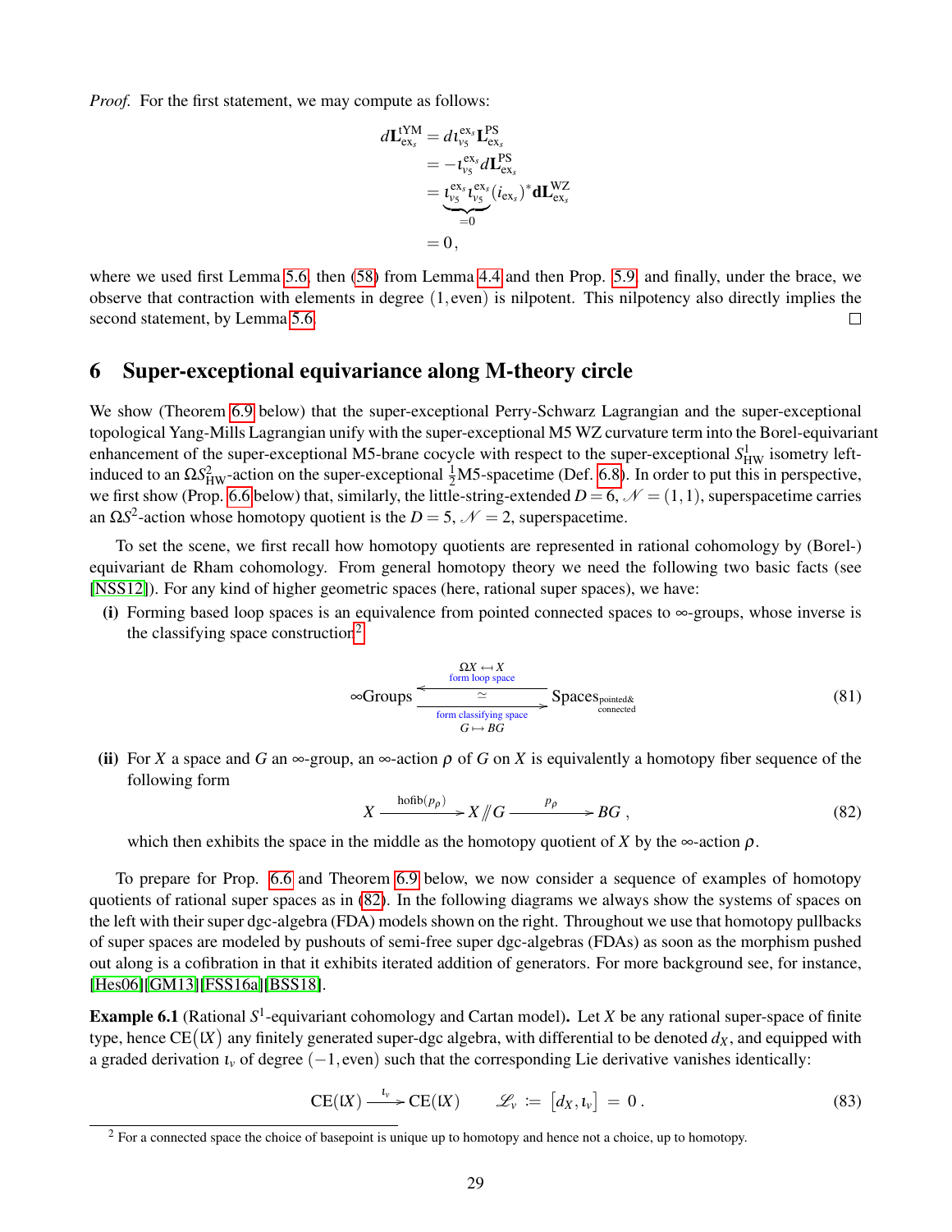*Proof.* For the first statement, we may compute as follows:

$$
\begin{aligned}
d\mathbf{L}^{\mathrm{tYM}}_{\mathrm{ex}_s} &= d\iota^{\mathrm{ex}_s}_{v_5}\mathbf{L}^{\mathrm{PS}}_{\mathrm{ex}_s} \\
&= -\iota^{\mathrm{ex}_s}_{v_5} d\mathbf{L}^{\mathrm{PS}}_{\mathrm{ex}_s} \\
&= \underbrace{\iota^{\mathrm{ex}_s}_{v_5}\iota^{\mathrm{ex}_s}_{v_5}}_{=0}(i_{\mathrm{ex}_s})^*\mathbf{dL}^{\mathrm{WZ}}_{\mathrm{ex}_s} \\
&= 0\,,
\end{aligned}
$$

where we used first Lemma 5.6, then (58) from Lemma 4.4 and then Prop. 5.9, and finally, under the brace, we observe that contraction with elements in degree $(1,\text{even})$ is nilpotent. This nilpotency also directly implies the second statement, by Lemma 5.6. □

## 6 Super-exceptional equivariance along M-theory circle

We show (Theorem 6.9 below) that the super-exceptional Perry-Schwarz Lagrangian and the super-exceptional topological Yang-Mills Lagrangian unify with the super-exceptional M5 WZ curvature term into the Borel-equivariant enhancement of the super-exceptional M5-brane cocycle with respect to the super-exceptional $S^1_{\mathrm{HW}}$ isometry left-induced to an $\Omega S^2_{\mathrm{HW}}$-action on the super-exceptional $\frac{1}{2}$M5-spacetime (Def. 6.8). In order to put this in perspective, we first show (Prop. 6.6 below) that, similarly, the little-string-extended $D = 6$, $\mathcal{N} = (1,1)$, superspacetime carries an $\Omega S^2$-action whose homotopy quotient is the $D = 5$, $\mathcal{N} = 2$, superspacetime.

To set the scene, we first recall how homotopy quotients are represented in rational cohomology by (Borel-) equivariant de Rham cohomology. From general homotopy theory we need the following two basic facts (see [NSS12]). For any kind of higher geometric spaces (here, rational super spaces), we have:

**(i)** Forming based loop spaces is an equivalence from pointed connected spaces to $\infty$-groups, whose inverse is the classifying space construction[2]

$$
\infty\mathrm{Groups} \underset{\substack{\text{form classifying space} \\ G \mapsto BG}}{\overset{\substack{\Omega X \leftarrow\!\shortmid X \\ \text{form loop space}}}{\rightleftarrows}} \mathrm{Spaces}_{\substack{\text{pointed\&}\\ \text{connected}}} \qquad (81)
$$

(the two functors being inverse equivalences, $\simeq$).

**(ii)** For $X$ a space and $G$ an $\infty$-group, an $\infty$-action $\rho$ of $G$ on $X$ is equivalently a homotopy fiber sequence of the following form

$$
X \xrightarrow{\ \mathrm{hofib}(p_\rho)\ } X /\!\!/ G \xrightarrow{\ p_\rho\ } BG\,, \qquad (82)
$$

which then exhibits the space in the middle as the homotopy quotient of $X$ by the $\infty$-action $\rho$.

To prepare for Prop. 6.6 and Theorem 6.9 below, we now consider a sequence of examples of homotopy quotients of rational super spaces as in (82). In the following diagrams we always show the systems of spaces on the left with their super dgc-algebra (FDA) models shown on the right. Throughout we use that homotopy pullbacks of super spaces are modeled by pushouts of semi-free super dgc-algebras (FDAs) as soon as the morphism pushed out along is a cofibration in that it exhibits iterated addition of generators. For more background see, for instance, [Hes06][GM13][FSS16a][BSS18].

**Example 6.1** (Rational $S^1$-equivariant cohomology and Cartan model)**.** Let $X$ be any rational super-space of finite type, hence $\mathrm{CE}(\mathfrak{l}X)$ any finitely generated super-dgc algebra, with differential to be denoted $d_X$, and equipped with a graded derivation $\iota_v$ of degree $(-1,\text{even})$ such that the corresponding Lie derivative vanishes identically:

$$
\mathrm{CE}(\mathfrak{l}X) \xrightarrow{\ \iota_v\ } \mathrm{CE}(\mathfrak{l}X) \qquad \mathcal{L}_v := \big[d_X, \iota_v\big] \;=\; 0\,. \qquad (83)
$$

[2] For a connected space the choice of basepoint is unique up to homotopy and hence not a choice, up to homotopy.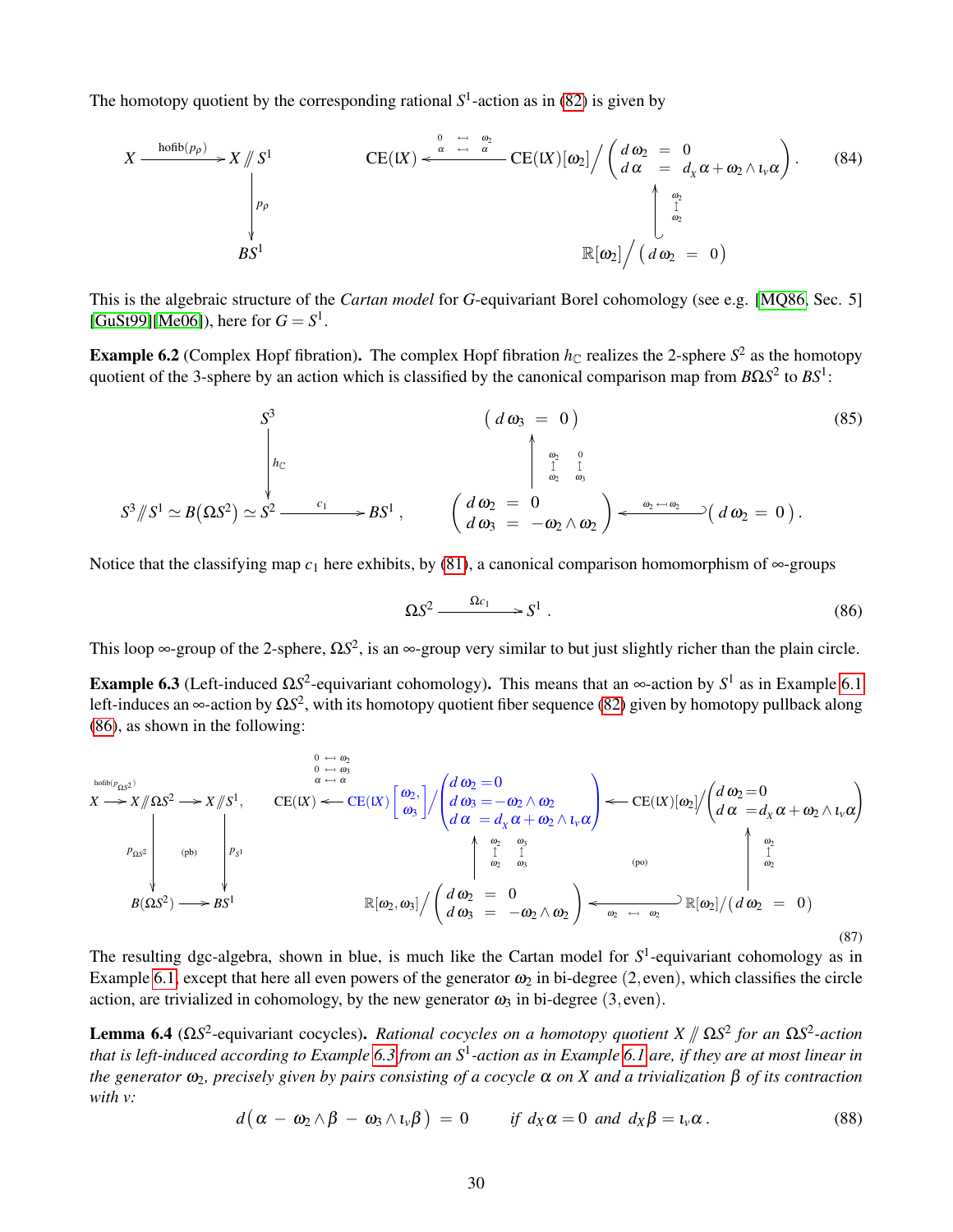The homotopy quotient by the corresponding rational $S^1$-action as in (82) is given by

$$
\begin{array}{ccc}
X \xrightarrow{\mathrm{hofib}(p_\rho)} X /\!\!/ S^1 & & \mathrm{CE}(lX) \xleftarrow{\substack{0 \leftarrow\!\shortmid \omega_2 \\ \alpha \leftarrow\!\shortmid \alpha}} \mathrm{CE}(lX)[\omega_2] \Big/ \left( \begin{array}{rcl} d\,\omega_2 &=& 0 \\ d\,\alpha &=& d_X\,\alpha + \omega_2 \wedge \iota_v \alpha \end{array} \right) . \\
\Big\downarrow p_\rho & & \Big\uparrow {\scriptstyle \omega_2 \mapsto \omega_2} \\
BS^1 & & \mathbb{R}[\omega_2] \Big/ \big( d\,\omega_2 \;=\; 0 \big)
\end{array}
\tag{84}
$$

This is the algebraic structure of the *Cartan model* for $G$-equivariant Borel cohomology (see e.g. [MQ86, Sec. 5] [GuSt99][Me06]), here for $G = S^1$.

**Example 6.2** (Complex Hopf fibration)**.** The complex Hopf fibration $h_{\mathbb{C}}$ realizes the 2-sphere $S^2$ as the homotopy quotient of the 3-sphere by an action which is classified by the canonical comparison map from $B\Omega S^2$ to $BS^1$:

$$
\begin{array}{ccc}
S^3 & & \big( d\,\omega_3 \;=\; 0 \big) \\
\Big\downarrow h_{\mathbb{C}} & & \Big\uparrow {\scriptstyle \omega_2 \mapsto \omega_2,\ 0 \mapsto \omega_3} \\
S^3 /\!\!/ S^1 \simeq B\big(\Omega S^2\big) \simeq S^2 \xrightarrow{\;c_1\;} BS^1 , & & \left( \begin{array}{rcl} d\,\omega_2 &=& 0 \\ d\,\omega_3 &=& -\omega_2 \wedge \omega_2 \end{array} \right) \xleftarrow{\;\omega_2 \leftarrow\!\shortmid \omega_2\;} \big( d\,\omega_2 \;=\; 0 \big) .
\end{array}
\tag{85}
$$

Notice that the classifying map $c_1$ here exhibits, by (81), a canonical comparison homomorphism of $\infty$-groups

$$
\Omega S^2 \xrightarrow{\;\Omega c_1\;} S^1 \;. \tag{86}
$$

This loop $\infty$-group of the 2-sphere, $\Omega S^2$, is an $\infty$-group very similar to but just slightly richer than the plain circle.

**Example 6.3** (Left-induced $\Omega S^2$-equivariant cohomology)**.** This means that an $\infty$-action by $S^1$ as in Example 6.1 left-induces an $\infty$-action by $\Omega S^2$, with its homotopy quotient fiber sequence (82) given by homotopy pullback along (86), as shown in the following:

$$
\begin{array}{ccc}
X \xrightarrow{\mathrm{hofib}(p_{\Omega S^2})} X /\!\!/ \Omega S^2 \longrightarrow X /\!\!/ S^1, & \mathrm{CE}(lX) \xleftarrow{\substack{0 \leftarrow\!\shortmid \omega_2 \\ 0 \leftarrow\!\shortmid \omega_3 \\ \alpha \leftarrow\!\shortmid \alpha}} \mathrm{CE}(lX)\left[\begin{array}{c}\omega_2, \\ \omega_3\end{array}\right] \Big/ \left( \begin{array}{rl} d\,\omega_2 &= 0 \\ d\,\omega_3 &= -\omega_2 \wedge \omega_2 \\ d\,\alpha &= d_X\,\alpha + \omega_2 \wedge \iota_v \alpha \end{array} \right) & \longleftarrow \mathrm{CE}(lX)[\omega_2] \Big/ \left( \begin{array}{rl} d\,\omega_2 &= 0 \\ d\,\alpha &= d_X\,\alpha + \omega_2 \wedge \iota_v \alpha \end{array} \right) \\
\Big\downarrow p_{\Omega S^2} \quad \text{(pb)} \quad \Big\downarrow p_{S^1} & \Big\uparrow {\scriptstyle \omega_2 \mapsto \omega_2,\ \omega_3 \mapsto \omega_3} \qquad \text{(po)} & \Big\uparrow {\scriptstyle \omega_2 \mapsto \omega_2} \\
B(\Omega S^2) \longrightarrow BS^1 & \mathbb{R}[\omega_2, \omega_3] \Big/ \left( \begin{array}{rcl} d\,\omega_2 &=& 0 \\ d\,\omega_3 &=& -\omega_2 \wedge \omega_2 \end{array} \right) & \xleftarrow{\;\omega_2 \leftarrow\!\shortmid \omega_2\;} \mathbb{R}[\omega_2] / \big( d\,\omega_2 \;=\; 0 \big)
\end{array}
\tag{87}
$$

The resulting dgc-algebra, shown in blue, is much like the Cartan model for $S^1$-equivariant cohomology as in Example 6.1, except that here all even powers of the generator $\omega_2$ in bi-degree $(2, \mathrm{even})$, which classifies the circle action, are trivialized in cohomology, by the new generator $\omega_3$ in bi-degree $(3, \mathrm{even})$.

**Lemma 6.4** ($\Omega S^2$-equivariant cocycles)**.** *Rational cocycles on a homotopy quotient $X /\!\!/ \Omega S^2$ for an $\Omega S^2$-action that is left-induced according to Example 6.3 from an $S^1$-action as in Example 6.1 are, if they are at most linear in the generator $\omega_2$, precisely given by pairs consisting of a cocycle $\alpha$ on $X$ and a trivialization $\beta$ of its contraction with $v$:*

$$
d\big( \alpha \;-\; \omega_2 \wedge \beta \;-\; \omega_3 \wedge \iota_v \beta \big) \;=\; 0 \qquad \text{if } d_X \alpha = 0 \text{ and } d_X \beta = \iota_v \alpha \,. \tag{88}
$$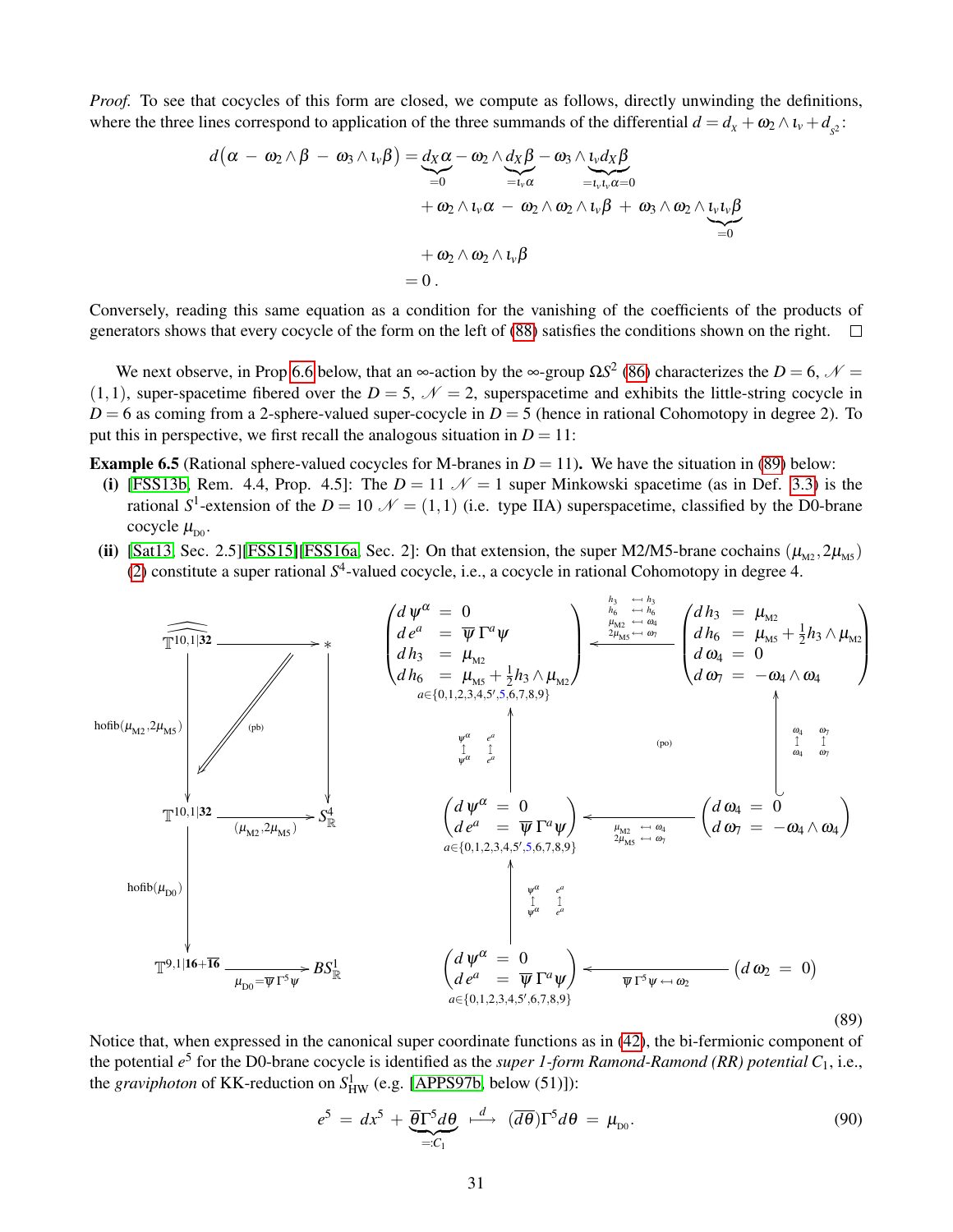*Proof.* To see that cocycles of this form are closed, we compute as follows, directly unwinding the definitions, where the three lines correspond to application of the three summands of the differential $d = d_X + \omega_2 \wedge \iota_v + d_{S^2}$:

$$
\begin{aligned}
d\big(\alpha \,-\, \omega_2 \wedge \beta \,-\, \omega_3 \wedge \iota_v \beta\big) = \; & \underbrace{d_X \alpha}_{=0} - \omega_2 \wedge \underbrace{d_X \beta}_{=\iota_v \alpha} - \omega_3 \wedge \underbrace{\iota_v d_X \beta}_{=\iota_v \iota_v \alpha = 0} \\
& + \omega_2 \wedge \iota_v \alpha \,-\, \omega_2 \wedge \omega_2 \wedge \iota_v \beta \,+\, \omega_3 \wedge \omega_2 \wedge \underbrace{\iota_v \iota_v \beta}_{=0} \\
& + \omega_2 \wedge \omega_2 \wedge \iota_v \beta \\
= \; & 0\,.
\end{aligned}
$$

Conversely, reading this same equation as a condition for the vanishing of the coefficients of the products of generators shows that every cocycle of the form on the left of (88) satisfies the conditions shown on the right. □

We next observe, in Prop 6.6 below, that an $\infty$-action by the $\infty$-group $\Omega S^2$ (86) characterizes the $D = 6$, $\mathcal{N} = (1,1)$, super-spacetime fibered over the $D = 5$, $\mathcal{N} = 2$, superspacetime and exhibits the little-string cocycle in $D = 6$ as coming from a 2-sphere-valued super-cocycle in $D = 5$ (hence in rational Cohomotopy in degree 2). To put this in perspective, we first recall the analogous situation in $D = 11$:

**Example 6.5** (Rational sphere-valued cocycles for M-branes in $D = 11$). We have the situation in (89) below:

**(i)** [FSS13b, Rem. 4.4, Prop. 4.5]: The $D = 11$ $\mathcal{N} = 1$ super Minkowski spacetime (as in Def. 3.3) is the rational $S^1$-extension of the $D = 10$ $\mathcal{N} = (1,1)$ (i.e. type IIA) superspacetime, classified by the D0-brane cocycle $\mu_{D0}$.

**(ii)** [Sat13, Sec. 2.5][FSS15][FSS16a, Sec. 2]: On that extension, the super M2/M5-brane cochains $(\mu_{M2}, 2\mu_{M5})$ (2) constitute a super rational $S^4$-valued cocycle, i.e., a cocycle in rational Cohomotopy in degree 4.

$$
\begin{array}{ccc}
\widehat{\mathbb{T}^{10,1|\mathbf{32}}} \longrightarrow * & \quad
\left(\begin{array}{lcl} d\,\psi^\alpha &=& 0 \\ d\,e^a &=& \overline{\psi}\,\Gamma^a \psi \\ d\,h_3 &=& \mu_{M2} \\ d\,h_6 &=& \mu_{M5} + \tfrac{1}{2} h_3 \wedge \mu_{M2} \end{array}\right)_{a \in \{0,1,2,3,4,5',5,6,7,8,9\}}
\xleftarrow{\; h_3 \leftarrow h_3,\; h_6 \leftarrow h_6,\; \mu_{M2} \leftarrow \omega_4,\; 2\mu_{M5} \leftarrow \omega_7 \;}
\left(\begin{array}{lcl} d\,h_3 &=& \mu_{M2} \\ d\,h_6 &=& \mu_{M5} + \tfrac{1}{2} h_3 \wedge \mu_{M2} \\ d\,\omega_4 &=& 0 \\ d\,\omega_7 &=& -\omega_4 \wedge \omega_4 \end{array}\right)
\\[2mm]
\big\downarrow {\scriptstyle \mathrm{hofib}(\mu_{M2}, 2\mu_{M5})} \quad (\mathrm{pb}) \quad \big\downarrow & \quad \big\uparrow {\scriptstyle \psi^\alpha \leftarrow \psi^\alpha,\; e^a \leftarrow e^a} \qquad (\mathrm{po}) \qquad \big\uparrow {\scriptstyle \omega_4 \leftarrow \omega_4,\; \omega_7 \leftarrow \omega_7} &
\\[2mm]
\mathbb{T}^{10,1|\mathbf{32}} \xrightarrow{(\mu_{M2}, 2\mu_{M5})} S^4_{\mathbb{R}} & \quad
\left(\begin{array}{lcl} d\,\psi^\alpha &=& 0 \\ d\,e^a &=& \overline{\psi}\,\Gamma^a \psi \end{array}\right)_{a \in \{0,1,2,3,4,5',5,6,7,8,9\}}
\xleftarrow{\; \mu_{M2} \leftarrow \omega_4,\; 2\mu_{M5} \leftarrow \omega_7 \;}
\left(\begin{array}{lcl} d\,\omega_4 &=& 0 \\ d\,\omega_7 &=& -\omega_4 \wedge \omega_4 \end{array}\right)
\\[2mm]
\big\downarrow {\scriptstyle \mathrm{hofib}(\mu_{D0})} & \quad \big\uparrow {\scriptstyle \psi^\alpha \leftarrow \psi^\alpha,\; e^a \leftarrow e^a} &
\\[2mm]
\mathbb{T}^{9,1|\mathbf{16}+\overline{\mathbf{16}}} \xrightarrow{\mu_{D0} = \overline{\psi}\,\Gamma^5 \psi} B S^1_{\mathbb{R}} & \quad
\left(\begin{array}{lcl} d\,\psi^\alpha &=& 0 \\ d\,e^a &=& \overline{\psi}\,\Gamma^a \psi \end{array}\right)_{a \in \{0,1,2,3,4,5',6,7,8,9\}}
\xleftarrow{\; \overline{\psi}\,\Gamma^5 \psi \leftarrow \omega_2 \;}
\big(d\,\omega_2 \;=\; 0\big)
\end{array}
\tag{89}
$$

Notice that, when expressed in the canonical super coordinate functions as in (42), the bi-fermionic component of the potential $e^5$ for the D0-brane cocycle is identified as the *super 1-form Ramond-Ramond (RR) potential* $C_1$, i.e., the *graviphoton* of KK-reduction on $S^1_{\mathrm{HW}}$ (e.g. [APPS97b, below (51)]):

$$
e^5 \;=\; dx^5 \;+\; \underbrace{\overline{\theta}\Gamma^5 d\theta}_{=: C_1} \;\overset{d}{\longmapsto}\; (\overline{d\theta})\Gamma^5 d\theta \;=\; \mu_{D0}\,. \tag{90}
$$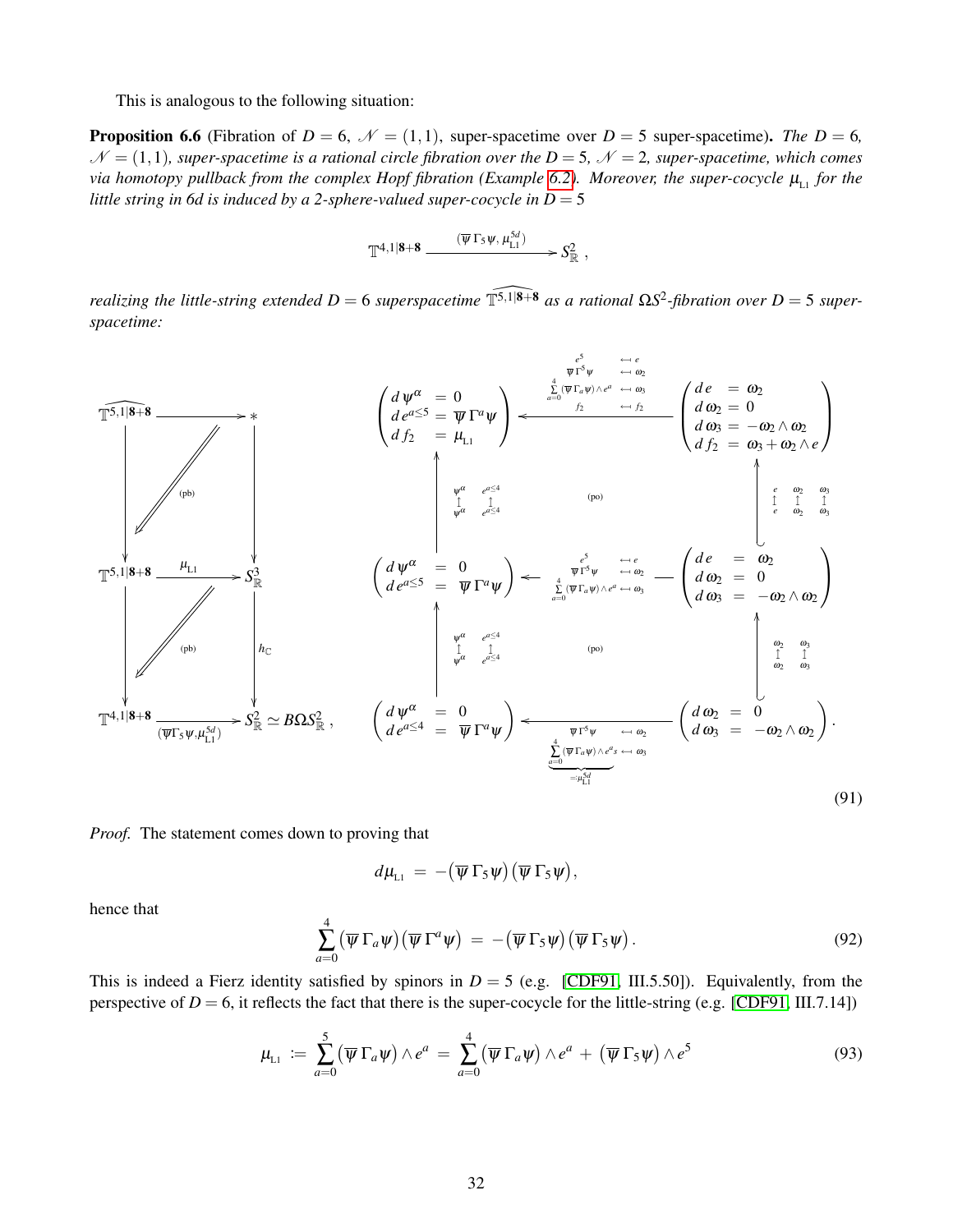This is analogous to the following situation:

**Proposition 6.6** (Fibration of $D=6$, $\mathcal{N}=(1,1)$, super-spacetime over $D=5$ super-spacetime)**.** *The $D=6$, $\mathcal{N}=(1,1)$, super-spacetime is a rational circle fibration over the $D=5$, $\mathcal{N}=2$, super-spacetime, which comes via homotopy pullback from the complex Hopf fibration (Example 6.2). Moreover, the super-cocycle $\mu_{\rm L1}$ for the little string in 6d is induced by a 2-sphere-valued super-cocycle in $D=5$*

$$\mathbb{T}^{4,1|\mathbf{8}+\mathbf{8}} \xrightarrow{\;(\overline{\psi}\,\Gamma_5\psi,\;\mu^{5d}_{\rm L1})\;} S^2_{\mathbb{R}}\;,$$

*realizing the little-string extended $D=6$ superspacetime $\widehat{\mathbb{T}^{5,1|\mathbf{8}+\mathbf{8}}}$ as a rational $\Omega S^2$-fibration over $D=5$ super-spacetime:*

$$
\begin{array}{ccc}
\widehat{\mathbb{T}^{5,1|\mathbf{8}+\mathbf{8}}} & \longrightarrow & * \\
\downarrow & \text{(pb)} & \downarrow \\
\mathbb{T}^{5,1|\mathbf{8}+\mathbf{8}} & \xrightarrow{\;\mu_{\rm L1}\;} & S^3_{\mathbb{R}} \\
\downarrow & \text{(pb)} & \downarrow{\scriptstyle h_{\mathbb{C}}} \\
\mathbb{T}^{4,1|\mathbf{8}+\mathbf{8}} & \xrightarrow[(\overline{\psi}\Gamma_5\psi,\,\mu^{5d}_{\rm L1})]{} & S^2_{\mathbb{R}} \simeq B\Omega S^2_{\mathbb{R}}\;,
\end{array}
\qquad
\begin{array}{ccc}
\left(\begin{array}{rcl} d\,\psi^\alpha &=& 0 \\ d\,e^{a\leq 5} &=& \overline{\psi}\,\Gamma^a\psi \\ d\,f_2 &=& \mu_{\rm L1}\end{array}\right)
& \xleftarrow{\substack{e^5 \;\mapsfrom\; e \\ \overline{\psi}\,\Gamma^5\psi \;\mapsfrom\; \omega_2 \\ \sum_{a=0}^4(\overline{\psi}\,\Gamma_a\psi)\wedge e^a \;\mapsfrom\; \omega_3 \\ f_2 \;\mapsfrom\; f_2}} &
\left(\begin{array}{rcl} d\,e &=& \omega_2 \\ d\,\omega_2 &=& 0 \\ d\,\omega_3 &=& -\omega_2\wedge\omega_2 \\ d\,f_2 &=& \omega_3+\omega_2\wedge e\end{array}\right)
\\
\uparrow{\scriptstyle \psi^\alpha \mapsfrom \psi^\alpha,\; e^{a\leq 4}\mapsfrom e^{a\leq 4}} & \text{(po)} & \uparrow{\scriptstyle e\mapsfrom e,\;\omega_2\mapsfrom\omega_2,\;\omega_3\mapsfrom\omega_3}
\\
\left(\begin{array}{rcl} d\,\psi^\alpha &=& 0 \\ d\,e^{a\leq 5} &=& \overline{\psi}\,\Gamma^a\psi \end{array}\right)
& \xleftarrow{\substack{e^5 \;\mapsfrom\; e \\ \overline{\psi}\,\Gamma^5\psi \;\mapsfrom\; \omega_2 \\ \sum_{a=0}^4(\overline{\psi}\,\Gamma_a\psi)\wedge e^a \;\mapsfrom\; \omega_3}} &
\left(\begin{array}{rcl} d\,e &=& \omega_2 \\ d\,\omega_2 &=& 0 \\ d\,\omega_3 &=& -\omega_2\wedge\omega_2 \end{array}\right)
\\
\uparrow{\scriptstyle \psi^\alpha \mapsfrom \psi^\alpha,\; e^{a\leq 4}\mapsfrom e^{a\leq 4}} & \text{(po)} & \uparrow{\scriptstyle \omega_2\mapsfrom\omega_2,\;\omega_3\mapsfrom\omega_3}
\\
\left(\begin{array}{rcl} d\,\psi^\alpha &=& 0 \\ d\,e^{a\leq 4} &=& \overline{\psi}\,\Gamma^a\psi \end{array}\right)
& \xleftarrow[\underbrace{\sum_{a=0}^4(\overline{\psi}\,\Gamma_a\psi)\wedge e^a s}_{=:\mu^{5d}_{\rm L1}} \;\mapsfrom\; \omega_3]{\overline{\psi}\,\Gamma^5\psi \;\mapsfrom\; \omega_2} &
\left(\begin{array}{rcl} d\,\omega_2 &=& 0 \\ d\,\omega_3 &=& -\omega_2\wedge\omega_2 \end{array}\right).
\end{array}
\tag{91}
$$

*Proof.* The statement comes down to proving that

$$d\mu_{\rm L1} \;=\; -\big(\overline{\psi}\,\Gamma_5\psi\big)\big(\overline{\psi}\,\Gamma_5\psi\big),$$

hence that

$$\sum_{a=0}^{4}\big(\overline{\psi}\,\Gamma_a\psi\big)\big(\overline{\psi}\,\Gamma^a\psi\big) \;=\; -\big(\overline{\psi}\,\Gamma_5\psi\big)\big(\overline{\psi}\,\Gamma_5\psi\big)\,. \tag{92}$$

This is indeed a Fierz identity satisfied by spinors in $D=5$ (e.g. [CDF91, III.5.50]). Equivalently, from the perspective of $D=6$, it reflects the fact that there is the super-cocycle for the little-string (e.g. [CDF91, III.7.14])

$$\mu_{\rm L1} \;:=\; \sum_{a=0}^{5}\big(\overline{\psi}\,\Gamma_a\psi\big)\wedge e^a \;=\; \sum_{a=0}^{4}\big(\overline{\psi}\,\Gamma_a\psi\big)\wedge e^a \;+\; \big(\overline{\psi}\,\Gamma_5\psi\big)\wedge e^5 \tag{93}$$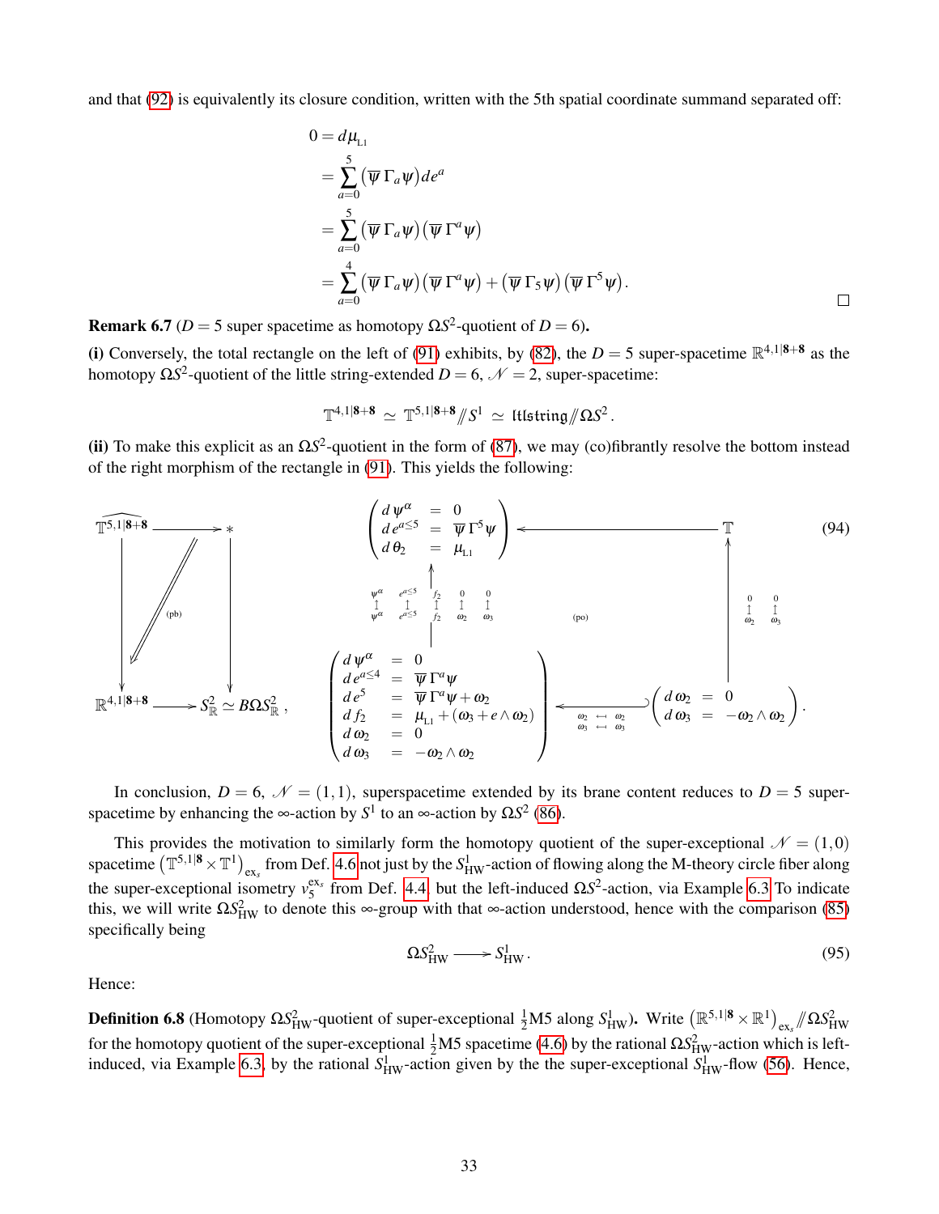and that (92) is equivalently its closure condition, written with the 5th spatial coordinate summand separated off:

$$
\begin{aligned}
0 &= d\mu_{\text{L1}} \\
&= \sum_{a=0}^{5} \big(\overline{\psi}\,\Gamma_a \psi\big) de^a \\
&= \sum_{a=0}^{5} \big(\overline{\psi}\,\Gamma_a \psi\big)\big(\overline{\psi}\,\Gamma^a \psi\big) \\
&= \sum_{a=0}^{4} \big(\overline{\psi}\,\Gamma_a \psi\big)\big(\overline{\psi}\,\Gamma^a \psi\big) + \big(\overline{\psi}\,\Gamma_5 \psi\big)\big(\overline{\psi}\,\Gamma^5 \psi\big).
\end{aligned}
$$

□

**Remark 6.7** ($D = 5$ super spacetime as homotopy $\Omega S^2$-quotient of $D = 6$)**.**

**(i)** Conversely, the total rectangle on the left of (91) exhibits, by (82), the $D = 5$ super-spacetime $\mathbb{R}^{4,1|\mathbf{8}+\mathbf{8}}$ as the homotopy $\Omega S^2$-quotient of the little string-extended $D = 6$, $\mathcal{N} = 2$, super-spacetime:

$$
\mathbb{T}^{4,1|\mathbf{8}+\mathbf{8}} \simeq \mathbb{T}^{5,1|\mathbf{8}+\mathbf{8}} /\!\!/ S^1 \simeq \mathfrak{ltlstring} /\!\!/ \Omega S^2 .
$$

**(ii)** To make this explicit as an $\Omega S^2$-quotient in the form of (87), we may (co)fibrantly resolve the bottom instead of the right morphism of the rectangle in (91). This yields the following:

$$
\begin{array}{ccc}
\widehat{\mathbb{T}^{5,1|\mathbf{8}+\mathbf{8}}} & \longrightarrow & * \\
\downarrow & \text{(pb)} & \downarrow \\
\mathbb{R}^{4,1|\mathbf{8}+\mathbf{8}} & \longrightarrow & S^2_{\mathbb{R}} \simeq B\Omega S^2_{\mathbb{R}}\,,
\end{array}
\qquad
\begin{array}{ccc}
\left(\begin{array}{rcl} d\,\psi^\alpha &=& 0 \\ d\,e^{a\leq 5} &=& \overline{\psi}\,\Gamma^5\psi \\ d\,\theta_2 &=& \mu_{\text{L1}} \end{array}\right) & \longleftarrow & \mathbb{T} \\
\uparrow {\scriptstyle \psi^\alpha \mapsfrom \psi^\alpha,\; e^{a\leq 5} \mapsfrom e^{a\leq 5},\; f_2 \mapsfrom f_2,\; 0 \mapsfrom \omega_2,\; 0 \mapsfrom \omega_3} & \text{(po)} & \uparrow {\scriptstyle 0 \mapsfrom \omega_2,\; 0 \mapsfrom \omega_3} \\
\left(\begin{array}{rcl} d\,\psi^\alpha &=& 0 \\ d\,e^{a\leq 4} &=& \overline{\psi}\,\Gamma^a\psi \\ d\,e^5 &=& \overline{\psi}\,\Gamma^a\psi + \omega_2 \\ d\,f_2 &=& \mu_{\text{L1}} + (\omega_3 + e\wedge\omega_2) \\ d\,\omega_2 &=& 0 \\ d\,\omega_3 &=& -\omega_2\wedge\omega_2 \end{array}\right) & \xleftarrow{\;\omega_2 \mapsfrom \omega_2,\; \omega_3 \mapsfrom \omega_3\;} & \left(\begin{array}{rcl} d\,\omega_2 &=& 0 \\ d\,\omega_3 &=& -\omega_2\wedge\omega_2 \end{array}\right).
\end{array}
\tag{94}
$$

In conclusion, $D = 6$, $\mathcal{N} = (1,1)$, superspacetime extended by its brane content reduces to $D = 5$ super-spacetime by enhancing the $\infty$-action by $S^1$ to an $\infty$-action by $\Omega S^2$ (86).

This provides the motivation to similarly form the homotopy quotient of the super-exceptional $\mathcal{N} = (1,0)$ spacetime $\big(\mathbb{T}^{5,1|\mathbf{8}} \times \mathbb{T}^1\big)_{\text{ex}_s}$ from Def. 4.6 not just by the $S^1_{\text{HW}}$-action of flowing along the M-theory circle fiber along the super-exceptional isometry $v_5^{\text{ex}_s}$ from Def. 4.4, but the left-induced $\Omega S^2$-action, via Example 6.3. To indicate this, we will write $\Omega S^2_{\text{HW}}$ to denote this $\infty$-group with that $\infty$-action understood, hence with the comparison (85) specifically being

$$
\Omega S^2_{\text{HW}} \longrightarrow S^1_{\text{HW}}\,. \tag{95}
$$

Hence:

**Definition 6.8** (Homotopy $\Omega S^2_{\text{HW}}$-quotient of super-exceptional $\tfrac{1}{2}$M5 along $S^1_{\text{HW}}$)**.** Write $\big(\mathbb{R}^{5,1|\mathbf{8}} \times \mathbb{R}^1\big)_{\text{ex}_s} /\!\!/ \Omega S^2_{\text{HW}}$ for the homotopy quotient of the super-exceptional $\tfrac{1}{2}$M5 spacetime (4.6) by the rational $\Omega S^2_{\text{HW}}$-action which is left-induced, via Example 6.3, by the rational $S^1_{\text{HW}}$-action given by the the super-exceptional $S^1_{\text{HW}}$-flow (56). Hence,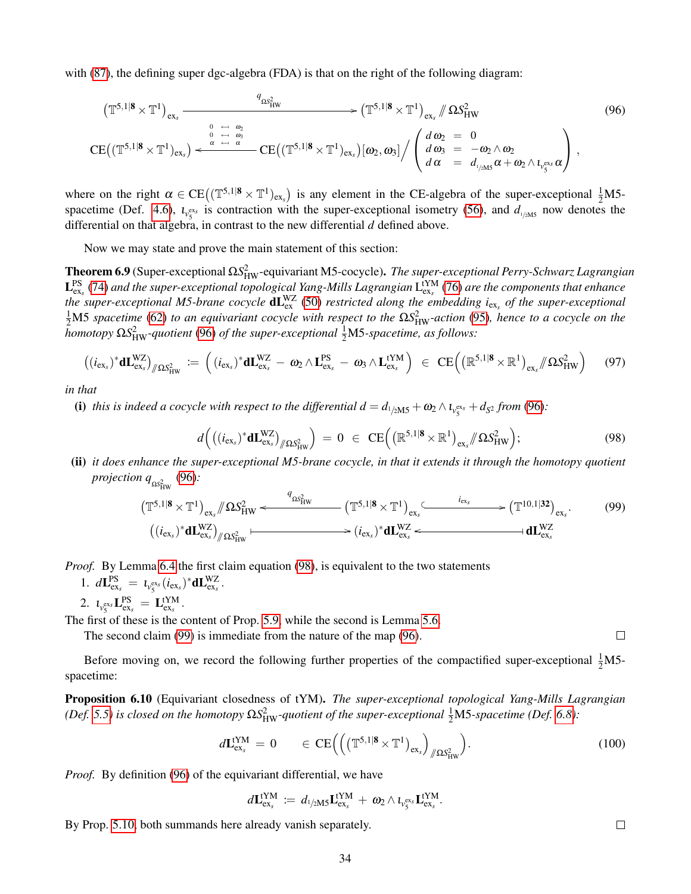with (87), the defining super dgc-algebra (FDA) is that on the right of the following diagram:

$$
\begin{array}{ccc}
\big(\mathbb{T}^{5,1|\mathbf{8}} \times \mathbb{T}^1\big)_{\mathrm{ex}_s} & \xrightarrow{\quad q_{\Omega S^2_{\mathrm{HW}}} \quad} & \big(\mathbb{T}^{5,1|\mathbf{8}} \times \mathbb{T}^1\big)_{\mathrm{ex}_s} /\!\!/ \, \Omega S^2_{\mathrm{HW}}
\\
\mathrm{CE}\Big(\big(\mathbb{T}^{5,1|\mathbf{8}} \times \mathbb{T}^1\big)_{\mathrm{ex}_s}\Big) & \xleftarrow{\begin{smallmatrix} 0 & \mapsfrom & \omega_2 \\ 0 & \mapsfrom & \omega_3 \\ \alpha & \mapsfrom & \alpha \end{smallmatrix}} & \mathrm{CE}\Big(\big(\mathbb{T}^{5,1|\mathbf{8}} \times \mathbb{T}^1\big)_{\mathrm{ex}_s}\Big)[\omega_2, \omega_3] \Big/ \left( \begin{array}{lcl} d\,\omega_2 & = & 0 \\ d\,\omega_3 & = & -\omega_2 \wedge \omega_2 \\ d\,\alpha & = & d_{{}_{1/2\mathrm{M5}}}\alpha + \omega_2 \wedge \iota_{v_5^{\mathrm{ex}_s}}\alpha \end{array} \right)
\end{array}
\tag{96}
$$

where on the right $\alpha \in \mathrm{CE}\big((\mathbb{T}^{5,1|\mathbf{8}} \times \mathbb{T}^1)_{\mathrm{ex}_s}\big)$ is any element in the CE-algebra of the super-exceptional $\frac{1}{2}$M5-spacetime (Def. 4.6), $\iota_{v_5^{\mathrm{ex}_s}}$ is contraction with the super-exceptional isometry (56), and $d_{{}_{1/2\mathrm{M5}}}$ now denotes the differential on that algebra, in contrast to the new differential $d$ defined above.

Now we may state and prove the main statement of this section:

**Theorem 6.9** (Super-exceptional $\Omega S^2_{\mathrm{HW}}$-equivariant M5-cocycle). *The super-exceptional Perry-Schwarz Lagrangian $\mathbf{L}^{\mathrm{PS}}_{\mathrm{ex}_s}$ (74) and the super-exceptional topological Yang-Mills Lagrangian $\mathrm{L}^{\mathrm{tYM}}_{\mathrm{ex}_s}$ (76) are the components that enhance the super-exceptional M5-brane cocycle $\mathbf{dL}^{\mathrm{WZ}}_{\mathrm{ex}}$ (50) restricted along the embedding $i_{\mathrm{ex}_s}$ of the super-exceptional $\frac{1}{2}$M5 spacetime (62) to an equivariant cocycle with respect to the $\Omega S^2_{\mathrm{HW}}$-action (95), hence to a cocycle on the homotopy $\Omega S^2_{\mathrm{HW}}$-quotient (96) of the super-exceptional $\frac{1}{2}$M5-spacetime, as follows:*

$$
\big((i_{\mathrm{ex}_s})^* \mathbf{dL}^{\mathrm{WZ}}_{\mathrm{ex}_s}\big)_{/\!\!/ \Omega S^2_{\mathrm{HW}}} \;:=\; \Big( (i_{\mathrm{ex}_s})^* \mathbf{dL}^{\mathrm{WZ}}_{\mathrm{ex}_s} \,-\, \omega_2 \wedge \mathbf{L}^{\mathrm{PS}}_{\mathrm{ex}_s} \,-\, \omega_3 \wedge \mathbf{L}^{\mathrm{tYM}}_{\mathrm{ex}_s} \Big) \;\in\; \mathrm{CE}\Big( \big(\mathbb{R}^{5,1|\mathbf{8}} \times \mathbb{R}^1\big)_{\mathrm{ex}_s} /\!\!/ \, \Omega S^2_{\mathrm{HW}} \Big)
\tag{97}
$$

*in that*

**(i)** *this is indeed a cocycle with respect to the differential $d = d_{{}_{1/2\mathrm{M5}}} + \omega_2 \wedge \iota_{v_5^{\mathrm{ex}_s}} + d_{S^2}$ from (96):*

$$
d\Big( \big((i_{\mathrm{ex}_s})^* \mathbf{dL}^{\mathrm{WZ}}_{\mathrm{ex}_s}\big)_{/\!\!/ \Omega S^2_{\mathrm{HW}}} \Big) \;=\; 0 \;\in\; \mathrm{CE}\Big( \big(\mathbb{R}^{5,1|\mathbf{8}} \times \mathbb{R}^1\big)_{\mathrm{ex}_s} /\!\!/ \, \Omega S^2_{\mathrm{HW}} \Big);
\tag{98}
$$

**(ii)** *it does enhance the super-exceptional M5-brane cocycle, in that it extends it through the homotopy quotient projection $q_{\Omega S^2_{\mathrm{HW}}}$ (96):*

$$
\begin{array}{ccccc}
\big(\mathbb{T}^{5,1|\mathbf{8}} \times \mathbb{T}^1\big)_{\mathrm{ex}_s} /\!\!/ \, \Omega S^2_{\mathrm{HW}} & \xleftarrow{\quad q_{\Omega S^2_{\mathrm{HW}}} \quad} & \big(\mathbb{T}^{5,1|\mathbf{8}} \times \mathbb{T}^1\big)_{\mathrm{ex}_s} & \xhookrightarrow{\quad i_{\mathrm{ex}_s} \quad} & \big(\mathbb{T}^{10,1|\mathbf{32}}\big)_{\mathrm{ex}_s}.
\\
\big((i_{\mathrm{ex}_s})^* \mathbf{dL}^{\mathrm{WZ}}_{\mathrm{ex}_s}\big)_{/\!\!/ \Omega S^2_{\mathrm{HW}}} & \longmapsto & (i_{\mathrm{ex}_s})^* \mathbf{dL}^{\mathrm{WZ}}_{\mathrm{ex}_s} & \longleftarrow\!\!\shortmid & \mathbf{dL}^{\mathrm{WZ}}_{\mathrm{ex}_s}
\end{array}
\tag{99}
$$

*Proof.* By Lemma 6.4 the first claim equation (98), is equivalent to the two statements

1. $d\mathbf{L}^{\mathrm{PS}}_{\mathrm{ex}_s} \;=\; \iota_{v_5^{\mathrm{ex}_s}} (i_{\mathrm{ex}_s})^* \mathbf{dL}^{\mathrm{WZ}}_{\mathrm{ex}_s}$.
2. $\iota_{v_5^{\mathrm{ex}_s}} \mathbf{L}^{\mathrm{PS}}_{\mathrm{ex}_s} \;=\; \mathbf{L}^{\mathrm{tYM}}_{\mathrm{ex}_s}$.

The first of these is the content of Prop. 5.9, while the second is Lemma 5.6.

The second claim (99) is immediate from the nature of the map (96). □

Before moving on, we record the following further properties of the compactified super-exceptional $\frac{1}{2}$M5-spacetime:

**Proposition 6.10** (Equivariant closedness of tYM). *The super-exceptional topological Yang-Mills Lagrangian (Def. 5.5) is closed on the homotopy $\Omega S^2_{\mathrm{HW}}$-quotient of the super-exceptional $\frac{1}{2}$M5-spacetime (Def. 6.8):*

$$
d\mathbf{L}^{\mathrm{tYM}}_{\mathrm{ex}_s} \;=\; 0 \qquad \in \mathrm{CE}\Big( \Big( \big(\mathbb{T}^{5,1|\mathbf{8}} \times \mathbb{T}^1\big)_{\mathrm{ex}_s} \Big)_{/\!\!/ \Omega S^2_{\mathrm{HW}}} \Big).
\tag{100}
$$

*Proof.* By definition (96) of the equivariant differential, we have

$$
d\mathbf{L}^{\mathrm{tYM}}_{\mathrm{ex}_s} \;:=\; d_{{}_{1/2\mathrm{M5}}} \mathbf{L}^{\mathrm{tYM}}_{\mathrm{ex}_s} \,+\, \omega_2 \wedge \iota_{v_5^{\mathrm{ex}_s}} \mathbf{L}^{\mathrm{tYM}}_{\mathrm{ex}_s}.
$$

By Prop. 5.10, both summands here already vanish separately. □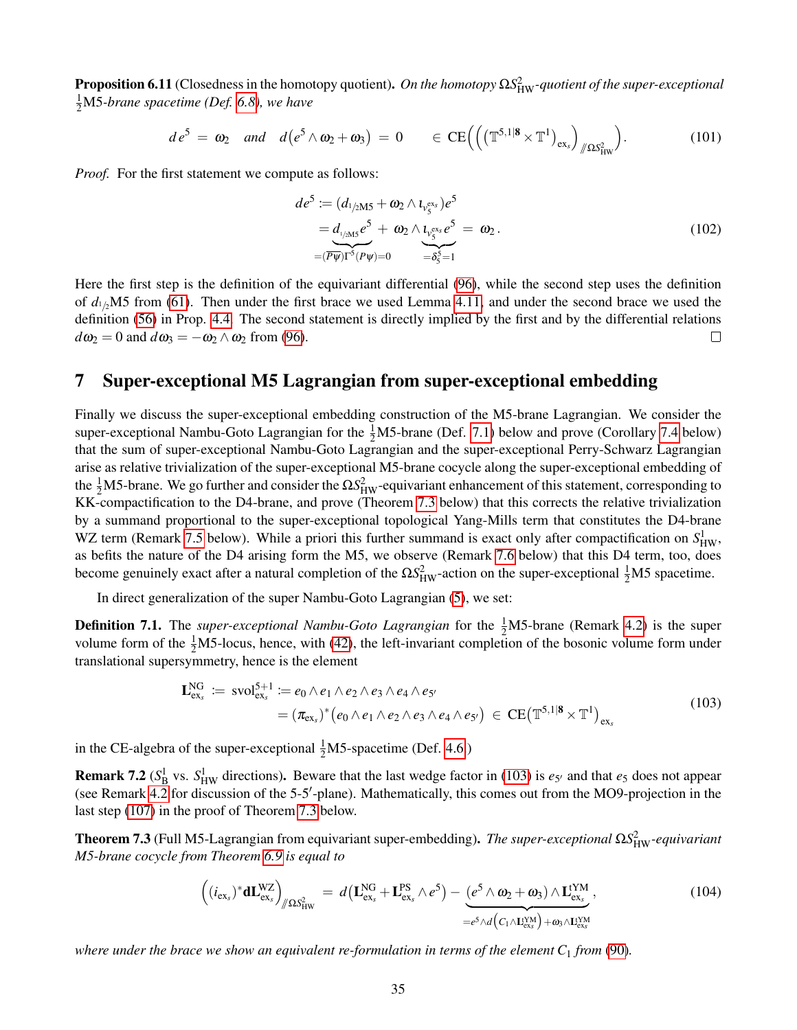**Proposition 6.11** (Closedness in the homotopy quotient)**.** *On the homotopy $\Omega S^2_{\mathrm{HW}}$-quotient of the super-exceptional $\tfrac{1}{2}$M5-brane spacetime (Def. 6.8), we have*

$$
d\, e^5 \;=\; \omega_2 \quad \text{and} \quad d\big(e^5 \wedge \omega_2 + \omega_3\big) \;=\; 0 \qquad \in \mathrm{CE}\Big(\Big(\big(\mathbb{T}^{5,1|\mathbf{8}} \times \mathbb{T}^1\big)_{\mathrm{ex}_s}\Big)_{/\!/\Omega S^2_{\mathrm{HW}}}\Big). \tag{101}
$$

*Proof.* For the first statement we compute as follows:

$$
\begin{aligned}
de^5 &:= \big(d_{1/2\mathrm{M5}} + \omega_2 \wedge \iota_{v_5^{\mathrm{ex}_s}}\big) e^5 \\
&= \underbrace{d_{1/2\mathrm{M5}} e^5}_{=(\overline{P\psi})\Gamma^5(P\psi)=0} \;+\; \omega_2 \wedge \underbrace{\iota_{v_5^{\mathrm{ex}_s}} e^5}_{=\delta_5^5 = 1} \;=\; \omega_2\,.
\end{aligned}
\tag{102}
$$

Here the first step is the definition of the equivariant differential (96), while the second step uses the definition of $d_{1/2}$M5 from (61). Then under the first brace we used Lemma 4.11, and under the second brace we used the definition (56) in Prop. 4.4. The second statement is directly implied by the first and by the differential relations $d\omega_2 = 0$ and $d\omega_3 = -\omega_2 \wedge \omega_2$ from (96). □

## 7 Super-exceptional M5 Lagrangian from super-exceptional embedding

Finally we discuss the super-exceptional embedding construction of the M5-brane Lagrangian. We consider the super-exceptional Nambu-Goto Lagrangian for the $\tfrac{1}{2}$M5-brane (Def. 7.1) below and prove (Corollary 7.4 below) that the sum of super-exceptional Nambu-Goto Lagrangian and the super-exceptional Perry-Schwarz Lagrangian arise as relative trivialization of the super-exceptional M5-brane cocycle along the super-exceptional embedding of the $\tfrac{1}{2}$M5-brane. We go further and consider the $\Omega S^2_{\mathrm{HW}}$-equivariant enhancement of this statement, corresponding to KK-compactification to the D4-brane, and prove (Theorem 7.3 below) that this corrects the relative trivialization by a summand proportional to the super-exceptional topological Yang-Mills term that constitutes the D4-brane WZ term (Remark 7.5 below). While a priori this further summand is exact only after compactification on $S^1_{\mathrm{HW}}$, as befits the nature of the D4 arising form the M5, we observe (Remark 7.6 below) that this D4 term, too, does become genuinely exact after a natural completion of the $\Omega S^2_{\mathrm{HW}}$-action on the super-exceptional $\tfrac{1}{2}$M5 spacetime.

In direct generalization of the super Nambu-Goto Lagrangian (5), we set:

**Definition 7.1.** The *super-exceptional Nambu-Goto Lagrangian* for the $\tfrac{1}{2}$M5-brane (Remark 4.2) is the super volume form of the $\tfrac{1}{2}$M5-locus, hence, with (42), the left-invariant completion of the bosonic volume form under translational supersymmetry, hence is the element

$$
\begin{aligned}
\mathbf{L}^{\mathrm{NG}}_{\mathrm{ex}_s} &:= \mathrm{svol}^{5+1}_{\mathrm{ex}_s} := e_0 \wedge e_1 \wedge e_2 \wedge e_3 \wedge e_4 \wedge e_{5'} \\
&= (\pi_{\mathrm{ex}_s})^*\big(e_0 \wedge e_1 \wedge e_2 \wedge e_3 \wedge e_4 \wedge e_{5'}\big) \;\in\; \mathrm{CE}\big(\mathbb{T}^{5,1|\mathbf{8}} \times \mathbb{T}^1\big)_{\mathrm{ex}_s}
\end{aligned}
\tag{103}
$$

in the CE-algebra of the super-exceptional $\tfrac{1}{2}$M5-spacetime (Def. 4.6 )

**Remark 7.2** ($S^1_{\mathrm{B}}$ vs. $S^1_{\mathrm{HW}}$ directions)**.** Beware that the last wedge factor in (103) is $e_{5'}$ and that $e_5$ does not appear (see Remark 4.2 for discussion of the 5-5′-plane). Mathematically, this comes out from the MO9-projection in the last step (107) in the proof of Theorem 7.3 below.

**Theorem 7.3** (Full M5-Lagrangian from equivariant super-embedding)**.** *The super-exceptional $\Omega S^2_{\mathrm{HW}}$-equivariant M5-brane cocycle from Theorem 6.9 is equal to*

$$
\Big((i_{\mathrm{ex}_s})^* \mathbf{d}\mathbf{L}^{\mathrm{WZ}}_{\mathrm{ex}_s}\Big)_{/\!/\Omega S^2_{\mathrm{HW}}} \;=\; d\big(\mathbf{L}^{\mathrm{NG}}_{\mathrm{ex}_s} + \mathbf{L}^{\mathrm{PS}}_{\mathrm{ex}_s} \wedge e^5\big) - \underbrace{\big(e^5 \wedge \omega_2 + \omega_3\big)}_{=e^5 \wedge d\big(C_1 \wedge \mathbf{L}^{\mathrm{tYM}}_{\mathrm{ex}_s}\big) + \omega_3 \wedge \mathbf{L}^{\mathrm{tYM}}_{\mathrm{ex}_s}} \wedge \mathbf{L}^{\mathrm{tYM}}_{\mathrm{ex}_s}\,, \tag{104}
$$

*where under the brace we show an equivalent re-formulation in terms of the element $C_1$ from (90).*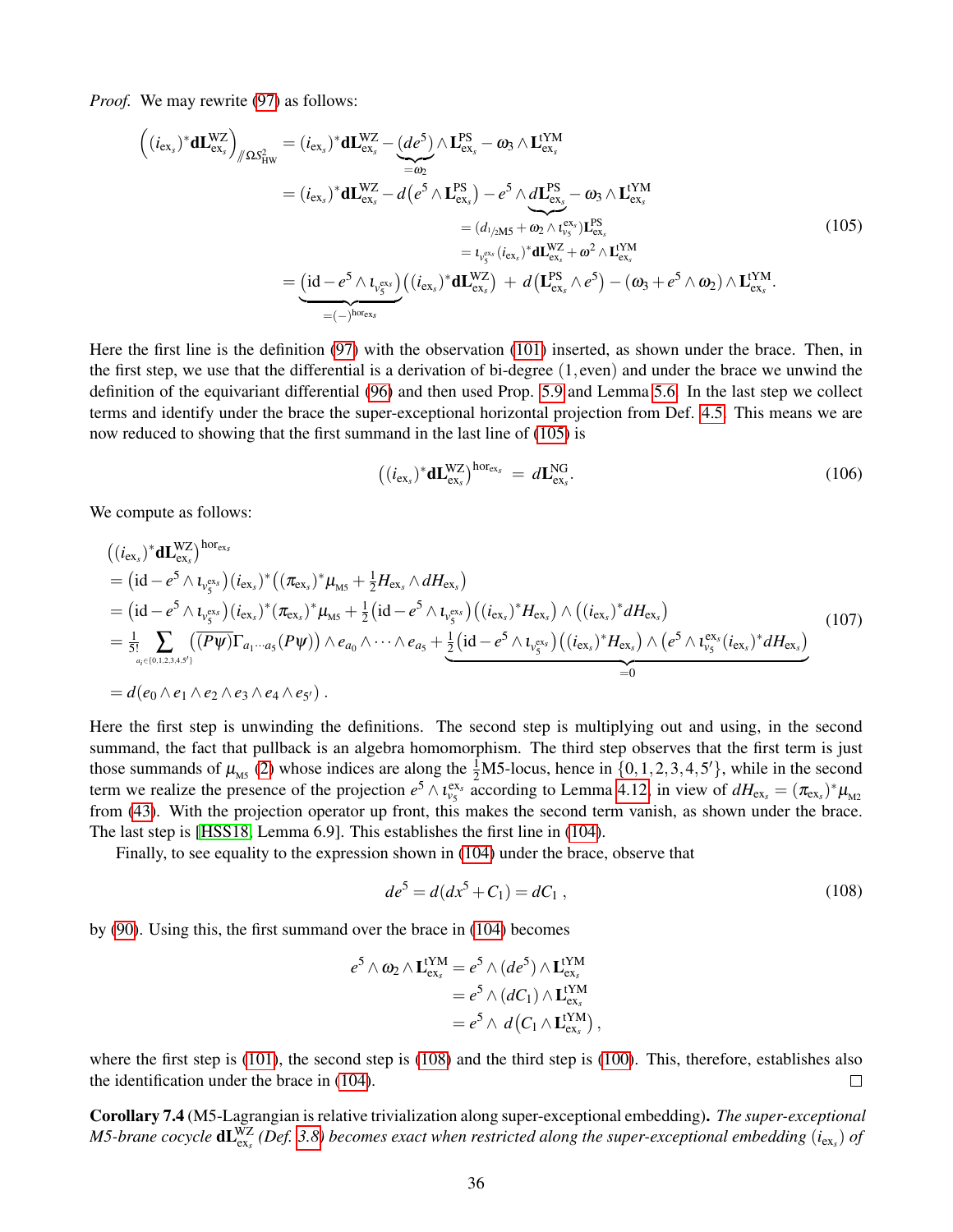*Proof.* We may rewrite (97) as follows:

$$
\begin{aligned}
\Big( (i_{\mathrm{ex}_s})^* \mathbf{dL}^{\mathrm{WZ}}_{\mathrm{ex}_s} \Big)_{/\!/ \Omega S^2_{\mathrm{HW}}} &= (i_{\mathrm{ex}_s})^* \mathbf{dL}^{\mathrm{WZ}}_{\mathrm{ex}_s} - \underbrace{(de^5)}_{=\omega_2} \wedge \mathbf{L}^{\mathrm{PS}}_{\mathrm{ex}_s} - \omega_3 \wedge \mathbf{L}^{\mathrm{tYM}}_{\mathrm{ex}_s} \\
&= (i_{\mathrm{ex}_s})^* \mathbf{dL}^{\mathrm{WZ}}_{\mathrm{ex}_s} - d\big(e^5 \wedge \mathbf{L}^{\mathrm{PS}}_{\mathrm{ex}_s}\big) - e^5 \wedge \underbrace{d\mathbf{L}^{\mathrm{PS}}_{\mathrm{ex}_s}}_{\substack{= (d_{1/2\mathrm{M5}} + \omega_2 \wedge \iota_{v_5}^{\mathrm{ex}_s})\mathbf{L}^{\mathrm{PS}}_{\mathrm{ex}_s} \\ = \iota_{v_5}^{\mathrm{ex}_s} (i_{\mathrm{ex}_s})^* \mathbf{dL}^{\mathrm{WZ}}_{\mathrm{ex}_s} + \omega^2 \wedge \mathbf{L}^{\mathrm{tYM}}_{\mathrm{ex}_s}}} - \omega_3 \wedge \mathbf{L}^{\mathrm{tYM}}_{\mathrm{ex}_s} \\
&= \underbrace{\big(\mathrm{id} - e^5 \wedge \iota_{v_5^{\mathrm{ex}_s}}\big)}_{=(-)^{\mathrm{hor}_{\mathrm{ex}_s}}} \big( (i_{\mathrm{ex}_s})^* \mathbf{dL}^{\mathrm{WZ}}_{\mathrm{ex}_s} \big) \;+\; d\big(\mathbf{L}^{\mathrm{PS}}_{\mathrm{ex}_s} \wedge e^5\big) - (\omega_3 + e^5 \wedge \omega_2) \wedge \mathbf{L}^{\mathrm{tYM}}_{\mathrm{ex}_s} .
\end{aligned}
\tag{105}
$$

Here the first line is the definition (97) with the observation (101) inserted, as shown under the brace. Then, in the first step, we use that the differential is a derivation of bi-degree $(1, \mathrm{even})$ and under the brace we unwind the definition of the equivariant differential (96) and then used Prop. 5.9 and Lemma 5.6. In the last step we collect terms and identify under the brace the super-exceptional horizontal projection from Def. 4.5. This means we are now reduced to showing that the first summand in the last line of (105) is

$$
\big( (i_{\mathrm{ex}_s})^* \mathbf{dL}^{\mathrm{WZ}}_{\mathrm{ex}_s} \big)^{\mathrm{hor}_{\mathrm{ex}_s}} \;=\; d\mathbf{L}^{\mathrm{NG}}_{\mathrm{ex}_s} . \tag{106}
$$

We compute as follows:

$$
\begin{aligned}
&\big( (i_{\mathrm{ex}_s})^* \mathbf{dL}^{\mathrm{WZ}}_{\mathrm{ex}_s} \big)^{\mathrm{hor}_{\mathrm{ex}_s}} \\
&= \big(\mathrm{id} - e^5 \wedge \iota_{v_5^{\mathrm{ex}_s}}\big) (i_{\mathrm{ex}_s})^* \big( (\pi_{\mathrm{ex}_s})^* \mu_{{}_{\mathrm{M5}}} + \tfrac{1}{2} H_{\mathrm{ex}_s} \wedge dH_{\mathrm{ex}_s} \big) \\
&= \big(\mathrm{id} - e^5 \wedge \iota_{v_5^{\mathrm{ex}_s}}\big) (i_{\mathrm{ex}_s})^* (\pi_{\mathrm{ex}_s})^* \mu_{{}_{\mathrm{M5}}} + \tfrac{1}{2} \big(\mathrm{id} - e^5 \wedge \iota_{v_5^{\mathrm{ex}_s}}\big) \big( (i_{\mathrm{ex}_s})^* H_{\mathrm{ex}_s} \big) \wedge \big( (i_{\mathrm{ex}_s})^* dH_{\mathrm{ex}_s} \big) \\
&= \tfrac{1}{5!} \sum_{a_i \in \{0,1,2,3,4,5'\}} \big( \overline{(P\psi)} \Gamma_{a_1 \cdots a_5} (P\psi) \big) \wedge e_{a_0} \wedge \cdots \wedge e_{a_5} + \underbrace{\tfrac{1}{2} \big(\mathrm{id} - e^5 \wedge \iota_{v_5^{\mathrm{ex}_s}}\big) \big( (i_{\mathrm{ex}_s})^* H_{\mathrm{ex}_s} \big) \wedge \big( e^5 \wedge \iota_{v_5}^{\mathrm{ex}_s} (i_{\mathrm{ex}_s})^* dH_{\mathrm{ex}_s} \big)}_{=0} \\
&= d(e_0 \wedge e_1 \wedge e_2 \wedge e_3 \wedge e_4 \wedge e_{5'}) \,.
\end{aligned}
\tag{107}
$$

Here the first step is unwinding the definitions. The second step is multiplying out and using, in the second summand, the fact that pullback is an algebra homomorphism. The third step observes that the first term is just those summands of $\mu_{{}_{\mathrm{M5}}}$ (2) whose indices are along the $\frac{1}{2}$M5-locus, hence in $\{0,1,2,3,4,5'\}$, while in the second term we realize the presence of the projection $e^5 \wedge \iota_{v_5}^{\mathrm{ex}_s}$ according to Lemma 4.12, in view of $dH_{\mathrm{ex}_s} = (\pi_{\mathrm{ex}_s})^* \mu_{{}_{\mathrm{M2}}}$ from (43). With the projection operator up front, this makes the second term vanish, as shown under the brace. The last step is [HSS18, Lemma 6.9]. This establishes the first line in (104).

Finally, to see equality to the expression shown in (104) under the brace, observe that

$$
de^5 = d(dx^5 + C_1) = dC_1 \,, \tag{108}
$$

by (90). Using this, the first summand over the brace in (104) becomes

$$
\begin{aligned}
e^5 \wedge \omega_2 \wedge \mathbf{L}^{\mathrm{tYM}}_{\mathrm{ex}_s} &= e^5 \wedge (de^5) \wedge \mathbf{L}^{\mathrm{tYM}}_{\mathrm{ex}_s} \\
&= e^5 \wedge (dC_1) \wedge \mathbf{L}^{\mathrm{tYM}}_{\mathrm{ex}_s} \\
&= e^5 \wedge \, d\big(C_1 \wedge \mathbf{L}^{\mathrm{tYM}}_{\mathrm{ex}_s}\big) \,,
\end{aligned}
$$

where the first step is (101), the second step is (108) and the third step is (100). This, therefore, establishes also the identification under the brace in (104). ◻

**Corollary 7.4** (M5-Lagrangian is relative trivialization along super-exceptional embedding)**.** *The super-exceptional M5-brane cocycle $\mathbf{dL}^{\mathrm{WZ}}_{\mathrm{ex}_s}$ (Def. 3.8) becomes exact when restricted along the super-exceptional embedding $(i_{\mathrm{ex}_s})$ of*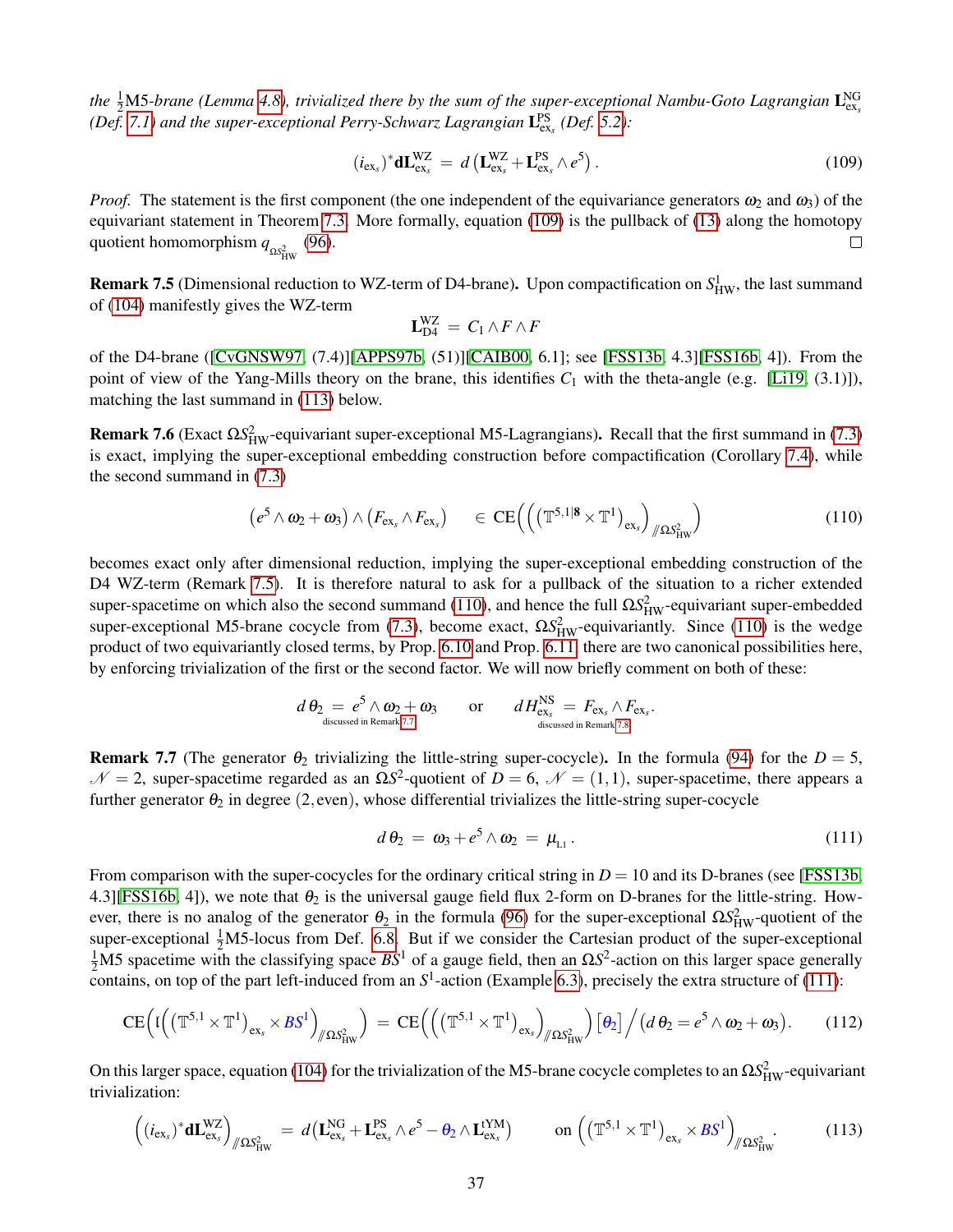*the $\tfrac{1}{2}$M5-brane (Lemma 4.8), trivialized there by the sum of the super-exceptional Nambu-Goto Lagrangian $\mathbf{L}^{\mathrm{NG}}_{\mathrm{ex}_s}$ (Def. 7.1) and the super-exceptional Perry-Schwarz Lagrangian $\mathbf{L}^{\mathrm{PS}}_{\mathrm{ex}_s}$ (Def. 5.2):*

$$
(i_{\mathrm{ex}_s})^* \mathbf{dL}^{\mathrm{WZ}}_{\mathrm{ex}_s} \;=\; d\left(\mathbf{L}^{\mathrm{WZ}}_{\mathrm{ex}_s} + \mathbf{L}^{\mathrm{PS}}_{\mathrm{ex}_s} \wedge e^5\right). \tag{109}
$$

*Proof.* The statement is the first component (the one independent of the equivariance generators $\omega_2$ and $\omega_3$) of the equivariant statement in Theorem 7.3. More formally, equation (109) is the pullback of (13) along the homotopy quotient homomorphism $q_{\Omega S^2_{\mathrm{HW}}}$ (96). ☐

**Remark 7.5** (Dimensional reduction to WZ-term of D4-brane)**.** Upon compactification on $S^1_{\mathrm{HW}}$, the last summand of (104) manifestly gives the WZ-term

$$
\mathbf{L}^{\mathrm{WZ}}_{\mathrm{D4}} \;=\; C_1 \wedge F \wedge F
$$

of the D4-brane ([CvGNSW97, (7.4)][APPS97b, (51)][CAIB00, 6.1]; see [FSS13b, 4.3][FSS16b, 4]). From the point of view of the Yang-Mills theory on the brane, this identifies $C_1$ with the theta-angle (e.g. [Li19, (3.1)]), matching the last summand in (113) below.

**Remark 7.6** (Exact $\Omega S^2_{\mathrm{HW}}$-equivariant super-exceptional M5-Lagrangians)**.** Recall that the first summand in (7.3) is exact, implying the super-exceptional embedding construction before compactification (Corollary 7.4), while the second summand in (7.3)

$$
\left(e^5 \wedge \omega_2 + \omega_3\right) \wedge \left(F_{\mathrm{ex}_s} \wedge F_{\mathrm{ex}_s}\right) \qquad \in \mathrm{CE}\Big(\Big(\big(\mathbb{T}^{5,1|\mathbf{8}} \times \mathbb{T}^1\big)_{\mathrm{ex}_s}\Big)_{/\!\!/ \Omega S^2_{\mathrm{HW}}}\Big) \tag{110}
$$

becomes exact only after dimensional reduction, implying the super-exceptional embedding construction of the D4 WZ-term (Remark 7.5). It is therefore natural to ask for a pullback of the situation to a richer extended super-spacetime on which also the second summand (110), and hence the full $\Omega S^2_{\mathrm{HW}}$-equivariant super-embedded super-exceptional M5-brane cocycle from (7.3), become exact, $\Omega S^2_{\mathrm{HW}}$-equivariantly. Since (110) is the wedge product of two equivariantly closed terms, by Prop. 6.10 and Prop. 6.11 there are two canonical possibilities here, by enforcing trivialization of the first or the second factor. We will now briefly comment on both of these:

$$
\underset{\text{discussed in Remark 7.7}}{d\,\theta_2 \;=\; e^5 \wedge \omega_2 + \omega_3} \qquad \text{or} \qquad \underset{\text{discussed in Remark 7.8}}{d\,H^{\mathrm{NS}}_{\mathrm{ex}_s} \;=\; F_{\mathrm{ex}_s} \wedge F_{\mathrm{ex}_s}}.
$$

**Remark 7.7** (The generator $\theta_2$ trivializing the little-string super-cocycle)**.** In the formula (94) for the $D = 5$, $\mathcal{N} = 2$, super-spacetime regarded as an $\Omega S^2$-quotient of $D = 6$, $\mathcal{N} = (1,1)$, super-spacetime, there appears a further generator $\theta_2$ in degree $(2,\mathrm{even})$, whose differential trivializes the little-string super-cocycle

$$
d\,\theta_2 \;=\; \omega_3 + e^5 \wedge \omega_2 \;=\; \mu_{{}_{\mathrm{L1}}}\,. \tag{111}
$$

From comparison with the super-cocycles for the ordinary critical string in $D = 10$ and its D-branes (see [FSS13b, 4.3][FSS16b, 4]), we note that $\theta_2$ is the universal gauge field flux 2-form on D-branes for the little-string. However, there is no analog of the generator $\theta_2$ in the formula (96) for the super-exceptional $\Omega S^2_{\mathrm{HW}}$-quotient of the super-exceptional $\tfrac{1}{2}$M5-locus from Def. 6.8. But if we consider the Cartesian product of the super-exceptional $\tfrac{1}{2}$M5 spacetime with the classifying space $BS^1$ of a gauge field, then an $\Omega S^2$-action on this larger space generally contains, on top of the part left-induced from an $S^1$-action (Example 6.3), precisely the extra structure of (111):

$$
\mathrm{CE}\Big(\mathfrak{l}\Big(\big(\mathbb{T}^{5,1} \times \mathbb{T}^1\big)_{\mathrm{ex}_s} \times BS^1\Big)_{/\!\!/ \Omega S^2_{\mathrm{HW}}}\Big) \;=\; \mathrm{CE}\Big(\Big(\big(\mathbb{T}^{5,1} \times \mathbb{T}^1\big)_{\mathrm{ex}_s}\Big)_{/\!\!/ \Omega S^2_{\mathrm{HW}}}\Big)\,[\theta_2] \Big/ \big(d\,\theta_2 = e^5 \wedge \omega_2 + \omega_3\big). \tag{112}
$$

On this larger space, equation (104) for the trivialization of the M5-brane cocycle completes to an $\Omega S^2_{\mathrm{HW}}$-equivariant trivialization:

$$
\Big((i_{\mathrm{ex}_s})^* \mathbf{dL}^{\mathrm{WZ}}_{\mathrm{ex}_s}\Big)_{/\!\!/ \Omega S^2_{\mathrm{HW}}} \;=\; d\big(\mathbf{L}^{\mathrm{NG}}_{\mathrm{ex}_s} + \mathbf{L}^{\mathrm{PS}}_{\mathrm{ex}_s} \wedge e^5 - \theta_2 \wedge \mathbf{L}^{\mathrm{tYM}}_{\mathrm{ex}_s}\big) \qquad \text{on } \Big(\big(\mathbb{T}^{5,1} \times \mathbb{T}^1\big)_{\mathrm{ex}_s} \times BS^1\Big)_{/\!\!/ \Omega S^2_{\mathrm{HW}}}. \tag{113}
$$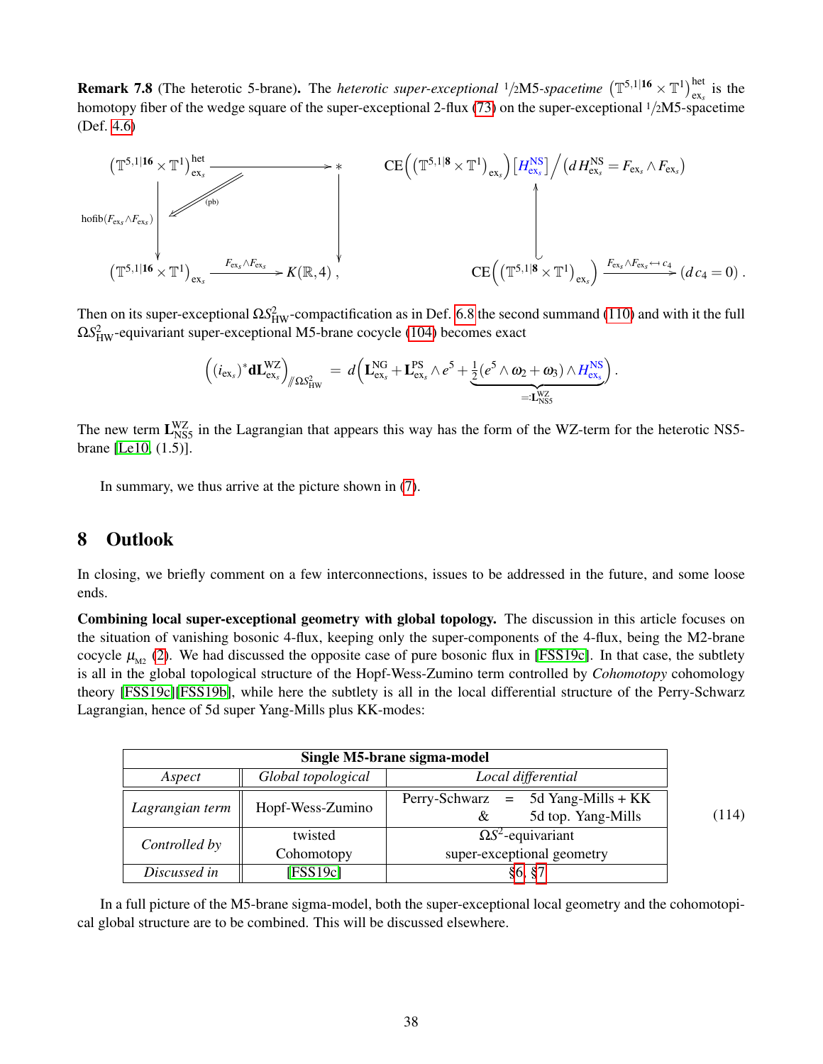**Remark 7.8** (The heterotic 5-brane)**.** The *heterotic super-exceptional* $1/2$M5*-spacetime* $\left(\mathbb{T}^{5,1|\mathbf{16}} \times \mathbb{T}^1\right)^{\mathrm{het}}_{\mathrm{ex}_s}$ is the homotopy fiber of the wedge square of the super-exceptional 2-flux (73) on the super-exceptional $1/2$M5-spacetime (Def. 4.6)

$$
\begin{array}{ccc}
\left(\mathbb{T}^{5,1|\mathbf{16}} \times \mathbb{T}^1\right)^{\mathrm{het}}_{\mathrm{ex}_s} & \longrightarrow & * \\
{\scriptstyle \mathrm{hofib}(F_{\mathrm{ex}_s} \wedge F_{\mathrm{ex}_s})} \downarrow & \text{(pb)} & \downarrow \\
\left(\mathbb{T}^{5,1|\mathbf{16}} \times \mathbb{T}^1\right)_{\mathrm{ex}_s} & \xrightarrow{F_{\mathrm{ex}_s} \wedge F_{\mathrm{ex}_s}} & K(\mathbb{R},4)\,,
\end{array}
\qquad
\begin{array}{c}
\mathrm{CE}\Big(\left(\mathbb{T}^{5,1|\mathbf{8}} \times \mathbb{T}^1\right)_{\mathrm{ex}_s}\Big)\,[H^{\mathrm{NS}}_{\mathrm{ex}_s}] \Big/ \left(d H^{\mathrm{NS}}_{\mathrm{ex}_s} = F_{\mathrm{ex}_s} \wedge F_{\mathrm{ex}_s}\right) \\
\uparrow \\
\mathrm{CE}\Big(\left(\mathbb{T}^{5,1|\mathbf{8}} \times \mathbb{T}^1\right)_{\mathrm{ex}_s}\Big) \xleftarrow{F_{\mathrm{ex}_s} \wedge F_{\mathrm{ex}_s} \leftarrow\!\shortmid c_4} (d c_4 = 0)\,.
\end{array}
$$

Then on its super-exceptional $\Omega S^2_{\mathrm{HW}}$-compactification as in Def. 6.8 the second summand (110) and with it the full $\Omega S^2_{\mathrm{HW}}$-equivariant super-exceptional M5-brane cocycle (104) becomes exact

$$
\Big( (i_{\mathrm{ex}_s})^* \mathbf{d}\mathbf{L}^{\mathrm{WZ}}_{\mathrm{ex}_s} \Big)_{/\!\!/ \Omega S^2_{\mathrm{HW}}} \;=\; d\Big( \mathbf{L}^{\mathrm{NG}}_{\mathrm{ex}_s} + \mathbf{L}^{\mathrm{PS}}_{\mathrm{ex}_s} \wedge e^5 + \underbrace{\tfrac{1}{2}(e^5 \wedge \omega_2 + \omega_3) \wedge H^{\mathrm{NS}}_{\mathrm{ex}_s}}_{=:\mathbf{L}^{\mathrm{WZ}}_{\mathrm{NS5}}} \Big)\,.
$$

The new term $\mathbf{L}^{\mathrm{WZ}}_{\mathrm{NS5}}$ in the Lagrangian that appears this way has the form of the WZ-term for the heterotic NS5-brane [Le10, (1.5)].

In summary, we thus arrive at the picture shown in (7).

# 8 Outlook

In closing, we briefly comment on a few interconnections, issues to be addressed in the future, and some loose ends.

**Combining local super-exceptional geometry with global topology.** The discussion in this article focuses on the situation of vanishing bosonic 4-flux, keeping only the super-components of the 4-flux, being the M2-brane cocycle $\mu_{\mathrm{M2}}$ (2). We had discussed the opposite case of pure bosonic flux in [FSS19c]. In that case, the subtlety is all in the global topological structure of the Hopf-Wess-Zumino term controlled by *Cohomotopy* cohomology theory [FSS19c][FSS19b], while here the subtlety is all in the local differential structure of the Perry-Schwarz Lagrangian, hence of 5d super Yang-Mills plus KK-modes:

| **Single M5-brane sigma-model** | | |
|---|---|---|
| *Aspect* | *Global topological* | *Local differential* |
| *Lagrangian term* | Hopf-Wess-Zumino | Perry-Schwarz = 5d Yang-Mills + KK & 5d top. Yang-Mills |
| *Controlled by* | twisted Cohomotopy | $\Omega S^2$-equivariant super-exceptional geometry |
| *Discussed in* | [FSS19c] | §6, §7 |

(114)

In a full picture of the M5-brane sigma-model, both the super-exceptional local geometry and the cohomotopical global structure are to be combined. This will be discussed elsewhere.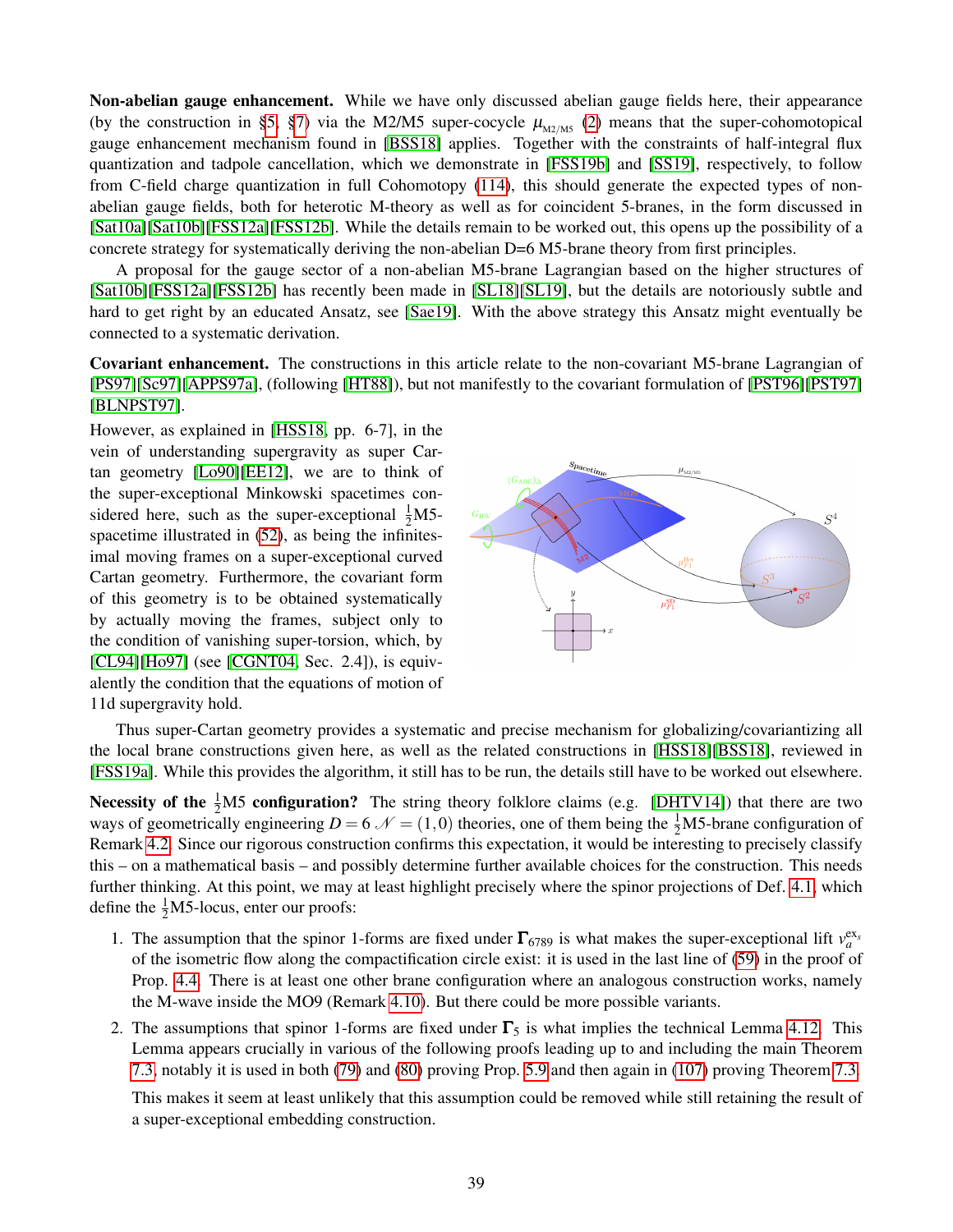**Non-abelian gauge enhancement.** While we have only discussed abelian gauge fields here, their appearance (by the construction in §5, §7) via the M2/M5 super-cocycle $\mu_{\text{M2/M5}}$ (2) means that the super-cohomotopical gauge enhancement mechanism found in [BSS18] applies. Together with the constraints of half-integral flux quantization and tadpole cancellation, which we demonstrate in [FSS19b] and [SS19], respectively, to follow from C-field charge quantization in full Cohomotopy (114), this should generate the expected types of non-abelian gauge fields, both for heterotic M-theory as well as for coincident 5-branes, in the form discussed in [Sat10a][Sat10b][FSS12a][FSS12b]. While the details remain to be worked out, this opens up the possibility of a concrete strategy for systematically deriving the non-abelian D=6 M5-brane theory from first principles.

A proposal for the gauge sector of a non-abelian M5-brane Lagrangian based on the higher structures of [Sat10b][FSS12a][FSS12b] has recently been made in [SL18][SL19], but the details are notoriously subtle and hard to get right by an educated Ansatz, see [Sae19]. With the above strategy this Ansatz might eventually be connected to a systematic derivation.

**Covariant enhancement.** The constructions in this article relate to the non-covariant M5-brane Lagrangian of [PS97][Sc97][APPS97a], (following [HT88]), but not manifestly to the covariant formulation of [PST96][PST97][BLNPST97].

However, as explained in [HSS18, pp. 6-7], in the vein of understanding supergravity as super Cartan geometry [Lo90][EE12], we are to think of the super-exceptional Minkowski spacetimes considered here, such as the super-exceptional $\frac{1}{2}$M5-spacetime illustrated in (52), as being the infinitesimal moving frames on a super-exceptional curved Cartan geometry. Furthermore, the covariant form of this geometry is to be obtained systematically by actually moving the frames, subject only to the condition of vanishing super-torsion, which, by [CL94][Ho97] (see [CGNT04, Sec. 2.4]), is equivalently the condition that the equations of motion of 11d supergravity hold.

Thus super-Cartan geometry provides a systematic and precise mechanism for globalizing/covariantizing all the local brane constructions given here, as well as the related constructions in [HSS18][BSS18], reviewed in [FSS19a]. While this provides the algorithm, it still has to be run, the details still have to be worked out elsewhere.

**Necessity of the $\frac{1}{2}$M5 configuration?** The string theory folklore claims (e.g. [DHTV14]) that there are two ways of geometrically engineering $D = 6$ $\mathcal{N} = (1,0)$ theories, one of them being the $\frac{1}{2}$M5-brane configuration of Remark 4.2. Since our rigorous construction confirms this expectation, it would be interesting to precisely classify this – on a mathematical basis – and possibly determine further available choices for the construction. This needs further thinking. At this point, we may at least highlight precisely where the spinor projections of Def. 4.1, which define the $\frac{1}{2}$M5-locus, enter our proofs:

1. The assumption that the spinor 1-forms are fixed under $\mathbf{\Gamma}_{6789}$ is what makes the super-exceptional lift $v_a^{\text{ex}_s}$ of the isometric flow along the compactification circle exist: it is used in the last line of (59) in the proof of Prop. 4.4. There is at least one other brane configuration where an analogous construction works, namely the M-wave inside the MO9 (Remark 4.10). But there could be more possible variants.

2. The assumptions that spinor 1-forms are fixed under $\mathbf{\Gamma}_5$ is what implies the technical Lemma 4.12. This Lemma appears crucially in various of the following proofs leading up to and including the main Theorem 7.3, notably it is used in both (79) and (80) proving Prop. 5.9 and then again in (107) proving Theorem 7.3.

   This makes it seem at least unlikely that this assumption could be removed while still retaining the result of a super-exceptional embedding construction.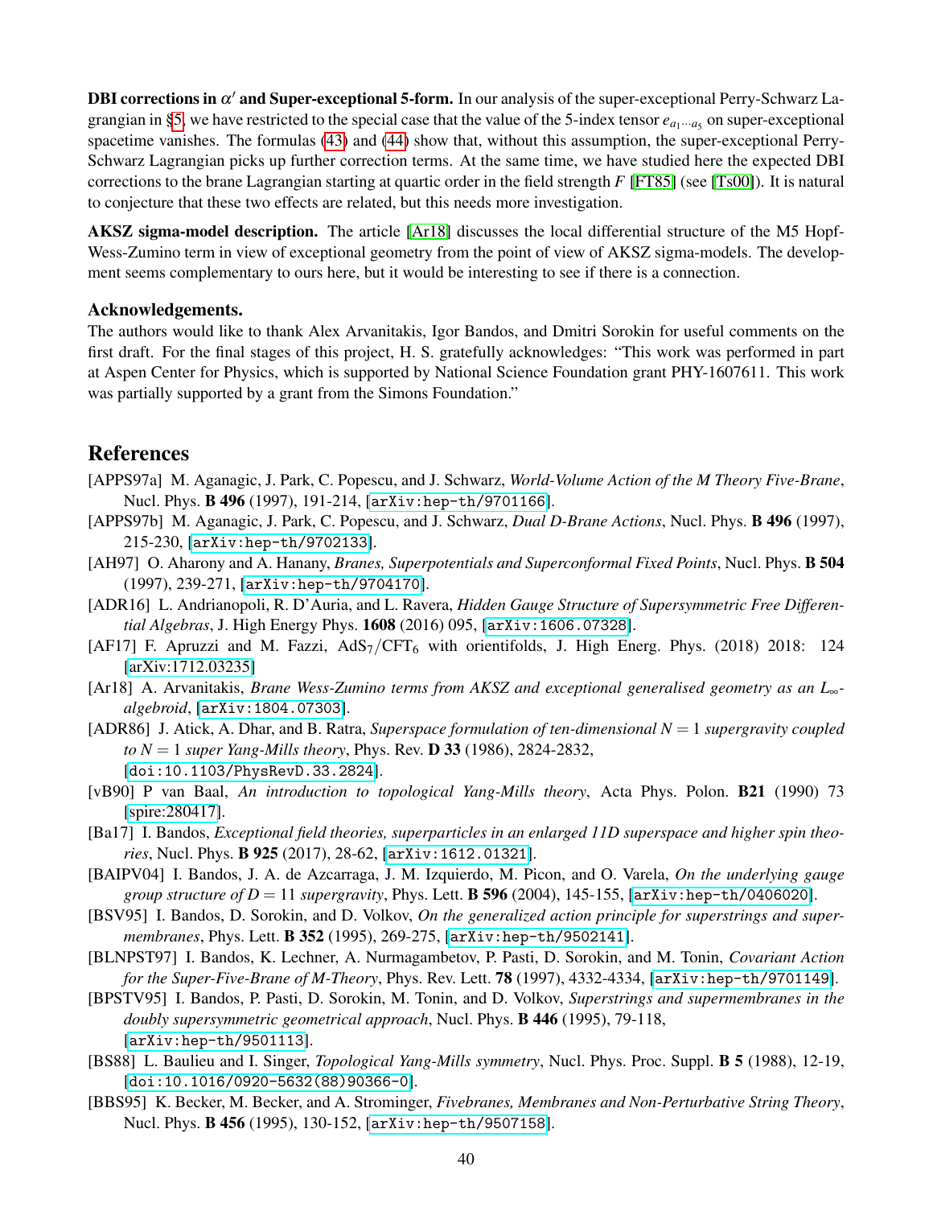**DBI corrections in $\alpha'$ and Super-exceptional 5-form.** In our analysis of the super-exceptional Perry-Schwarz Lagrangian in §5, we have restricted to the special case that the value of the 5-index tensor $e_{a_1 \cdots a_5}$ on super-exceptional spacetime vanishes. The formulas (43) and (44) show that, without this assumption, the super-exceptional Perry-Schwarz Lagrangian picks up further correction terms. At the same time, we have studied here the expected DBI corrections to the brane Lagrangian starting at quartic order in the field strength $F$ [FT85] (see [Ts00]). It is natural to conjecture that these two effects are related, but this needs more investigation.

**AKSZ sigma-model description.** The article [Ar18] discusses the local differential structure of the M5 Hopf-Wess-Zumino term in view of exceptional geometry from the point of view of AKSZ sigma-models. The development seems complementary to ours here, but it would be interesting to see if there is a connection.

### Acknowledgements.

The authors would like to thank Alex Arvanitakis, Igor Bandos, and Dmitri Sorokin for useful comments on the first draft. For the final stages of this project, H. S. gratefully acknowledges: "This work was performed in part at Aspen Center for Physics, which is supported by National Science Foundation grant PHY-1607611. This work was partially supported by a grant from the Simons Foundation."

## References

[APPS97a] M. Aganagic, J. Park, C. Popescu, and J. Schwarz, *World-Volume Action of the M Theory Five-Brane*, Nucl. Phys. **B 496** (1997), 191-214, [arXiv:hep-th/9701166].

[APPS97b] M. Aganagic, J. Park, C. Popescu, and J. Schwarz, *Dual D-Brane Actions*, Nucl. Phys. **B 496** (1997), 215-230, [arXiv:hep-th/9702133].

[AH97] O. Aharony and A. Hanany, *Branes, Superpotentials and Superconformal Fixed Points*, Nucl. Phys. **B 504** (1997), 239-271, [arXiv:hep-th/9704170].

[ADR16] L. Andrianopoli, R. D'Auria, and L. Ravera, *Hidden Gauge Structure of Supersymmetric Free Differential Algebras*, J. High Energy Phys. **1608** (2016) 095, [arXiv:1606.07328].

[AF17] F. Apruzzi and M. Fazzi, $\mathrm{AdS}_7/\mathrm{CFT}_6$ with orientifolds, J. High Energ. Phys. (2018) 2018: 124 [arXiv:1712.03235]

[Ar18] A. Arvanitakis, *Brane Wess-Zumino terms from AKSZ and exceptional generalised geometry as an $L_\infty$-algebroid*, [arXiv:1804.07303].

[ADR86] J. Atick, A. Dhar, and B. Ratra, *Superspace formulation of ten-dimensional $N = 1$ supergravity coupled to $N = 1$ super Yang-Mills theory*, Phys. Rev. **D 33** (1986), 2824-2832, [doi:10.1103/PhysRevD.33.2824].

[vB90] P van Baal, *An introduction to topological Yang-Mills theory*, Acta Phys. Polon. **B21** (1990) 73 [spire:280417].

[Ba17] I. Bandos, *Exceptional field theories, superparticles in an enlarged 11D superspace and higher spin theories*, Nucl. Phys. **B 925** (2017), 28-62, [arXiv:1612.01321].

[BAIPV04] I. Bandos, J. A. de Azcarraga, J. M. Izquierdo, M. Picon, and O. Varela, *On the underlying gauge group structure of $D = 11$ supergravity*, Phys. Lett. **B 596** (2004), 145-155, [arXiv:hep-th/0406020].

[BSV95] I. Bandos, D. Sorokin, and D. Volkov, *On the generalized action principle for superstrings and supermembranes*, Phys. Lett. **B 352** (1995), 269-275, [arXiv:hep-th/9502141].

[BLNPST97] I. Bandos, K. Lechner, A. Nurmagambetov, P. Pasti, D. Sorokin, and M. Tonin, *Covariant Action for the Super-Five-Brane of M-Theory*, Phys. Rev. Lett. **78** (1997), 4332-4334, [arXiv:hep-th/9701149].

[BPSTV95] I. Bandos, P. Pasti, D. Sorokin, M. Tonin, and D. Volkov, *Superstrings and supermembranes in the doubly supersymmetric geometrical approach*, Nucl. Phys. **B 446** (1995), 79-118, [arXiv:hep-th/9501113].

[BS88] L. Baulieu and I. Singer, *Topological Yang-Mills symmetry*, Nucl. Phys. Proc. Suppl. **B 5** (1988), 12-19, [doi:10.1016/0920-5632(88)90366-0].

[BBS95] K. Becker, M. Becker, and A. Strominger, *Fivebranes, Membranes and Non-Perturbative String Theory*, Nucl. Phys. **B 456** (1995), 130-152, [arXiv:hep-th/9507158].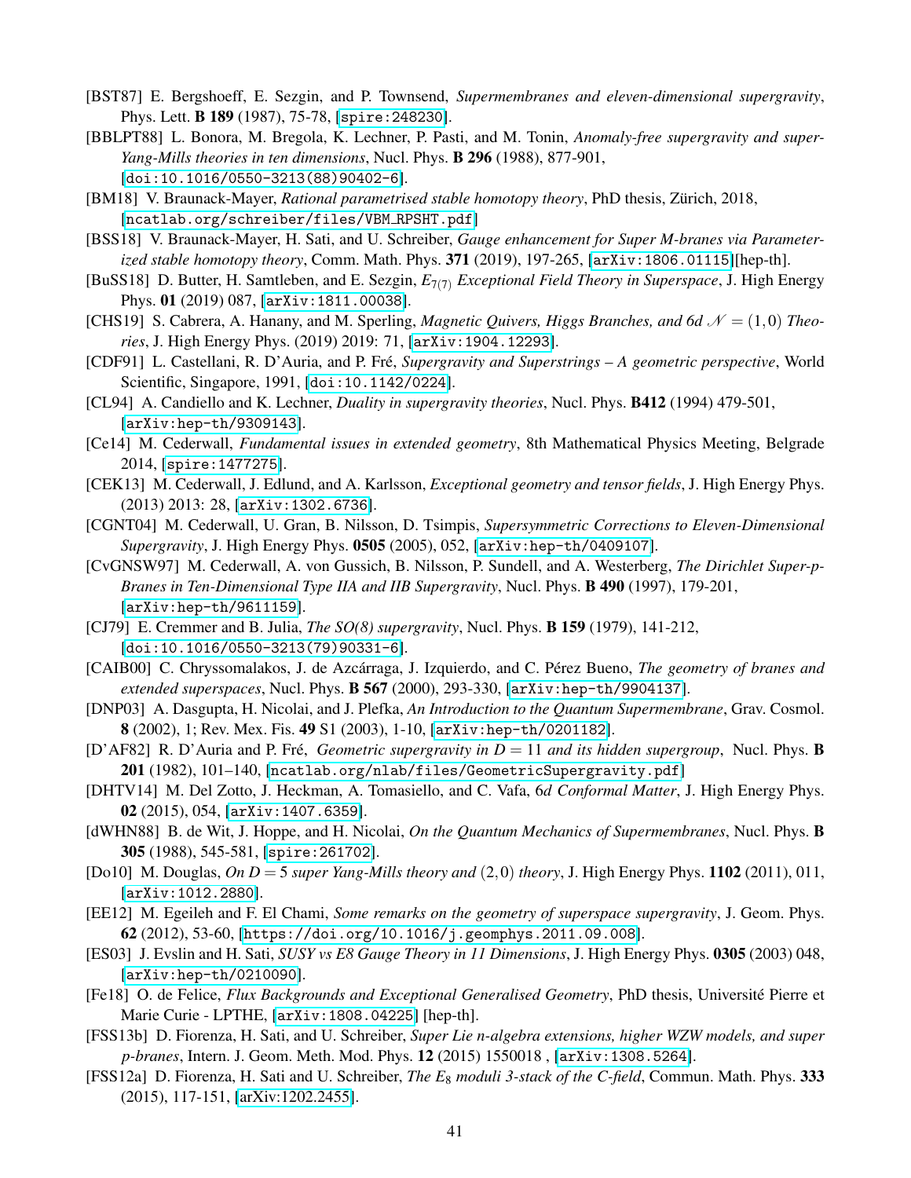[BST87] E. Bergshoeff, E. Sezgin, and P. Townsend, *Supermembranes and eleven-dimensional supergravity*, Phys. Lett. **B 189** (1987), 75-78, [spire:248230].

[BBLPT88] L. Bonora, M. Bregola, K. Lechner, P. Pasti, and M. Tonin, *Anomaly-free supergravity and super-Yang-Mills theories in ten dimensions*, Nucl. Phys. **B 296** (1988), 877-901, [doi:10.1016/0550-3213(88)90402-6].

[BM18] V. Braunack-Mayer, *Rational parametrised stable homotopy theory*, PhD thesis, Zürich, 2018, [ncatlab.org/schreiber/files/VBM_RPSHT.pdf]

[BSS18] V. Braunack-Mayer, H. Sati, and U. Schreiber, *Gauge enhancement for Super M-branes via Parameterized stable homotopy theory*, Comm. Math. Phys. **371** (2019), 197-265, [arXiv:1806.01115][hep-th].

[BuSS18] D. Butter, H. Samtleben, and E. Sezgin, *$E_{7(7)}$ Exceptional Field Theory in Superspace*, J. High Energy Phys. **01** (2019) 087, [arXiv:1811.00038].

[CHS19] S. Cabrera, A. Hanany, and M. Sperling, *Magnetic Quivers, Higgs Branches, and 6d $\mathcal{N} = (1,0)$ Theories*, J. High Energy Phys. (2019) 2019: 71, [arXiv:1904.12293].

[CDF91] L. Castellani, R. D'Auria, and P. Fré, *Supergravity and Superstrings – A geometric perspective*, World Scientific, Singapore, 1991, [doi:10.1142/0224].

[CL94] A. Candiello and K. Lechner, *Duality in supergravity theories*, Nucl. Phys. **B412** (1994) 479-501, [arXiv:hep-th/9309143].

[Ce14] M. Cederwall, *Fundamental issues in extended geometry*, 8th Mathematical Physics Meeting, Belgrade 2014, [spire:1477275].

[CEK13] M. Cederwall, J. Edlund, and A. Karlsson, *Exceptional geometry and tensor fields*, J. High Energy Phys. (2013) 2013: 28, [arXiv:1302.6736].

[CGNT04] M. Cederwall, U. Gran, B. Nilsson, D. Tsimpis, *Supersymmetric Corrections to Eleven-Dimensional Supergravity*, J. High Energy Phys. **0505** (2005), 052, [arXiv:hep-th/0409107].

[CvGNSW97] M. Cederwall, A. von Gussich, B. Nilsson, P. Sundell, and A. Westerberg, *The Dirichlet Super-p-Branes in Ten-Dimensional Type IIA and IIB Supergravity*, Nucl. Phys. **B 490** (1997), 179-201, [arXiv:hep-th/9611159].

[CJ79] E. Cremmer and B. Julia, *The SO(8) supergravity*, Nucl. Phys. **B 159** (1979), 141-212, [doi:10.1016/0550-3213(79)90331-6].

[CAIB00] C. Chryssomalakos, J. de Azcárraga, J. Izquierdo, and C. Pérez Bueno, *The geometry of branes and extended superspaces*, Nucl. Phys. **B 567** (2000), 293-330, [arXiv:hep-th/9904137].

[DNP03] A. Dasgupta, H. Nicolai, and J. Plefka, *An Introduction to the Quantum Supermembrane*, Grav. Cosmol. **8** (2002), 1; Rev. Mex. Fis. **49** S1 (2003), 1-10, [arXiv:hep-th/0201182].

[D'AF82] R. D'Auria and P. Fré, *Geometric supergravity in $D = 11$ and its hidden supergroup*, Nucl. Phys. **B 201** (1982), 101–140, [ncatlab.org/nlab/files/GeometricSupergravity.pdf]

[DHTV14] M. Del Zotto, J. Heckman, A. Tomasiello, and C. Vafa, *6d Conformal Matter*, J. High Energy Phys. **02** (2015), 054, [arXiv:1407.6359].

[dWHN88] B. de Wit, J. Hoppe, and H. Nicolai, *On the Quantum Mechanics of Supermembranes*, Nucl. Phys. **B 305** (1988), 545-581, [spire:261702].

[Do10] M. Douglas, *On $D = 5$ super Yang-Mills theory and $(2,0)$ theory*, J. High Energy Phys. **1102** (2011), 011, [arXiv:1012.2880].

[EE12] M. Egeileh and F. El Chami, *Some remarks on the geometry of superspace supergravity*, J. Geom. Phys. **62** (2012), 53-60, [https://doi.org/10.1016/j.geomphys.2011.09.008].

[ES03] J. Evslin and H. Sati, *SUSY vs E8 Gauge Theory in 11 Dimensions*, J. High Energy Phys. **0305** (2003) 048, [arXiv:hep-th/0210090].

[Fe18] O. de Felice, *Flux Backgrounds and Exceptional Generalised Geometry*, PhD thesis, Université Pierre et Marie Curie - LPTHE, [arXiv:1808.04225] [hep-th].

[FSS13b] D. Fiorenza, H. Sati, and U. Schreiber, *Super Lie n-algebra extensions, higher WZW models, and super p-branes*, Intern. J. Geom. Meth. Mod. Phys. **12** (2015) 1550018 , [arXiv:1308.5264].

[FSS12a] D. Fiorenza, H. Sati and U. Schreiber, *The $E_8$ moduli 3-stack of the C-field*, Commun. Math. Phys. **333** (2015), 117-151, [arXiv:1202.2455].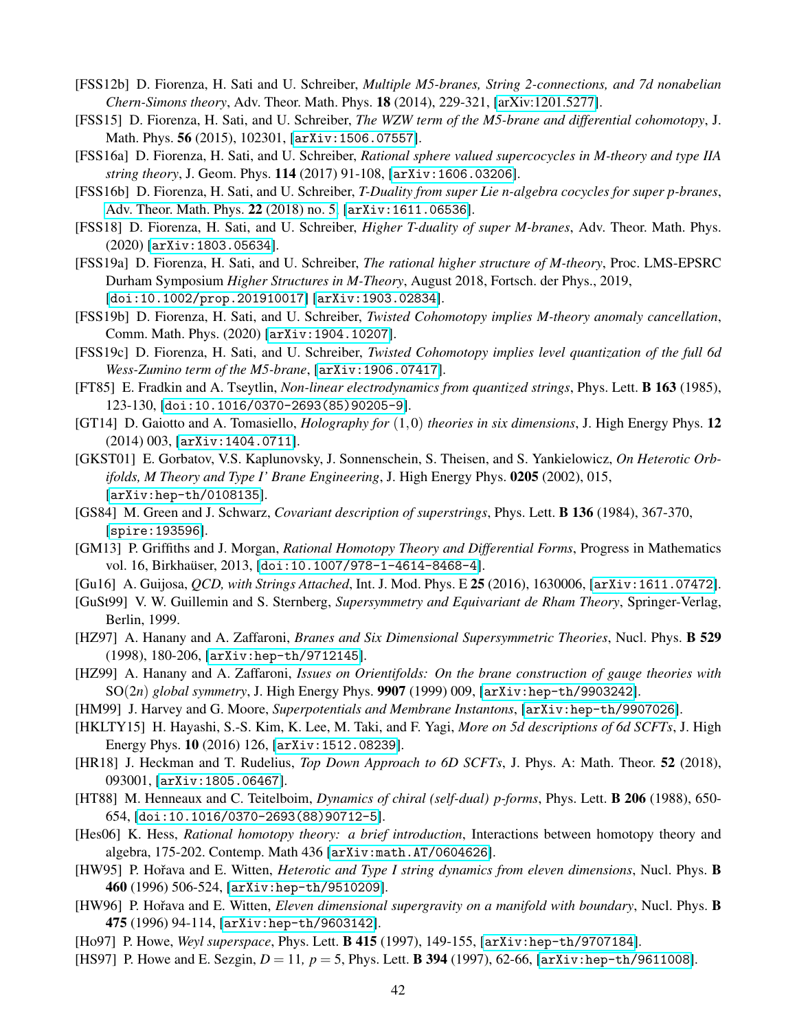[FSS12b] D. Fiorenza, H. Sati and U. Schreiber, *Multiple M5-branes, String 2-connections, and 7d nonabelian Chern-Simons theory*, Adv. Theor. Math. Phys. **18** (2014), 229-321, [arXiv:1201.5277].

[FSS15] D. Fiorenza, H. Sati, and U. Schreiber, *The WZW term of the M5-brane and differential cohomotopy*, J. Math. Phys. **56** (2015), 102301, [arXiv:1506.07557].

[FSS16a] D. Fiorenza, H. Sati, and U. Schreiber, *Rational sphere valued supercocycles in M-theory and type IIA string theory*, J. Geom. Phys. **114** (2017) 91-108, [arXiv:1606.03206].

[FSS16b] D. Fiorenza, H. Sati, and U. Schreiber, *T-Duality from super Lie n-algebra cocycles for super p-branes*, Adv. Theor. Math. Phys. **22** (2018) no. 5, [arXiv:1611.06536].

[FSS18] D. Fiorenza, H. Sati, and U. Schreiber, *Higher T-duality of super M-branes*, Adv. Theor. Math. Phys. (2020) [arXiv:1803.05634].

[FSS19a] D. Fiorenza, H. Sati, and U. Schreiber, *The rational higher structure of M-theory*, Proc. LMS-EPSRC Durham Symposium *Higher Structures in M-Theory*, August 2018, Fortsch. der Phys., 2019, [doi:10.1002/prop.201910017] [arXiv:1903.02834].

[FSS19b] D. Fiorenza, H. Sati, and U. Schreiber, *Twisted Cohomotopy implies M-theory anomaly cancellation*, Comm. Math. Phys. (2020) [arXiv:1904.10207].

[FSS19c] D. Fiorenza, H. Sati, and U. Schreiber, *Twisted Cohomotopy implies level quantization of the full 6d Wess-Zumino term of the M5-brane*, [arXiv:1906.07417].

[FT85] E. Fradkin and A. Tseytlin, *Non-linear electrodynamics from quantized strings*, Phys. Lett. **B 163** (1985), 123-130, [doi:10.1016/0370-2693(85)90205-9].

[GT14] D. Gaiotto and A. Tomasiello, *Holography for* $(1,0)$ *theories in six dimensions*, J. High Energy Phys. **12** (2014) 003, [arXiv:1404.0711].

[GKST01] E. Gorbatov, V.S. Kaplunovsky, J. Sonnenschein, S. Theisen, and S. Yankielowicz, *On Heterotic Orbifolds, M Theory and Type I' Brane Engineering*, J. High Energy Phys. **0205** (2002), 015, [arXiv:hep-th/0108135].

[GS84] M. Green and J. Schwarz, *Covariant description of superstrings*, Phys. Lett. **B 136** (1984), 367-370, [spire:193596].

[GM13] P. Griffiths and J. Morgan, *Rational Homotopy Theory and Differential Forms*, Progress in Mathematics vol. 16, Birkhaüser, 2013, [doi:10.1007/978-1-4614-8468-4].

[Gu16] A. Guijosa, *QCD, with Strings Attached*, Int. J. Mod. Phys. E **25** (2016), 1630006, [arXiv:1611.07472].

[GuSt99] V. W. Guillemin and S. Sternberg, *Supersymmetry and Equivariant de Rham Theory*, Springer-Verlag, Berlin, 1999.

[HZ97] A. Hanany and A. Zaffaroni, *Branes and Six Dimensional Supersymmetric Theories*, Nucl. Phys. **B 529** (1998), 180-206, [arXiv:hep-th/9712145].

[HZ99] A. Hanany and A. Zaffaroni, *Issues on Orientifolds: On the brane construction of gauge theories with* $\mathrm{SO}(2n)$ *global symmetry*, J. High Energy Phys. **9907** (1999) 009, [arXiv:hep-th/9903242].

[HM99] J. Harvey and G. Moore, *Superpotentials and Membrane Instantons*, [arXiv:hep-th/9907026].

[HKLTY15] H. Hayashi, S.-S. Kim, K. Lee, M. Taki, and F. Yagi, *More on 5d descriptions of 6d SCFTs*, J. High Energy Phys. **10** (2016) 126, [arXiv:1512.08239].

[HR18] J. Heckman and T. Rudelius, *Top Down Approach to 6D SCFTs*, J. Phys. A: Math. Theor. **52** (2018), 093001, [arXiv:1805.06467].

[HT88] M. Henneaux and C. Teitelboim, *Dynamics of chiral (self-dual) p-forms*, Phys. Lett. **B 206** (1988), 650-654, [doi:10.1016/0370-2693(88)90712-5].

[Hes06] K. Hess, *Rational homotopy theory: a brief introduction*, Interactions between homotopy theory and algebra, 175-202. Contemp. Math 436 [arXiv:math.AT/0604626].

[HW95] P. Hořava and E. Witten, *Heterotic and Type I string dynamics from eleven dimensions*, Nucl. Phys. **B 460** (1996) 506-524, [arXiv:hep-th/9510209].

[HW96] P. Hořava and E. Witten, *Eleven dimensional supergravity on a manifold with boundary*, Nucl. Phys. **B 475** (1996) 94-114, [arXiv:hep-th/9603142].

[Ho97] P. Howe, *Weyl superspace*, Phys. Lett. **B 415** (1997), 149-155, [arXiv:hep-th/9707184].

[HS97] P. Howe and E. Sezgin, $D = 11$, $p = 5$, Phys. Lett. **B 394** (1997), 62-66, [arXiv:hep-th/9611008].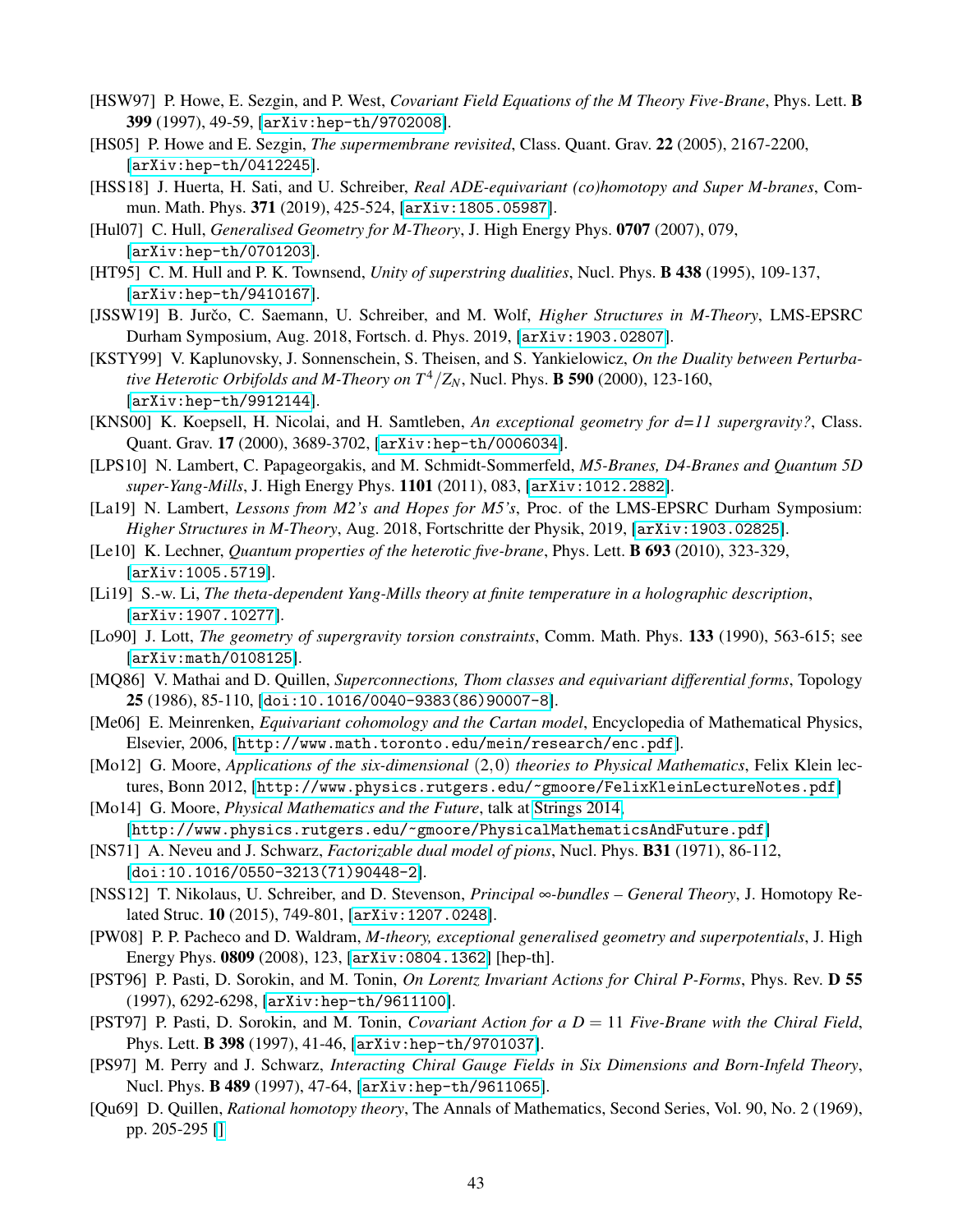[HSW97] P. Howe, E. Sezgin, and P. West, *Covariant Field Equations of the M Theory Five-Brane*, Phys. Lett. **B 399** (1997), 49-59, [arXiv:hep-th/9702008].

[HS05] P. Howe and E. Sezgin, *The supermembrane revisited*, Class. Quant. Grav. **22** (2005), 2167-2200, [arXiv:hep-th/0412245].

[HSS18] J. Huerta, H. Sati, and U. Schreiber, *Real ADE-equivariant (co)homotopy and Super M-branes*, Commun. Math. Phys. **371** (2019), 425-524, [arXiv:1805.05987].

[Hul07] C. Hull, *Generalised Geometry for M-Theory*, J. High Energy Phys. **0707** (2007), 079, [arXiv:hep-th/0701203].

[HT95] C. M. Hull and P. K. Townsend, *Unity of superstring dualities*, Nucl. Phys. **B 438** (1995), 109-137, [arXiv:hep-th/9410167].

[JSSW19] B. Jurčo, C. Saemann, U. Schreiber, and M. Wolf, *Higher Structures in M-Theory*, LMS-EPSRC Durham Symposium, Aug. 2018, Fortsch. d. Phys. 2019, [arXiv:1903.02807].

[KSTY99] V. Kaplunovsky, J. Sonnenschein, S. Theisen, and S. Yankielowicz, *On the Duality between Perturbative Heterotic Orbifolds and M-Theory on $T^4/Z_N$*, Nucl. Phys. **B 590** (2000), 123-160, [arXiv:hep-th/9912144].

[KNS00] K. Koepsell, H. Nicolai, and H. Samtleben, *An exceptional geometry for d=11 supergravity?*, Class. Quant. Grav. **17** (2000), 3689-3702, [arXiv:hep-th/0006034].

[LPS10] N. Lambert, C. Papageorgakis, and M. Schmidt-Sommerfeld, *M5-Branes, D4-Branes and Quantum 5D super-Yang-Mills*, J. High Energy Phys. **1101** (2011), 083, [arXiv:1012.2882].

[La19] N. Lambert, *Lessons from M2's and Hopes for M5's*, Proc. of the LMS-EPSRC Durham Symposium: *Higher Structures in M-Theory*, Aug. 2018, Fortschritte der Physik, 2019, [arXiv:1903.02825].

[Le10] K. Lechner, *Quantum properties of the heterotic five-brane*, Phys. Lett. **B 693** (2010), 323-329, [arXiv:1005.5719].

[Li19] S.-w. Li, *The theta-dependent Yang-Mills theory at finite temperature in a holographic description*, [arXiv:1907.10277].

[Lo90] J. Lott, *The geometry of supergravity torsion constraints*, Comm. Math. Phys. **133** (1990), 563-615; see [arXiv:math/0108125].

[MQ86] V. Mathai and D. Quillen, *Superconnections, Thom classes and equivariant differential forms*, Topology **25** (1986), 85-110, [doi:10.1016/0040-9383(86)90007-8].

[Me06] E. Meinrenken, *Equivariant cohomology and the Cartan model*, Encyclopedia of Mathematical Physics, Elsevier, 2006, [http://www.math.toronto.edu/mein/research/enc.pdf].

[Mo12] G. Moore, *Applications of the six-dimensional $(2,0)$ theories to Physical Mathematics*, Felix Klein lectures, Bonn 2012, [http://www.physics.rutgers.edu/~gmoore/FelixKleinLectureNotes.pdf]

[Mo14] G. Moore, *Physical Mathematics and the Future*, talk at Strings 2014, [http://www.physics.rutgers.edu/~gmoore/PhysicalMathematicsAndFuture.pdf]

[NS71] A. Neveu and J. Schwarz, *Factorizable dual model of pions*, Nucl. Phys. **B31** (1971), 86-112, [doi:10.1016/0550-3213(71)90448-2].

[NSS12] T. Nikolaus, U. Schreiber, and D. Stevenson, *Principal ∞-bundles – General Theory*, J. Homotopy Related Struc. **10** (2015), 749-801, [arXiv:1207.0248].

[PW08] P. P. Pacheco and D. Waldram, *M-theory, exceptional generalised geometry and superpotentials*, J. High Energy Phys. **0809** (2008), 123, [arXiv:0804.1362] [hep-th].

[PST96] P. Pasti, D. Sorokin, and M. Tonin, *On Lorentz Invariant Actions for Chiral P-Forms*, Phys. Rev. **D 55** (1997), 6292-6298, [arXiv:hep-th/9611100].

[PST97] P. Pasti, D. Sorokin, and M. Tonin, *Covariant Action for a $D = 11$ Five-Brane with the Chiral Field*, Phys. Lett. **B 398** (1997), 41-46, [arXiv:hep-th/9701037].

[PS97] M. Perry and J. Schwarz, *Interacting Chiral Gauge Fields in Six Dimensions and Born-Infeld Theory*, Nucl. Phys. **B 489** (1997), 47-64, [arXiv:hep-th/9611065].

[Qu69] D. Quillen, *Rational homotopy theory*, The Annals of Mathematics, Second Series, Vol. 90, No. 2 (1969), pp. 205-295 []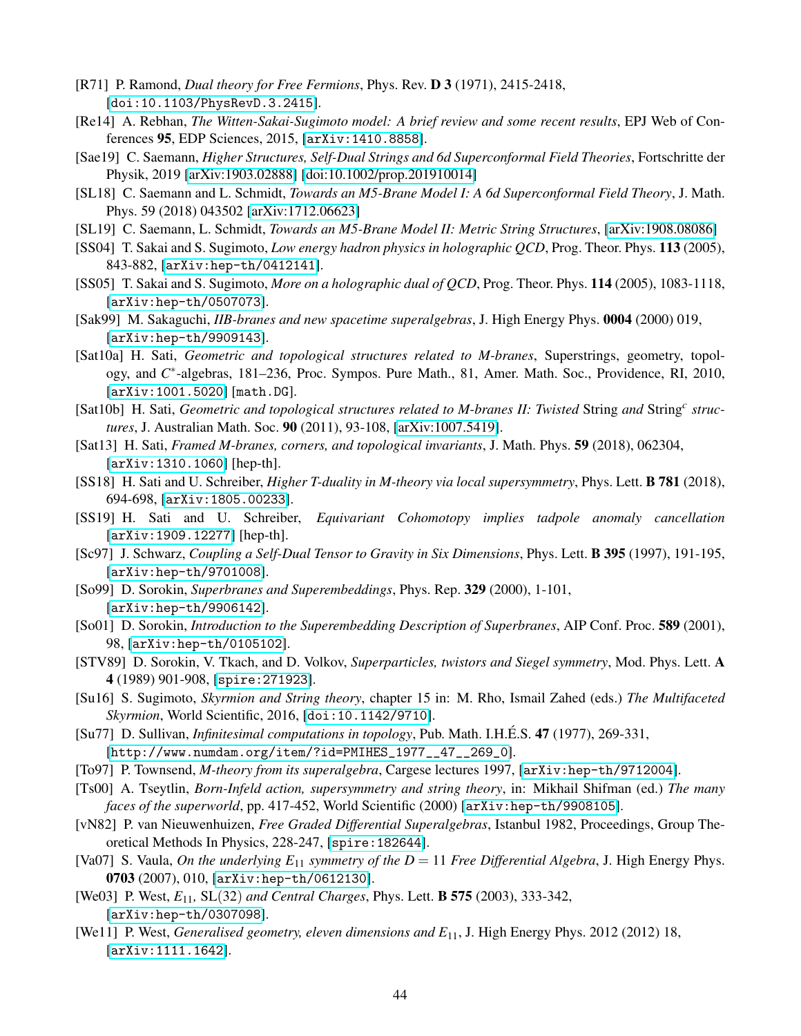[R71] P. Ramond, *Dual theory for Free Fermions*, Phys. Rev. **D 3** (1971), 2415-2418, [doi:10.1103/PhysRevD.3.2415].

[Re14] A. Rebhan, *The Witten-Sakai-Sugimoto model: A brief review and some recent results*, EPJ Web of Conferences **95**, EDP Sciences, 2015, [arXiv:1410.8858].

[Sae19] C. Saemann, *Higher Structures, Self-Dual Strings and 6d Superconformal Field Theories*, Fortschritte der Physik, 2019 [arXiv:1903.02888] [doi:10.1002/prop.201910014]

[SL18] C. Saemann and L. Schmidt, *Towards an M5-Brane Model I: A 6d Superconformal Field Theory*, J. Math. Phys. 59 (2018) 043502 [arXiv:1712.06623]

[SL19] C. Saemann, L. Schmidt, *Towards an M5-Brane Model II: Metric String Structures*, [arXiv:1908.08086]

[SS04] T. Sakai and S. Sugimoto, *Low energy hadron physics in holographic QCD*, Prog. Theor. Phys. **113** (2005), 843-882, [arXiv:hep-th/0412141].

[SS05] T. Sakai and S. Sugimoto, *More on a holographic dual of QCD*, Prog. Theor. Phys. **114** (2005), 1083-1118, [arXiv:hep-th/0507073].

[Sak99] M. Sakaguchi, *IIB-branes and new spacetime superalgebras*, J. High Energy Phys. **0004** (2000) 019, [arXiv:hep-th/9909143].

[Sat10a] H. Sati, *Geometric and topological structures related to M-branes*, Superstrings, geometry, topology, and $C^*$-algebras, 181–236, Proc. Sympos. Pure Math., 81, Amer. Math. Soc., Providence, RI, 2010, [arXiv:1001.5020] [math.DG].

[Sat10b] H. Sati, *Geometric and topological structures related to M-branes II: Twisted* String *and* String$^c$ *structures*, J. Australian Math. Soc. **90** (2011), 93-108, [arXiv:1007.5419].

[Sat13] H. Sati, *Framed M-branes, corners, and topological invariants*, J. Math. Phys. **59** (2018), 062304, [arXiv:1310.1060] [hep-th].

[SS18] H. Sati and U. Schreiber, *Higher T-duality in M-theory via local supersymmetry*, Phys. Lett. **B 781** (2018), 694-698, [arXiv:1805.00233].

[SS19] H. Sati and U. Schreiber, *Equivariant Cohomotopy implies tadpole anomaly cancellation* [arXiv:1909.12277] [hep-th].

[Sc97] J. Schwarz, *Coupling a Self-Dual Tensor to Gravity in Six Dimensions*, Phys. Lett. **B 395** (1997), 191-195, [arXiv:hep-th/9701008].

[So99] D. Sorokin, *Superbranes and Superembeddings*, Phys. Rep. **329** (2000), 1-101, [arXiv:hep-th/9906142].

[So01] D. Sorokin, *Introduction to the Superembedding Description of Superbranes*, AIP Conf. Proc. **589** (2001), 98, [arXiv:hep-th/0105102].

[STV89] D. Sorokin, V. Tkach, and D. Volkov, *Superparticles, twistors and Siegel symmetry*, Mod. Phys. Lett. **A 4** (1989) 901-908, [spire:271923].

[Su16] S. Sugimoto, *Skyrmion and String theory*, chapter 15 in: M. Rho, Ismail Zahed (eds.) *The Multifaceted Skyrmion*, World Scientific, 2016, [doi:10.1142/9710].

[Su77] D. Sullivan, *Infinitesimal computations in topology*, Pub. Math. I.H.É.S. **47** (1977), 269-331, [http://www.numdam.org/item/?id=PMIHES_1977__47__269_0].

[To97] P. Townsend, *M-theory from its superalgebra*, Cargese lectures 1997, [arXiv:hep-th/9712004].

[Ts00] A. Tseytlin, *Born-Infeld action, supersymmetry and string theory*, in: Mikhail Shifman (ed.) *The many faces of the superworld*, pp. 417-452, World Scientific (2000) [arXiv:hep-th/9908105].

[vN82] P. van Nieuwenhuizen, *Free Graded Differential Superalgebras*, Istanbul 1982, Proceedings, Group Theoretical Methods In Physics, 228-247, [spire:182644].

[Va07] S. Vaula, *On the underlying* $E_{11}$ *symmetry of the* $D = 11$ *Free Differential Algebra*, J. High Energy Phys. **0703** (2007), 010, [arXiv:hep-th/0612130].

[We03] P. West, $E_{11}$, SL(32) *and Central Charges*, Phys. Lett. **B 575** (2003), 333-342, [arXiv:hep-th/0307098].

[We11] P. West, *Generalised geometry, eleven dimensions and* $E_{11}$, J. High Energy Phys. 2012 (2012) 18, [arXiv:1111.1642].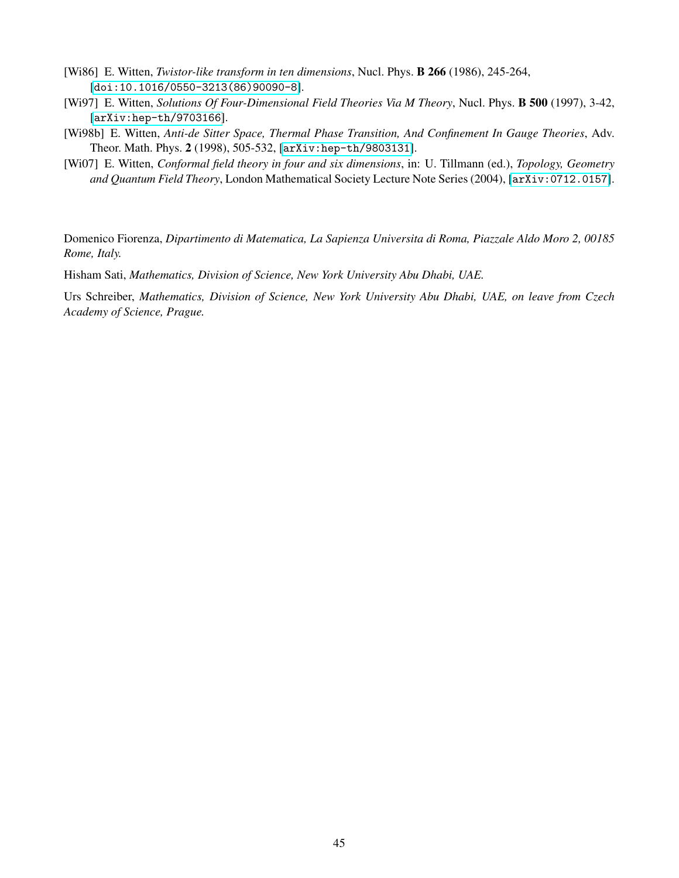[Wi86] E. Witten, *Twistor-like transform in ten dimensions*, Nucl. Phys. **B 266** (1986), 245-264, [doi:10.1016/0550-3213(86)90090-8].

[Wi97] E. Witten, *Solutions Of Four-Dimensional Field Theories Via M Theory*, Nucl. Phys. **B 500** (1997), 3-42, [arXiv:hep-th/9703166].

[Wi98b] E. Witten, *Anti-de Sitter Space, Thermal Phase Transition, And Confinement In Gauge Theories*, Adv. Theor. Math. Phys. **2** (1998), 505-532, [arXiv:hep-th/9803131].

[Wi07] E. Witten, *Conformal field theory in four and six dimensions*, in: U. Tillmann (ed.), *Topology, Geometry and Quantum Field Theory*, London Mathematical Society Lecture Note Series (2004), [arXiv:0712.0157].

Domenico Fiorenza, *Dipartimento di Matematica, La Sapienza Universita di Roma, Piazzale Aldo Moro 2, 00185 Rome, Italy.*

Hisham Sati, *Mathematics, Division of Science, New York University Abu Dhabi, UAE.*

Urs Schreiber, *Mathematics, Division of Science, New York University Abu Dhabi, UAE, on leave from Czech Academy of Science, Prague.*